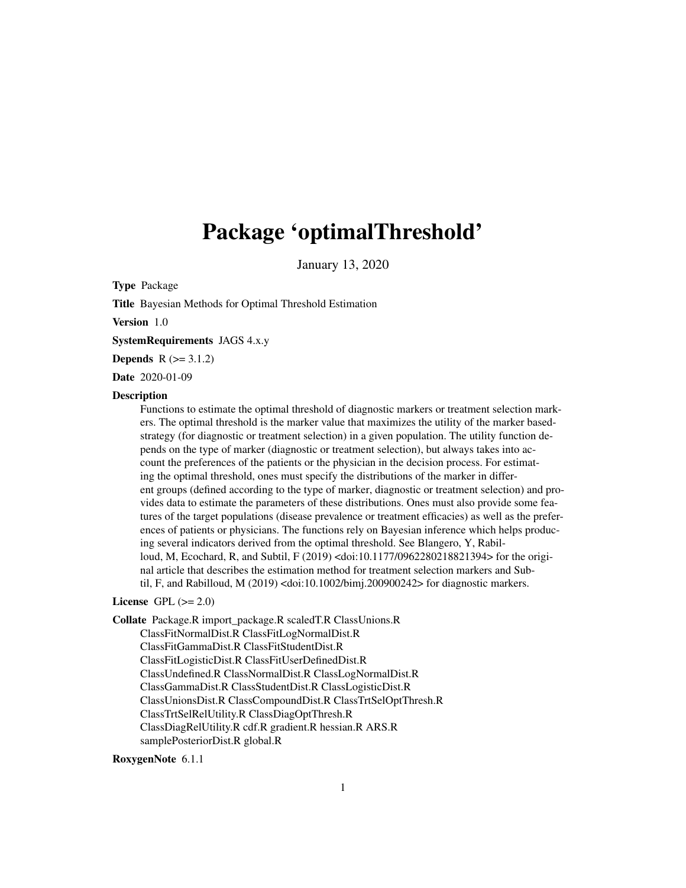# Package 'optimalThreshold'

January 13, 2020

**Type** Package

**Title** Bayesian Methods for Optimal Threshold Estimation

**Version** 1.0

**SystemRequirements** JAGS 4.x.y

**Depends** R (>= 3.1.2)

**Date** 2020-01-09

**Description**

Functions to estimate the optimal threshold of diagnostic markers or treatment selection markers. The optimal threshold is the marker value that maximizes the utility of the marker based-strategy (for diagnostic or treatment selection) in a given population. The utility function depends on the type of marker (diagnostic or treatment selection), but always takes into account the preferences of the patients or the physician in the decision process. For estimating the optimal threshold, ones must specify the distributions of the marker in different groups (defined according to the type of marker, diagnostic or treatment selection) and provides data to estimate the parameters of these distributions. Ones must also provide some features of the target populations (disease prevalence or treatment efficacies) as well as the preferences of patients or physicians. The functions rely on Bayesian inference which helps producing several indicators derived from the optimal threshold. See Blangero, Y, Rabilloud, M, Ecochard, R, and Subtil, F (2019) <doi:10.1177/0962280218821394> for the original article that describes the estimation method for treatment selection markers and Subtil, F, and Rabilloud, M (2019) <doi:10.1002/bimj.200900242> for diagnostic markers.

**License** GPL (>= 2.0)

**Collate** Package.R import_package.R scaledT.R ClassUnions.R ClassFitNormalDist.R ClassFitLogNormalDist.R ClassFitGammaDist.R ClassFitStudentDist.R ClassFitLogisticDist.R ClassFitUserDefinedDist.R ClassUndefined.R ClassNormalDist.R ClassLogNormalDist.R ClassGammaDist.R ClassStudentDist.R ClassLogisticDist.R ClassUnionsDist.R ClassCompoundDist.R ClassTrtSelOptThresh.R ClassTrtSelRelUtility.R ClassDiagOptThresh.R ClassDiagRelUtility.R cdf.R gradient.R hessian.R ARS.R samplePosteriorDist.R global.R

**RoxygenNote** 6.1.1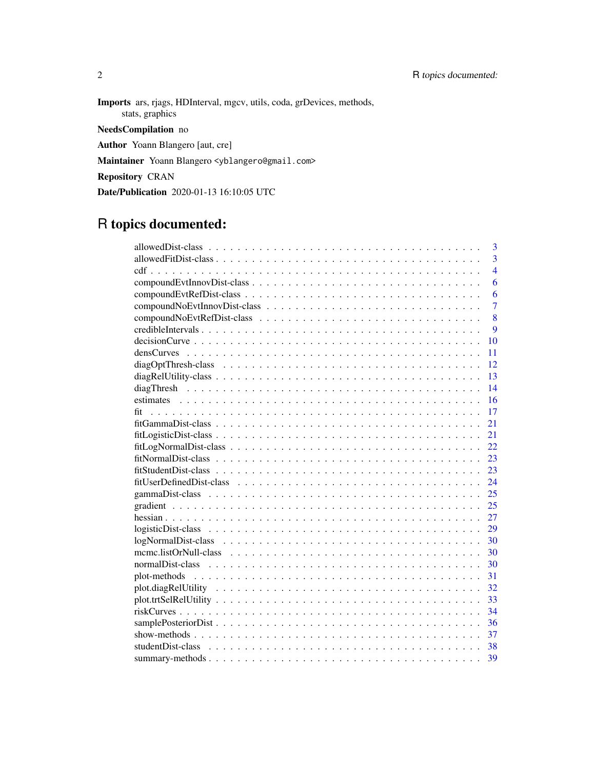**Imports** ars, rjags, HDInterval, mgcv, utils, coda, grDevices, methods, stats, graphics

**NeedsCompilation** no

**Author** Yoann Blangero [aut, cre]

**Maintainer** Yoann Blangero <yblangero@gmail.com>

**Repository** CRAN

**Date/Publication** 2020-01-13 16:10:05 UTC

# R topics documented:

| | |
|---|---|
| allowedDist-class | 3 |
| allowedFitDist-class | 3 |
| cdf | 4 |
| compoundEvtInnovDist-class | 6 |
| compoundEvtRefDist-class | 6 |
| compoundNoEvtInnovDist-class | 7 |
| compoundNoEvtRefDist-class | 8 |
| credibleIntervals | 9 |
| decisionCurve | 10 |
| densCurves | 11 |
| diagOptThresh-class | 12 |
| diagRelUtility-class | 13 |
| diagThresh | 14 |
| estimates | 16 |
| fit | 17 |
| fitGammaDist-class | 21 |
| fitLogisticDist-class | 21 |
| fitLogNormalDist-class | 22 |
| fitNormalDist-class | 23 |
| fitStudentDist-class | 23 |
| fitUserDefinedDist-class | 24 |
| gammaDist-class | 25 |
| gradient | 25 |
| hessian | 27 |
| logisticDist-class | 29 |
| logNormalDist-class | 30 |
| mcmc.listOrNull-class | 30 |
| normalDist-class | 30 |
| plot-methods | 31 |
| plot.diagRelUtility | 32 |
| plot.trtSelRelUtility | 33 |
| riskCurves | 34 |
| samplePosteriorDist | 36 |
| show-methods | 37 |
| studentDist-class | 38 |
| summary-methods | 39 |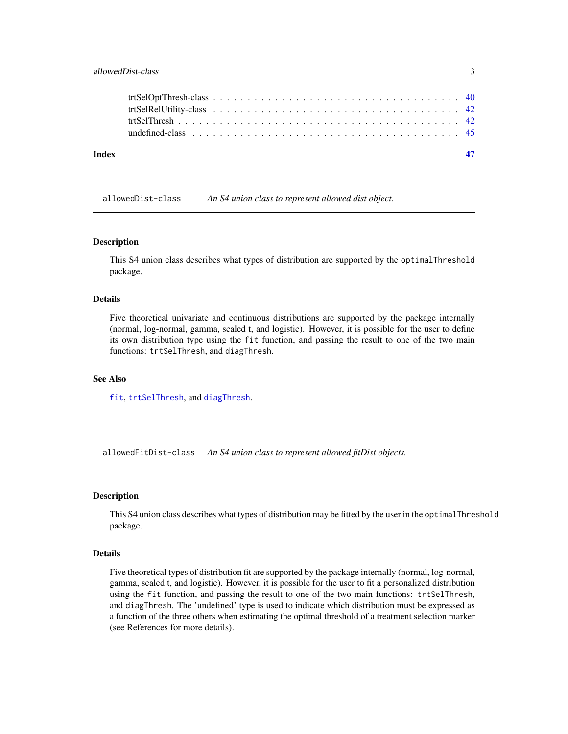trtSelOptThresh-class . . . . . . . . . . . . . . . . . . . . . . . . . . . . . . . . . . 40
trtSelRelUtility-class . . . . . . . . . . . . . . . . . . . . . . . . . . . . . . . . . . 42
trtSelThresh . . . . . . . . . . . . . . . . . . . . . . . . . . . . . . . . . . . . . . . 42
undefined-class . . . . . . . . . . . . . . . . . . . . . . . . . . . . . . . . . . . . . 45

**Index** **47**

---

## allowedDist-class — *An S4 union class to represent allowed dist object.*

### Description

This S4 union class describes what types of distribution are supported by the `optimalThreshold` package.

### Details

Five theoretical univariate and continuous distributions are supported by the package internally (normal, log-normal, gamma, scaled t, and logistic). However, it is possible for the user to define its own distribution type using the `fit` function, and passing the result to one of the two main functions: `trtSelThresh`, and `diagThresh`.

### See Also

`fit`, `trtSelThresh`, and `diagThresh`.

---

## allowedFitDist-class — *An S4 union class to represent allowed fitDist objects.*

### Description

This S4 union class describes what types of distribution may be fitted by the user in the `optimalThreshold` package.

### Details

Five theoretical types of distribution fit are supported by the package internally (normal, log-normal, gamma, scaled t, and logistic). However, it is possible for the user to fit a personalized distribution using the `fit` function, and passing the result to one of the two main functions: `trtSelThresh`, and `diagThresh`. The 'undefined' type is used to indicate which distribution must be expressed as a function of the three others when estimating the optimal threshold of a treatment selection marker (see References for more details).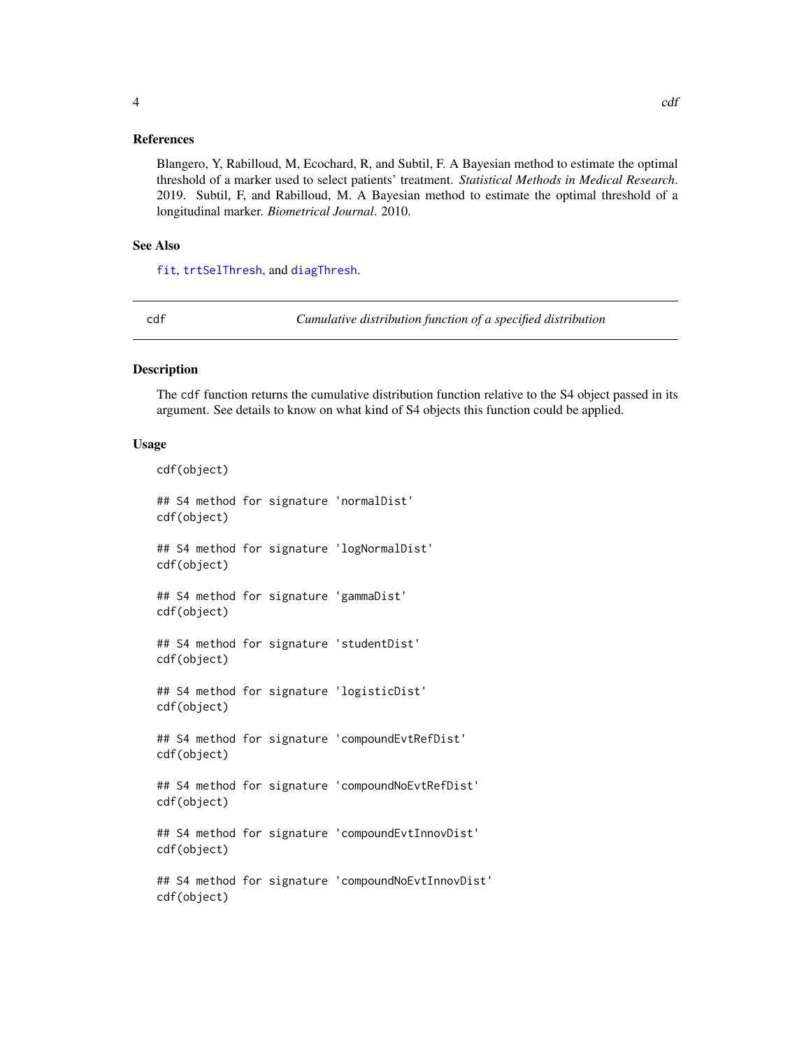### References

Blangero, Y, Rabilloud, M, Ecochard, R, and Subtil, F. A Bayesian method to estimate the optimal threshold of a marker used to select patients' treatment. *Statistical Methods in Medical Research*. 2019. Subtil, F, and Rabilloud, M. A Bayesian method to estimate the optimal threshold of a longitudinal marker. *Biometrical Journal*. 2010.

### See Also

`fit`, `trtSelThresh`, and `diagThresh`.

---

## cdf — *Cumulative distribution function of a specified distribution*

---

### Description

The `cdf` function returns the cumulative distribution function relative to the S4 object passed in its argument. See details to know on what kind of S4 objects this function could be applied.

### Usage

```
cdf(object)

## S4 method for signature 'normalDist'
cdf(object)

## S4 method for signature 'logNormalDist'
cdf(object)

## S4 method for signature 'gammaDist'
cdf(object)

## S4 method for signature 'studentDist'
cdf(object)

## S4 method for signature 'logisticDist'
cdf(object)

## S4 method for signature 'compoundEvtRefDist'
cdf(object)

## S4 method for signature 'compoundNoEvtRefDist'
cdf(object)

## S4 method for signature 'compoundEvtInnovDist'
cdf(object)

## S4 method for signature 'compoundNoEvtInnovDist'
cdf(object)
```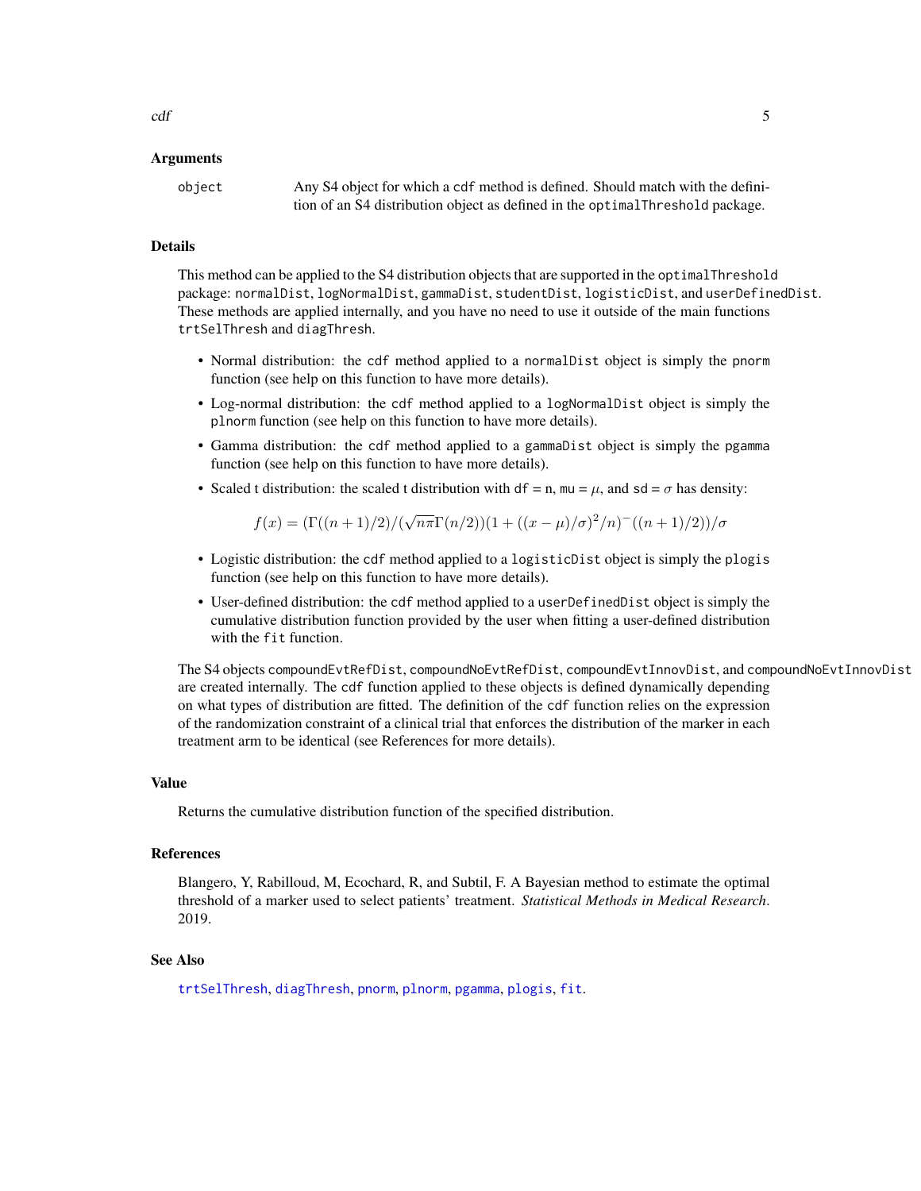### Arguments

object — Any S4 object for which a cdf method is defined. Should match with the definition of an S4 distribution object as defined in the optimalThreshold package.

### Details

This method can be applied to the S4 distribution objects that are supported in the optimalThreshold package: normalDist, logNormalDist, gammaDist, studentDist, logisticDist, and userDefinedDist. These methods are applied internally, and you have no need to use it outside of the main functions trtSelThresh and diagThresh.

- Normal distribution: the cdf method applied to a normalDist object is simply the pnorm function (see help on this function to have more details).
- Log-normal distribution: the cdf method applied to a logNormalDist object is simply the plnorm function (see help on this function to have more details).
- Gamma distribution: the cdf method applied to a gammaDist object is simply the pgamma function (see help on this function to have more details).
- Scaled t distribution: the scaled t distribution with df = n, mu = $\mu$, and sd = $\sigma$ has density:

$$f(x) = (\Gamma((n+1)/2)/(\sqrt{n\pi}\Gamma(n/2))(1 + ((x-\mu)/\sigma)^2/n)^-((n+1)/2))/\sigma$$

- Logistic distribution: the cdf method applied to a logisticDist object is simply the plogis function (see help on this function to have more details).
- User-defined distribution: the cdf method applied to a userDefinedDist object is simply the cumulative distribution function provided by the user when fitting a user-defined distribution with the fit function.

The S4 objects compoundEvtRefDist, compoundNoEvtRefDist, compoundEvtInnovDist, and compoundNoEvtInnovDist are created internally. The cdf function applied to these objects is defined dynamically depending on what types of distribution are fitted. The definition of the cdf function relies on the expression of the randomization constraint of a clinical trial that enforces the distribution of the marker in each treatment arm to be identical (see References for more details).

### Value

Returns the cumulative distribution function of the specified distribution.

### References

Blangero, Y, Rabilloud, M, Ecochard, R, and Subtil, F. A Bayesian method to estimate the optimal threshold of a marker used to select patients' treatment. *Statistical Methods in Medical Research*. 2019.

### See Also

trtSelThresh, diagThresh, pnorm, plnorm, pgamma, plogis, fit.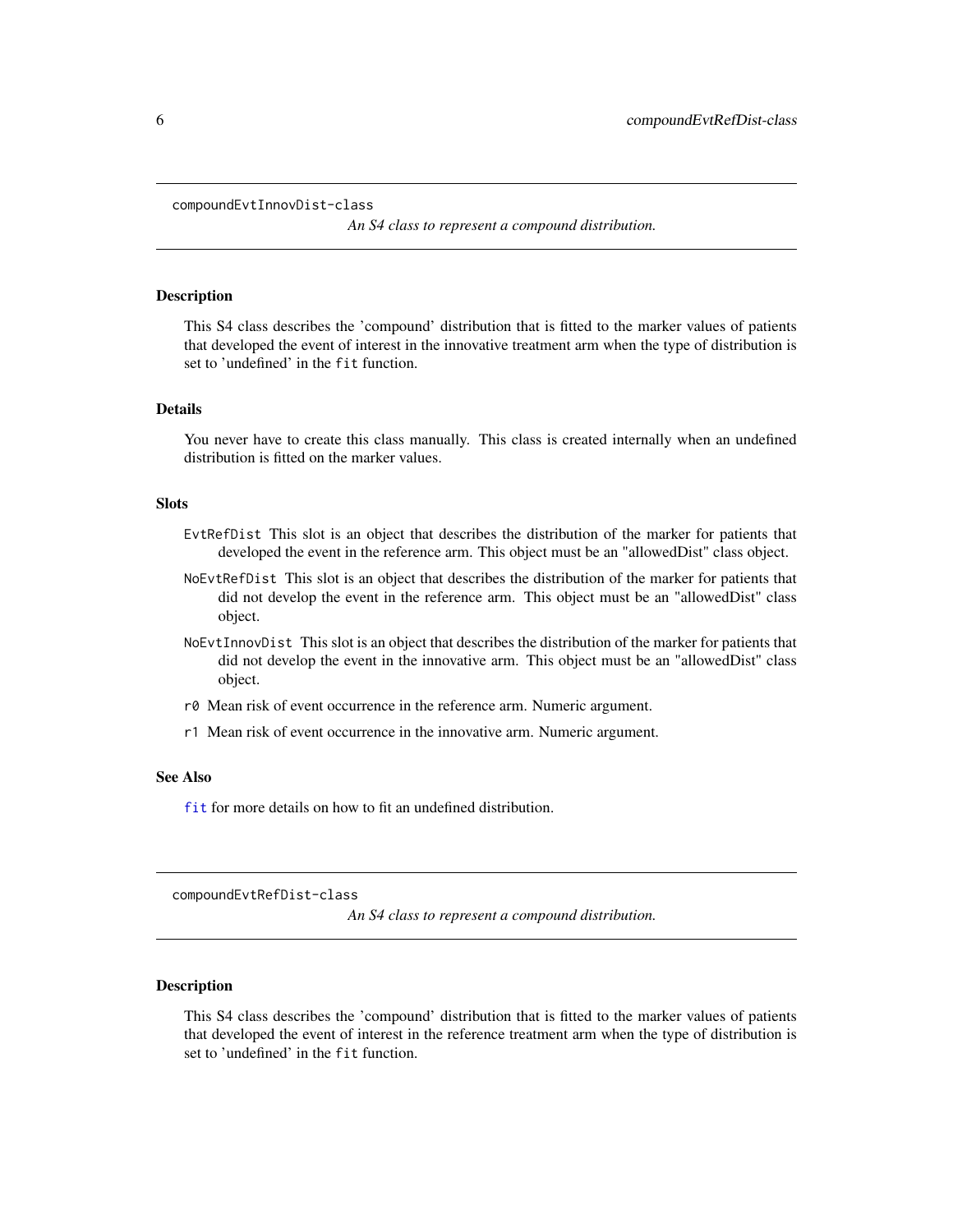## compoundEvtInnovDist-class

*An S4 class to represent a compound distribution.*

### Description

This S4 class describes the 'compound' distribution that is fitted to the marker values of patients that developed the event of interest in the innovative treatment arm when the type of distribution is set to 'undefined' in the `fit` function.

### Details

You never have to create this class manually. This class is created internally when an undefined distribution is fitted on the marker values.

### Slots

- `EvtRefDist` This slot is an object that describes the distribution of the marker for patients that developed the event in the reference arm. This object must be an "allowedDist" class object.
- `NoEvtRefDist` This slot is an object that describes the distribution of the marker for patients that did not develop the event in the reference arm. This object must be an "allowedDist" class object.
- `NoEvtInnovDist` This slot is an object that describes the distribution of the marker for patients that did not develop the event in the innovative arm. This object must be an "allowedDist" class object.
- `r0` Mean risk of event occurrence in the reference arm. Numeric argument.
- `r1` Mean risk of event occurrence in the innovative arm. Numeric argument.

### See Also

`fit` for more details on how to fit an undefined distribution.

## compoundEvtRefDist-class

*An S4 class to represent a compound distribution.*

### Description

This S4 class describes the 'compound' distribution that is fitted to the marker values of patients that developed the event of interest in the reference treatment arm when the type of distribution is set to 'undefined' in the `fit` function.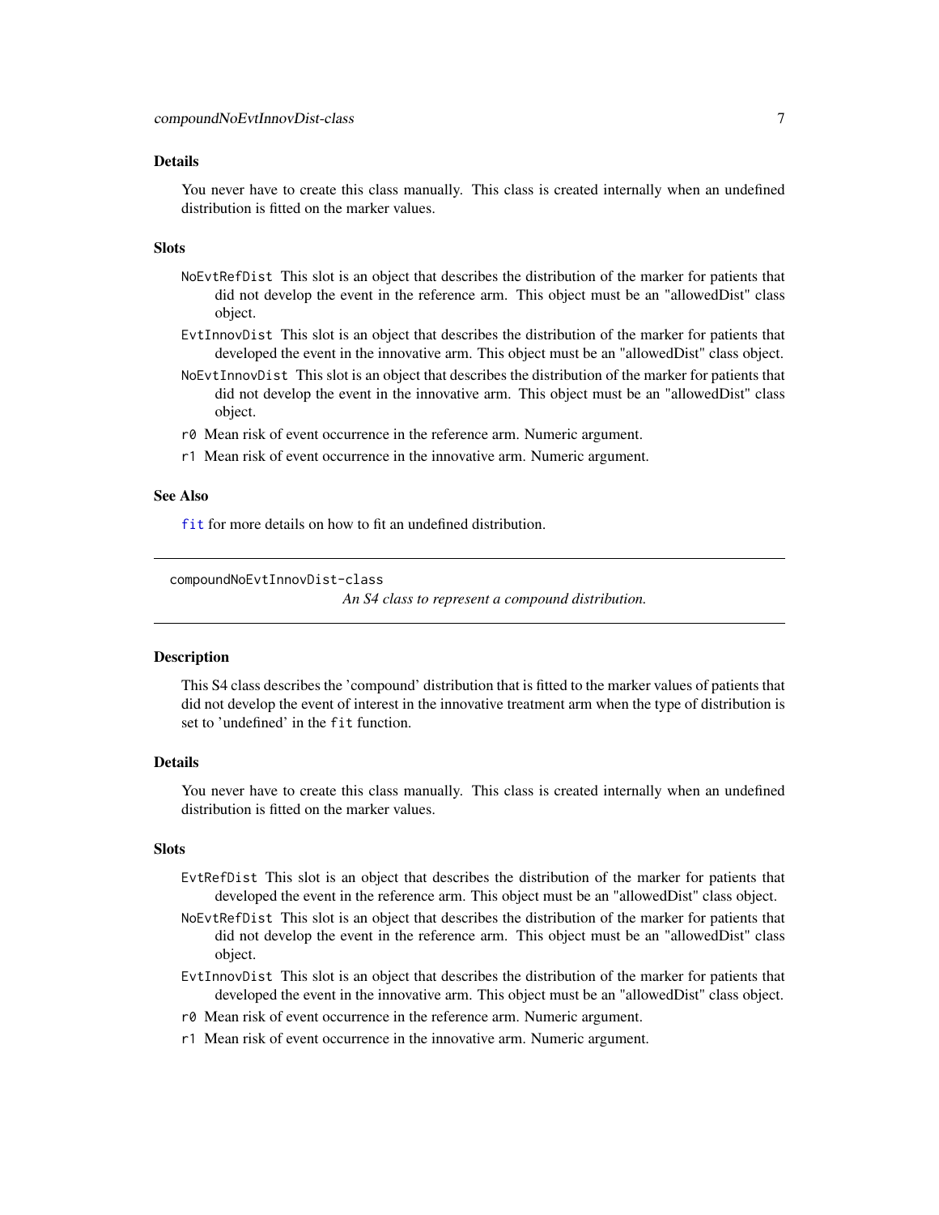## Details

You never have to create this class manually. This class is created internally when an undefined distribution is fitted on the marker values.

## Slots

- `NoEvtRefDist` This slot is an object that describes the distribution of the marker for patients that did not develop the event in the reference arm. This object must be an "allowedDist" class object.
- `EvtInnovDist` This slot is an object that describes the distribution of the marker for patients that developed the event in the innovative arm. This object must be an "allowedDist" class object.
- `NoEvtInnovDist` This slot is an object that describes the distribution of the marker for patients that did not develop the event in the innovative arm. This object must be an "allowedDist" class object.
- `r0` Mean risk of event occurrence in the reference arm. Numeric argument.
- `r1` Mean risk of event occurrence in the innovative arm. Numeric argument.

## See Also

`fit` for more details on how to fit an undefined distribution.

---

# compoundNoEvtInnovDist-class

*An S4 class to represent a compound distribution.*

---

## Description

This S4 class describes the 'compound' distribution that is fitted to the marker values of patients that did not develop the event of interest in the innovative treatment arm when the type of distribution is set to 'undefined' in the `fit` function.

## Details

You never have to create this class manually. This class is created internally when an undefined distribution is fitted on the marker values.

## Slots

- `EvtRefDist` This slot is an object that describes the distribution of the marker for patients that developed the event in the reference arm. This object must be an "allowedDist" class object.
- `NoEvtRefDist` This slot is an object that describes the distribution of the marker for patients that did not develop the event in the reference arm. This object must be an "allowedDist" class object.
- `EvtInnovDist` This slot is an object that describes the distribution of the marker for patients that developed the event in the innovative arm. This object must be an "allowedDist" class object.
- `r0` Mean risk of event occurrence in the reference arm. Numeric argument.
- `r1` Mean risk of event occurrence in the innovative arm. Numeric argument.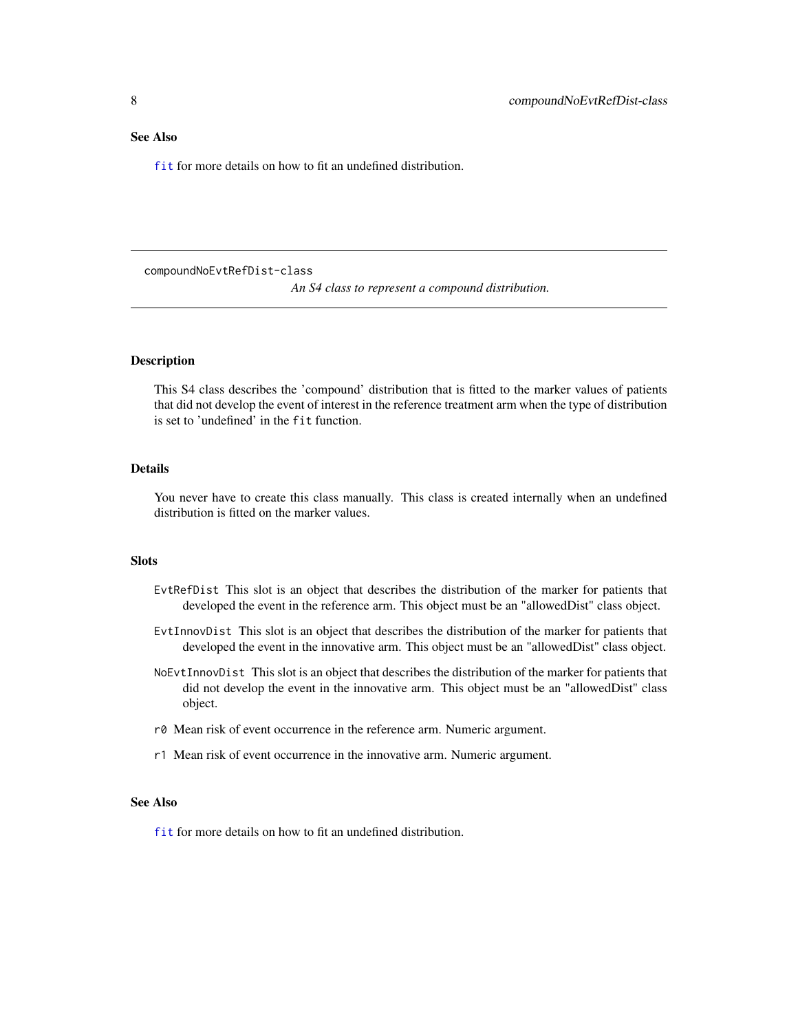### See Also

`fit` for more details on how to fit an undefined distribution.

---

## compoundNoEvtRefDist-class

*An S4 class to represent a compound distribution.*

---

### Description

This S4 class describes the 'compound' distribution that is fitted to the marker values of patients that did not develop the event of interest in the reference treatment arm when the type of distribution is set to 'undefined' in the `fit` function.

### Details

You never have to create this class manually. This class is created internally when an undefined distribution is fitted on the marker values.

### Slots

- `EvtRefDist` This slot is an object that describes the distribution of the marker for patients that developed the event in the reference arm. This object must be an "allowedDist" class object.
- `EvtInnovDist` This slot is an object that describes the distribution of the marker for patients that developed the event in the innovative arm. This object must be an "allowedDist" class object.
- `NoEvtInnovDist` This slot is an object that describes the distribution of the marker for patients that did not develop the event in the innovative arm. This object must be an "allowedDist" class object.
- `r0` Mean risk of event occurrence in the reference arm. Numeric argument.
- `r1` Mean risk of event occurrence in the innovative arm. Numeric argument.

### See Also

`fit` for more details on how to fit an undefined distribution.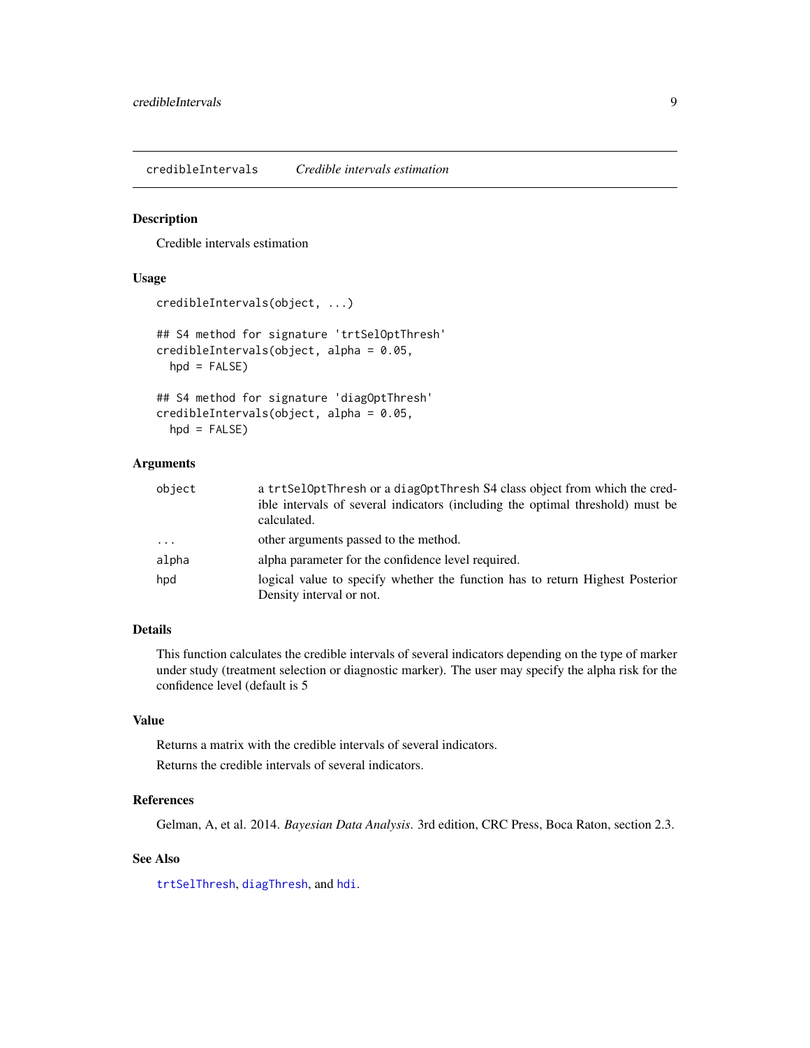## credibleIntervals *Credible intervals estimation*

### Description

Credible intervals estimation

### Usage

```
credibleIntervals(object, ...)

## S4 method for signature 'trtSelOptThresh'
credibleIntervals(object, alpha = 0.05,
  hpd = FALSE)

## S4 method for signature 'diagOptThresh'
credibleIntervals(object, alpha = 0.05,
  hpd = FALSE)
```

### Arguments

| | |
|---|---|
| object | a trtSelOptThresh or a diagOptThresh S4 class object from which the credible intervals of several indicators (including the optimal threshold) must be calculated. |
| ... | other arguments passed to the method. |
| alpha | alpha parameter for the confidence level required. |
| hpd | logical value to specify whether the function has to return Highest Posterior Density interval or not. |

### Details

This function calculates the credible intervals of several indicators depending on the type of marker under study (treatment selection or diagnostic marker). The user may specify the alpha risk for the confidence level (default is 5

### Value

Returns a matrix with the credible intervals of several indicators.

Returns the credible intervals of several indicators.

### References

Gelman, A, et al. 2014. *Bayesian Data Analysis.* 3rd edition, CRC Press, Boca Raton, section 2.3.

### See Also

trtSelThresh, diagThresh, and hdi.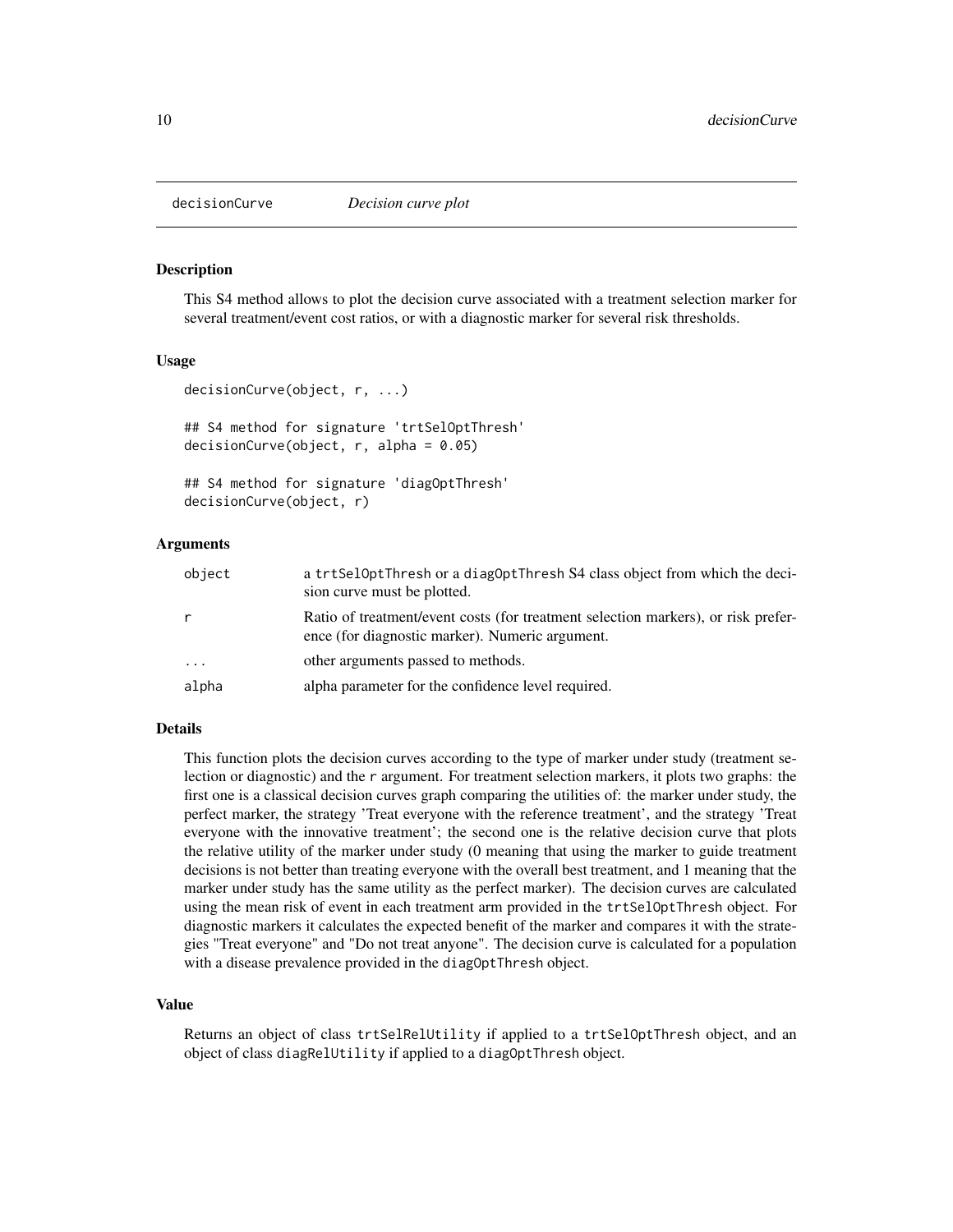# decisionCurve *Decision curve plot*

### Description

This S4 method allows to plot the decision curve associated with a treatment selection marker for several treatment/event cost ratios, or with a diagnostic marker for several risk thresholds.

### Usage

```
decisionCurve(object, r, ...)

## S4 method for signature 'trtSelOptThresh'
decisionCurve(object, r, alpha = 0.05)

## S4 method for signature 'diagOptThresh'
decisionCurve(object, r)
```

### Arguments

| | |
|---|---|
| object | a trtSelOptThresh or a diagOptThresh S4 class object from which the decision curve must be plotted. |
| r | Ratio of treatment/event costs (for treatment selection markers), or risk preference (for diagnostic marker). Numeric argument. |
| ... | other arguments passed to methods. |
| alpha | alpha parameter for the confidence level required. |

### Details

This function plots the decision curves according to the type of marker under study (treatment selection or diagnostic) and the r argument. For treatment selection markers, it plots two graphs: the first one is a classical decision curves graph comparing the utilities of: the marker under study, the perfect marker, the strategy 'Treat everyone with the reference treatment', and the strategy 'Treat everyone with the innovative treatment'; the second one is the relative decision curve that plots the relative utility of the marker under study (0 meaning that using the marker to guide treatment decisions is not better than treating everyone with the overall best treatment, and 1 meaning that the marker under study has the same utility as the perfect marker). The decision curves are calculated using the mean risk of event in each treatment arm provided in the trtSelOptThresh object. For diagnostic markers it calculates the expected benefit of the marker and compares it with the strategies "Treat everyone" and "Do not treat anyone". The decision curve is calculated for a population with a disease prevalence provided in the diagOptThresh object.

### Value

Returns an object of class trtSelRelUtility if applied to a trtSelOptThresh object, and an object of class diagRelUtility if applied to a diagOptThresh object.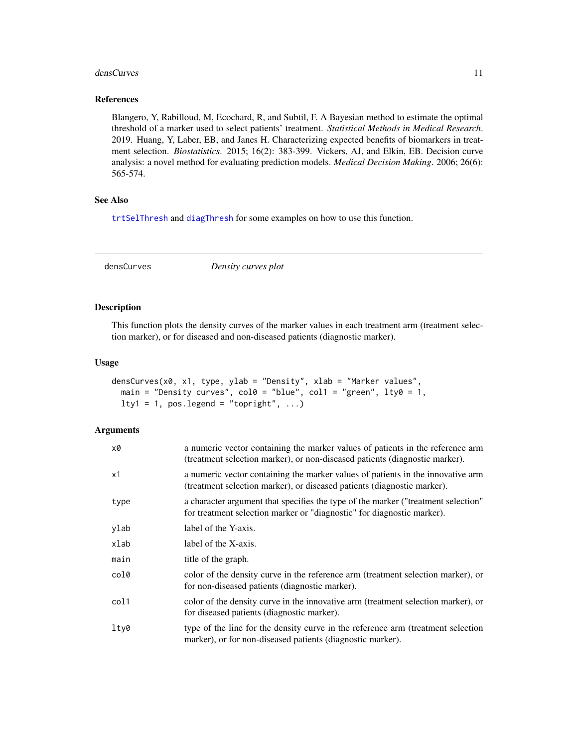## References

Blangero, Y, Rabilloud, M, Ecochard, R, and Subtil, F. A Bayesian method to estimate the optimal threshold of a marker used to select patients' treatment. *Statistical Methods in Medical Research*. 2019. Huang, Y, Laber, EB, and Janes H. Characterizing expected benefits of biomarkers in treatment selection. *Biostatistics*. 2015; 16(2): 383-399. Vickers, AJ, and Elkin, EB. Decision curve analysis: a novel method for evaluating prediction models. *Medical Decision Making*. 2006; 26(6): 565-574.

## See Also

`trtSelThresh` and `diagThresh` for some examples on how to use this function.

---

# densCurves *Density curves plot*

## Description

This function plots the density curves of the marker values in each treatment arm (treatment selection marker), or for diseased and non-diseased patients (diagnostic marker).

## Usage

```
densCurves(x0, x1, type, ylab = "Density", xlab = "Marker values",
  main = "Density curves", col0 = "blue", col1 = "green", lty0 = 1,
  lty1 = 1, pos.legend = "topright", ...)
```

## Arguments

| | |
|---|---|
| `x0` | a numeric vector containing the marker values of patients in the reference arm (treatment selection marker), or non-diseased patients (diagnostic marker). |
| `x1` | a numeric vector containing the marker values of patients in the innovative arm (treatment selection marker), or diseased patients (diagnostic marker). |
| `type` | a character argument that specifies the type of the marker ("treatment selection" for treatment selection marker or "diagnostic" for diagnostic marker). |
| `ylab` | label of the Y-axis. |
| `xlab` | label of the X-axis. |
| `main` | title of the graph. |
| `col0` | color of the density curve in the reference arm (treatment selection marker), or for non-diseased patients (diagnostic marker). |
| `col1` | color of the density curve in the innovative arm (treatment selection marker), or for diseased patients (diagnostic marker). |
| `lty0` | type of the line for the density curve in the reference arm (treatment selection marker), or for non-diseased patients (diagnostic marker). |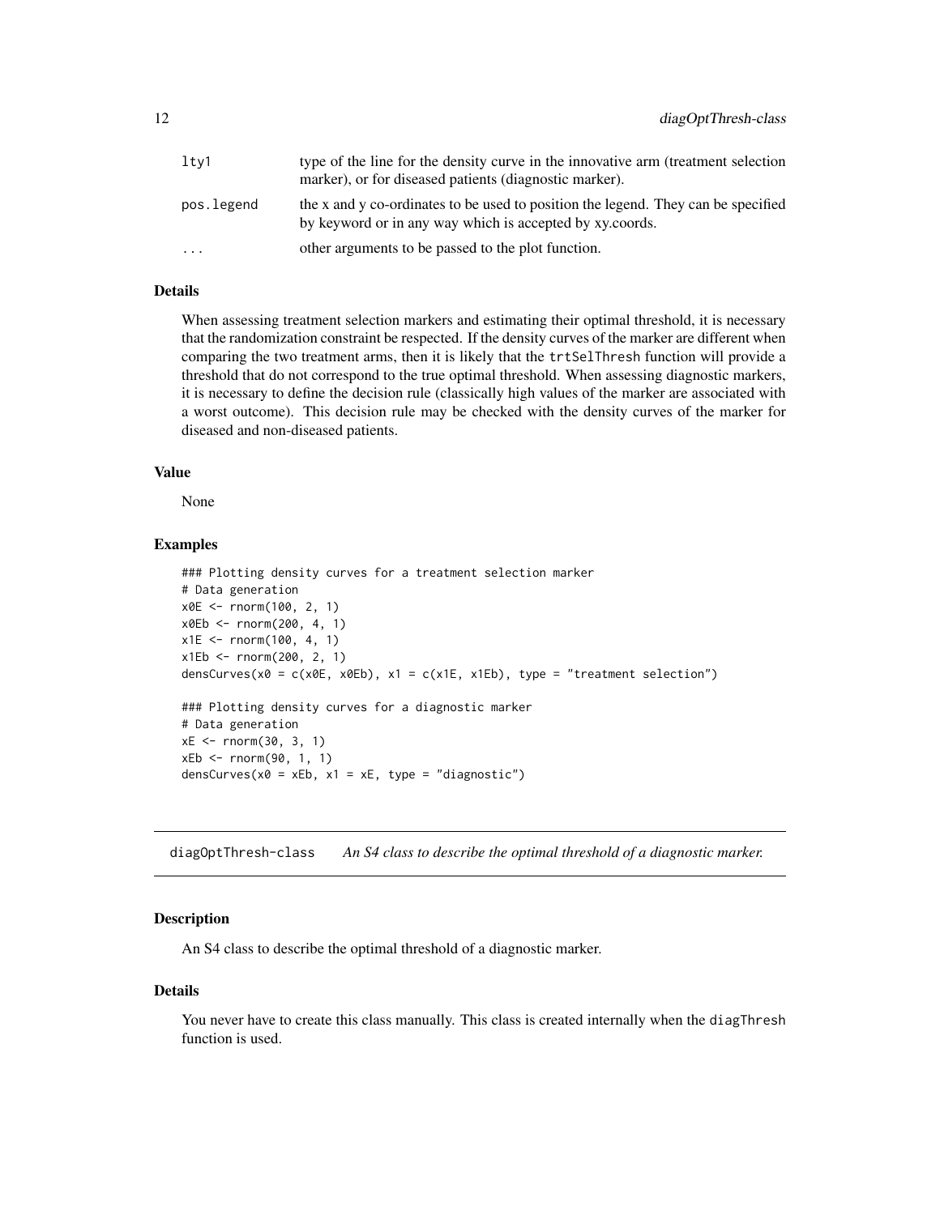| | |
|---|---|
| lty1 | type of the line for the density curve in the innovative arm (treatment selection marker), or for diseased patients (diagnostic marker). |
| pos.legend | the x and y co-ordinates to be used to position the legend. They can be specified by keyword or in any way which is accepted by xy.coords. |
| ... | other arguments to be passed to the plot function. |

### Details

When assessing treatment selection markers and estimating their optimal threshold, it is necessary that the randomization constraint be respected. If the density curves of the marker are different when comparing the two treatment arms, then it is likely that the `trtSelThresh` function will provide a threshold that do not correspond to the true optimal threshold. When assessing diagnostic markers, it is necessary to define the decision rule (classically high values of the marker are associated with a worst outcome). This decision rule may be checked with the density curves of the marker for diseased and non-diseased patients.

### Value

None

### Examples

```
### Plotting density curves for a treatment selection marker
# Data generation
x0E <- rnorm(100, 2, 1)
x0Eb <- rnorm(200, 4, 1)
x1E <- rnorm(100, 4, 1)
x1Eb <- rnorm(200, 2, 1)
densCurves(x0 = c(x0E, x0Eb), x1 = c(x1E, x1Eb), type = "treatment selection")

### Plotting density curves for a diagnostic marker
# Data generation
xE <- rnorm(30, 3, 1)
xEb <- rnorm(90, 1, 1)
densCurves(x0 = xEb, x1 = xE, type = "diagnostic")
```

## diagOptThresh-class    *An S4 class to describe the optimal threshold of a diagnostic marker.*

### Description

An S4 class to describe the optimal threshold of a diagnostic marker.

### Details

You never have to create this class manually. This class is created internally when the `diagThresh` function is used.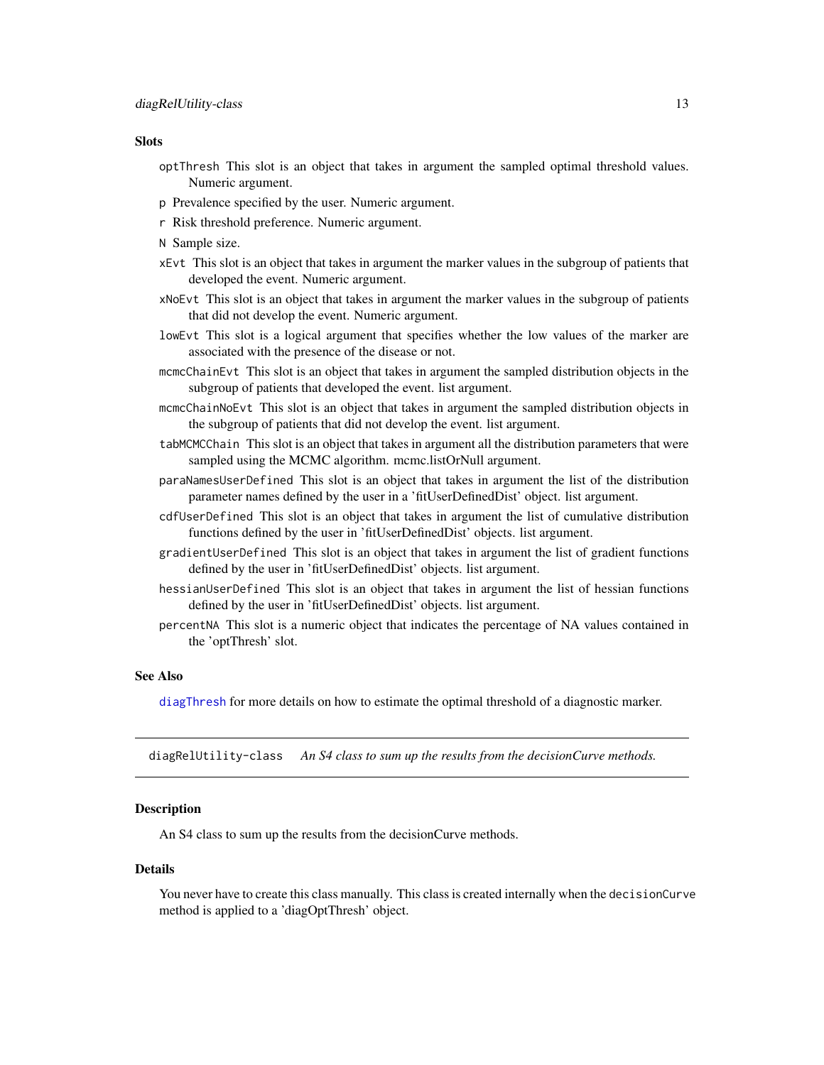### Slots

`optThresh` This slot is an object that takes in argument the sampled optimal threshold values. Numeric argument.

`p` Prevalence specified by the user. Numeric argument.

`r` Risk threshold preference. Numeric argument.

`N` Sample size.

`xEvt` This slot is an object that takes in argument the marker values in the subgroup of patients that developed the event. Numeric argument.

`xNoEvt` This slot is an object that takes in argument the marker values in the subgroup of patients that did not develop the event. Numeric argument.

`lowEvt` This slot is a logical argument that specifies whether the low values of the marker are associated with the presence of the disease or not.

`mcmcChainEvt` This slot is an object that takes in argument the sampled distribution objects in the subgroup of patients that developed the event. list argument.

`mcmcChainNoEvt` This slot is an object that takes in argument the sampled distribution objects in the subgroup of patients that did not develop the event. list argument.

`tabMCMCChain` This slot is an object that takes in argument all the distribution parameters that were sampled using the MCMC algorithm. mcmc.listOrNull argument.

`paraNamesUserDefined` This slot is an object that takes in argument the list of the distribution parameter names defined by the user in a 'fitUserDefinedDist' object. list argument.

`cdfUserDefined` This slot is an object that takes in argument the list of cumulative distribution functions defined by the user in 'fitUserDefinedDist' objects. list argument.

`gradientUserDefined` This slot is an object that takes in argument the list of gradient functions defined by the user in 'fitUserDefinedDist' objects. list argument.

`hessianUserDefined` This slot is an object that takes in argument the list of hessian functions defined by the user in 'fitUserDefinedDist' objects. list argument.

`percentNA` This slot is a numeric object that indicates the percentage of NA values contained in the 'optThresh' slot.

### See Also

`diagThresh` for more details on how to estimate the optimal threshold of a diagnostic marker.

---

## diagRelUtility-class *An S4 class to sum up the results from the decisionCurve methods.*

### Description

An S4 class to sum up the results from the decisionCurve methods.

### Details

You never have to create this class manually. This class is created internally when the `decisionCurve` method is applied to a 'diagOptThresh' object.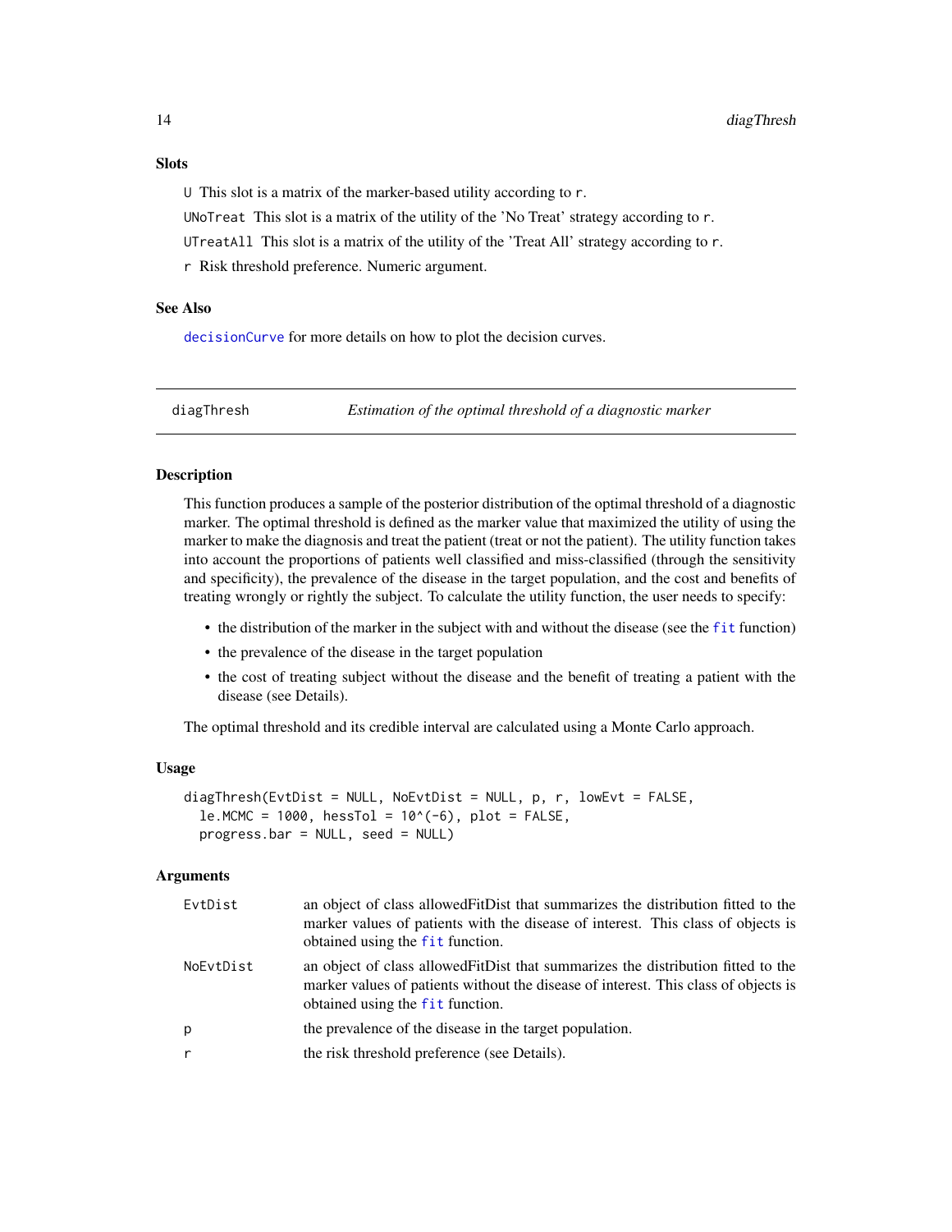### Slots

U This slot is a matrix of the marker-based utility according to r.

UNoTreat This slot is a matrix of the utility of the 'No Treat' strategy according to r.

UTreatAll This slot is a matrix of the utility of the 'Treat All' strategy according to r.

r Risk threshold preference. Numeric argument.

### See Also

decisionCurve for more details on how to plot the decision curves.

---

## diagThresh — *Estimation of the optimal threshold of a diagnostic marker*

### Description

This function produces a sample of the posterior distribution of the optimal threshold of a diagnostic marker. The optimal threshold is defined as the marker value that maximized the utility of using the marker to make the diagnosis and treat the patient (treat or not the patient). The utility function takes into account the proportions of patients well classified and miss-classified (through the sensitivity and specificity), the prevalence of the disease in the target population, and the cost and benefits of treating wrongly or rightly the subject. To calculate the utility function, the user needs to specify:

- the distribution of the marker in the subject with and without the disease (see the fit function)
- the prevalence of the disease in the target population
- the cost of treating subject without the disease and the benefit of treating a patient with the disease (see Details).

The optimal threshold and its credible interval are calculated using a Monte Carlo approach.

### Usage

```
diagThresh(EvtDist = NULL, NoEvtDist = NULL, p, r, lowEvt = FALSE,
  le.MCMC = 1000, hessTol = 10^(-6), plot = FALSE,
  progress.bar = NULL, seed = NULL)
```

### Arguments

| | |
|---|---|
| EvtDist | an object of class allowedFitDist that summarizes the distribution fitted to the marker values of patients with the disease of interest. This class of objects is obtained using the fit function. |
| NoEvtDist | an object of class allowedFitDist that summarizes the distribution fitted to the marker values of patients without the disease of interest. This class of objects is obtained using the fit function. |
| p | the prevalence of the disease in the target population. |
| r | the risk threshold preference (see Details). |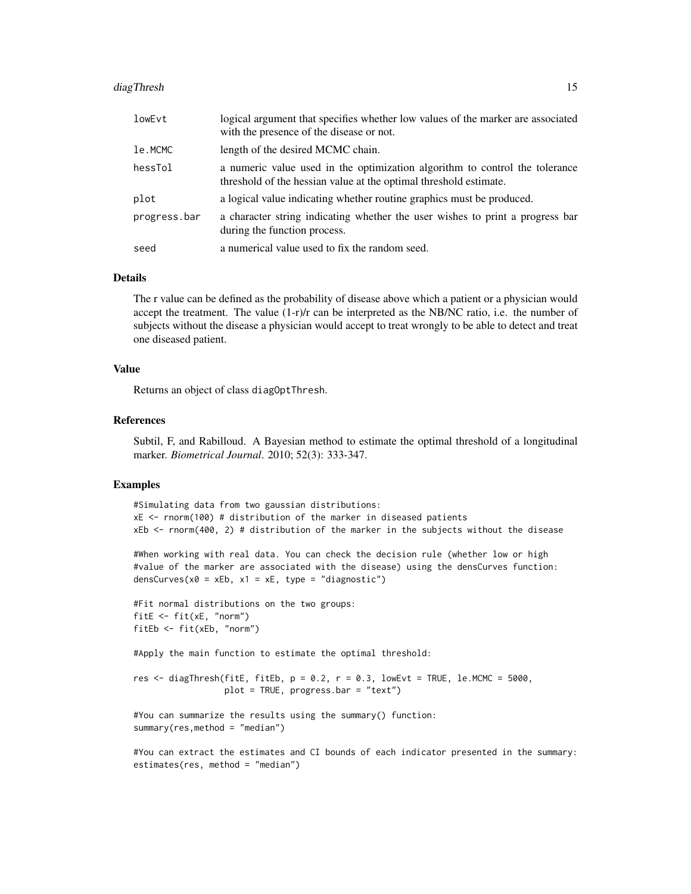| | |
|---|---|
| lowEvt | logical argument that specifies whether low values of the marker are associated with the presence of the disease or not. |
| le.MCMC | length of the desired MCMC chain. |
| hessTol | a numeric value used in the optimization algorithm to control the tolerance threshold of the hessian value at the optimal threshold estimate. |
| plot | a logical value indicating whether routine graphics must be produced. |
| progress.bar | a character string indicating whether the user wishes to print a progress bar during the function process. |
| seed | a numerical value used to fix the random seed. |

## Details

The r value can be defined as the probability of disease above which a patient or a physician would accept the treatment. The value (1-r)/r can be interpreted as the NB/NC ratio, i.e. the number of subjects without the disease a physician would accept to treat wrongly to be able to detect and treat one diseased patient.

## Value

Returns an object of class diagOptThresh.

## References

Subtil, F, and Rabilloud. A Bayesian method to estimate the optimal threshold of a longitudinal marker. *Biometrical Journal*. 2010; 52(3): 333-347.

## Examples

```
#Simulating data from two gaussian distributions:
xE <- rnorm(100) # distribution of the marker in diseased patients
xEb <- rnorm(400, 2) # distribution of the marker in the subjects without the disease

#When working with real data. You can check the decision rule (whether low or high
#value of the marker are associated with the disease) using the densCurves function:
densCurves(x0 = xEb, x1 = xE, type = "diagnostic")

#Fit normal distributions on the two groups:
fitE <- fit(xE, "norm")
fitEb <- fit(xEb, "norm")

#Apply the main function to estimate the optimal threshold:

res <- diagThresh(fitE, fitEb, p = 0.2, r = 0.3, lowEvt = TRUE, le.MCMC = 5000,
                  plot = TRUE, progress.bar = "text")

#You can summarize the results using the summary() function:
summary(res,method = "median")

#You can extract the estimates and CI bounds of each indicator presented in the summary:
estimates(res, method = "median")
```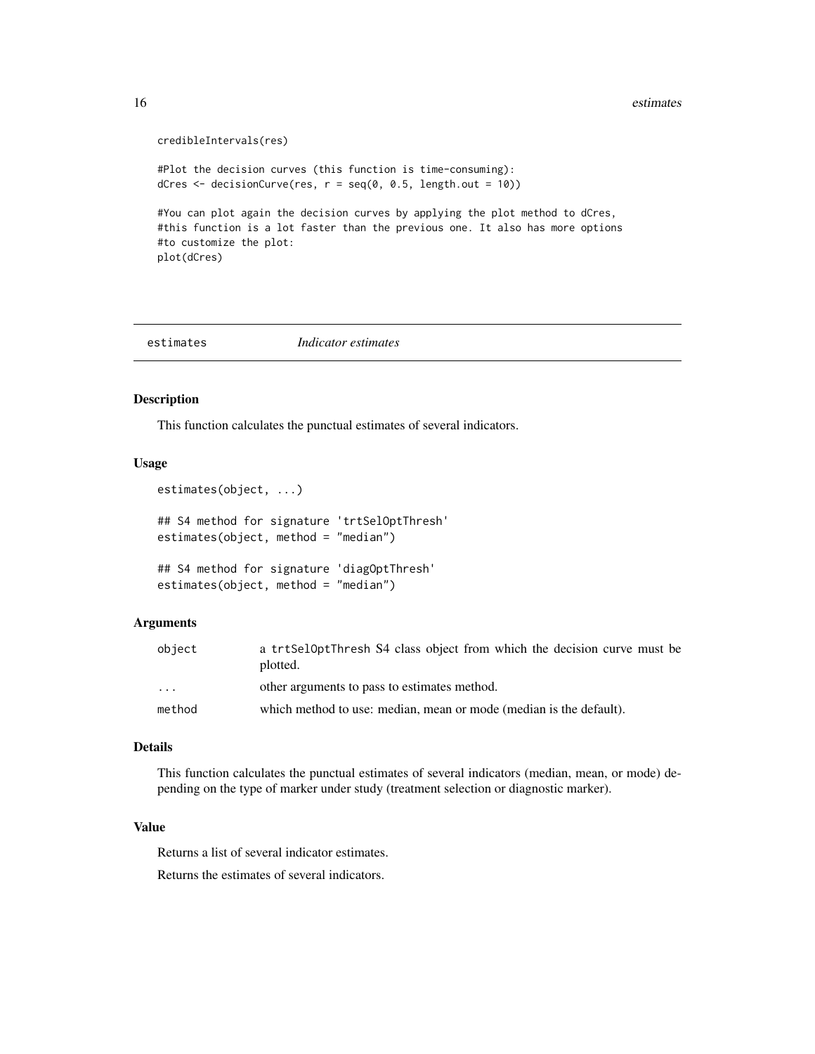```
credibleIntervals(res)

#Plot the decision curves (this function is time-consuming):
dCres <- decisionCurve(res, r = seq(0, 0.5, length.out = 10))

#You can plot again the decision curves by applying the plot method to dCres,
#this function is a lot faster than the previous one. It also has more options
#to customize the plot:
plot(dCres)
```

## estimates *Indicator estimates*

### Description

This function calculates the punctual estimates of several indicators.

### Usage

```
estimates(object, ...)

## S4 method for signature 'trtSelOptThresh'
estimates(object, method = "median")

## S4 method for signature 'diagOptThresh'
estimates(object, method = "median")
```

### Arguments

| | |
|---|---|
| object | a trtSelOptThresh S4 class object from which the decision curve must be plotted. |
| ... | other arguments to pass to estimates method. |
| method | which method to use: median, mean or mode (median is the default). |

### Details

This function calculates the punctual estimates of several indicators (median, mean, or mode) depending on the type of marker under study (treatment selection or diagnostic marker).

### Value

Returns a list of several indicator estimates.

Returns the estimates of several indicators.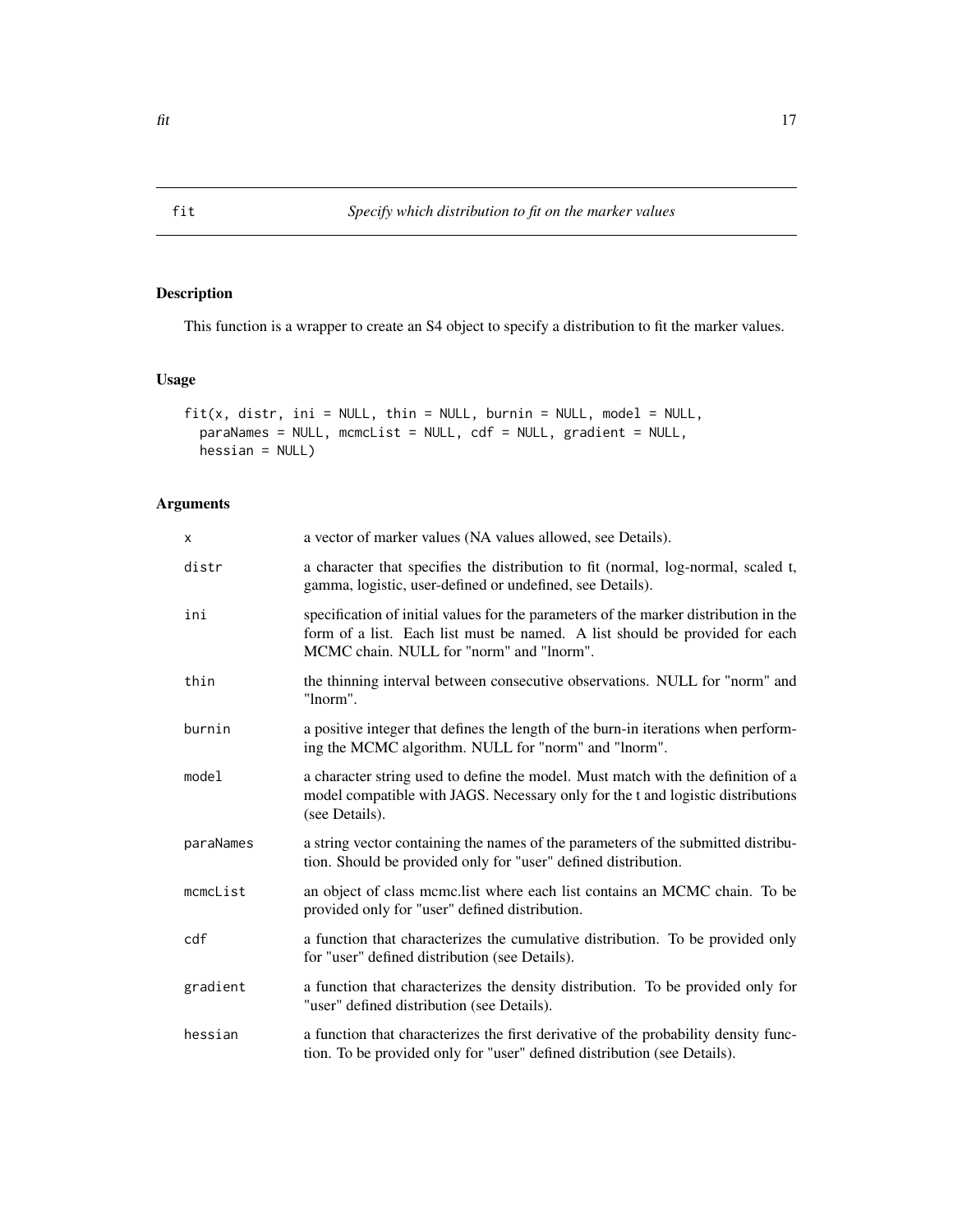# fit — *Specify which distribution to fit on the marker values*

## Description

This function is a wrapper to create an S4 object to specify a distribution to fit the marker values.

## Usage

```
fit(x, distr, ini = NULL, thin = NULL, burnin = NULL, model = NULL,
  paraNames = NULL, mcmcList = NULL, cdf = NULL, gradient = NULL,
  hessian = NULL)
```

## Arguments

| | |
|---|---|
| `x` | a vector of marker values (NA values allowed, see Details). |
| `distr` | a character that specifies the distribution to fit (normal, log-normal, scaled t, gamma, logistic, user-defined or undefined, see Details). |
| `ini` | specification of initial values for the parameters of the marker distribution in the form of a list. Each list must be named. A list should be provided for each MCMC chain. NULL for "norm" and "lnorm". |
| `thin` | the thinning interval between consecutive observations. NULL for "norm" and "lnorm". |
| `burnin` | a positive integer that defines the length of the burn-in iterations when performing the MCMC algorithm. NULL for "norm" and "lnorm". |
| `model` | a character string used to define the model. Must match with the definition of a model compatible with JAGS. Necessary only for the t and logistic distributions (see Details). |
| `paraNames` | a string vector containing the names of the parameters of the submitted distribution. Should be provided only for "user" defined distribution. |
| `mcmcList` | an object of class mcmc.list where each list contains an MCMC chain. To be provided only for "user" defined distribution. |
| `cdf` | a function that characterizes the cumulative distribution. To be provided only for "user" defined distribution (see Details). |
| `gradient` | a function that characterizes the density distribution. To be provided only for "user" defined distribution (see Details). |
| `hessian` | a function that characterizes the first derivative of the probability density function. To be provided only for "user" defined distribution (see Details). |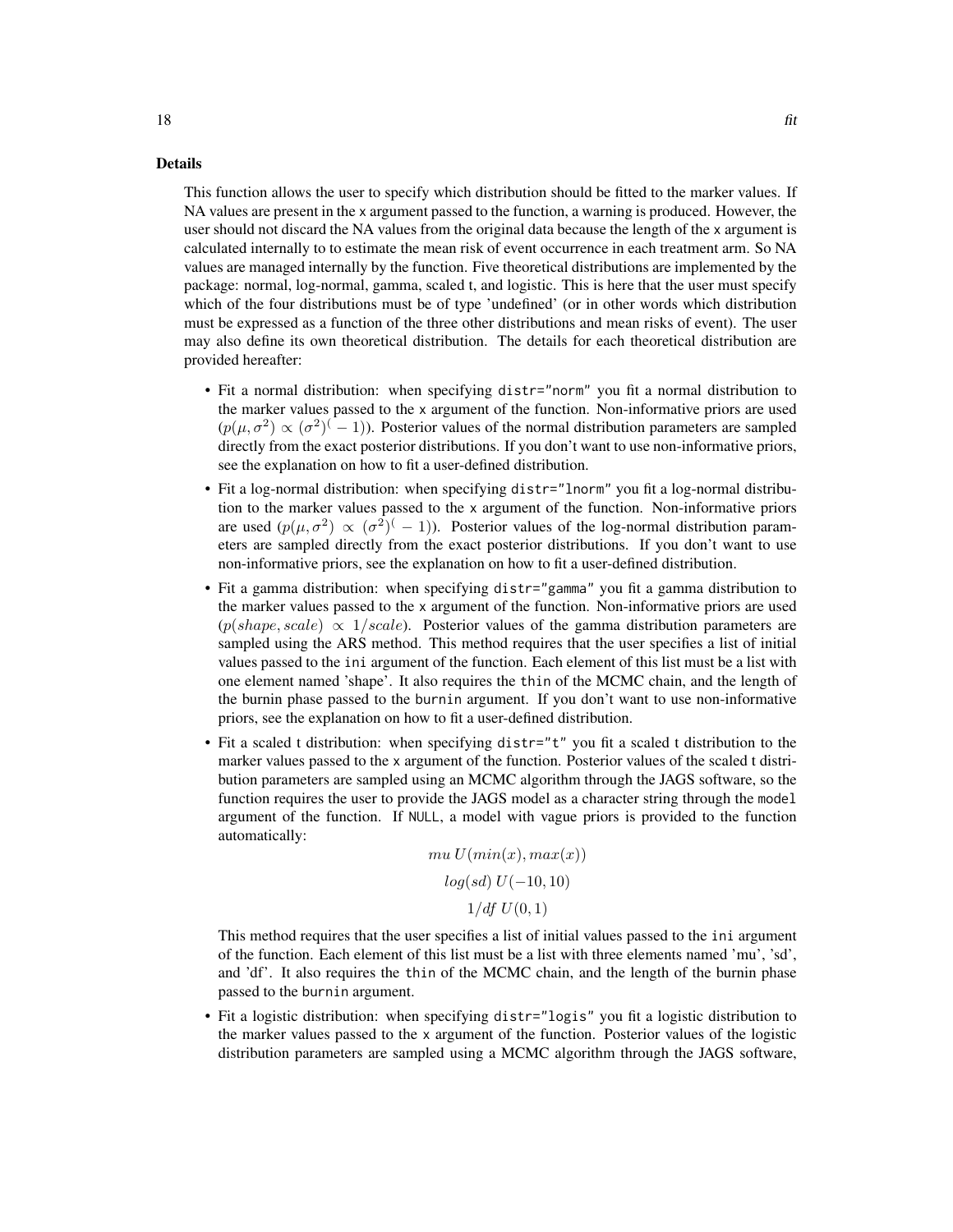## Details

This function allows the user to specify which distribution should be fitted to the marker values. If NA values are present in the x argument passed to the function, a warning is produced. However, the user should not discard the NA values from the original data because the length of the x argument is calculated internally to to estimate the mean risk of event occurrence in each treatment arm. So NA values are managed internally by the function. Five theoretical distributions are implemented by the package: normal, log-normal, gamma, scaled t, and logistic. This is here that the user must specify which of the four distributions must be of type 'undefined' (or in other words which distribution must be expressed as a function of the three other distributions and mean risks of event). The user may also define its own theoretical distribution. The details for each theoretical distribution are provided hereafter:

- Fit a normal distribution: when specifying `distr="norm"` you fit a normal distribution to the marker values passed to the x argument of the function. Non-informative priors are used ($p(\mu, \sigma^2) \propto (\sigma^2)^(-1)$). Posterior values of the normal distribution parameters are sampled directly from the exact posterior distributions. If you don't want to use non-informative priors, see the explanation on how to fit a user-defined distribution.
- Fit a log-normal distribution: when specifying `distr="lnorm"` you fit a log-normal distribution to the marker values passed to the x argument of the function. Non-informative priors are used ($p(\mu, \sigma^2) \propto (\sigma^2)^(-1)$). Posterior values of the log-normal distribution parameters are sampled directly from the exact posterior distributions. If you don't want to use non-informative priors, see the explanation on how to fit a user-defined distribution.
- Fit a gamma distribution: when specifying `distr="gamma"` you fit a gamma distribution to the marker values passed to the x argument of the function. Non-informative priors are used ($p(shape, scale) \propto 1/scale$). Posterior values of the gamma distribution parameters are sampled using the ARS method. This method requires that the user specifies a list of initial values passed to the ini argument of the function. Each element of this list must be a list with one element named 'shape'. It also requires the thin of the MCMC chain, and the length of the burnin phase passed to the burnin argument. If you don't want to use non-informative priors, see the explanation on how to fit a user-defined distribution.
- Fit a scaled t distribution: when specifying `distr="t"` you fit a scaled t distribution to the marker values passed to the x argument of the function. Posterior values of the scaled t distribution parameters are sampled using an MCMC algorithm through the JAGS software, so the function requires the user to provide the JAGS model as a character string through the model argument of the function. If NULL, a model with vague priors is provided to the function automatically:

$$mu\, U(min(x), max(x))$$

$$log(sd)\, U(-10, 10)$$

$$1/df\; U(0, 1)$$

  This method requires that the user specifies a list of initial values passed to the ini argument of the function. Each element of this list must be a list with three elements named 'mu', 'sd', and 'df'. It also requires the thin of the MCMC chain, and the length of the burnin phase passed to the burnin argument.
- Fit a logistic distribution: when specifying `distr="logis"` you fit a logistic distribution to the marker values passed to the x argument of the function. Posterior values of the logistic distribution parameters are sampled using a MCMC algorithm through the JAGS software,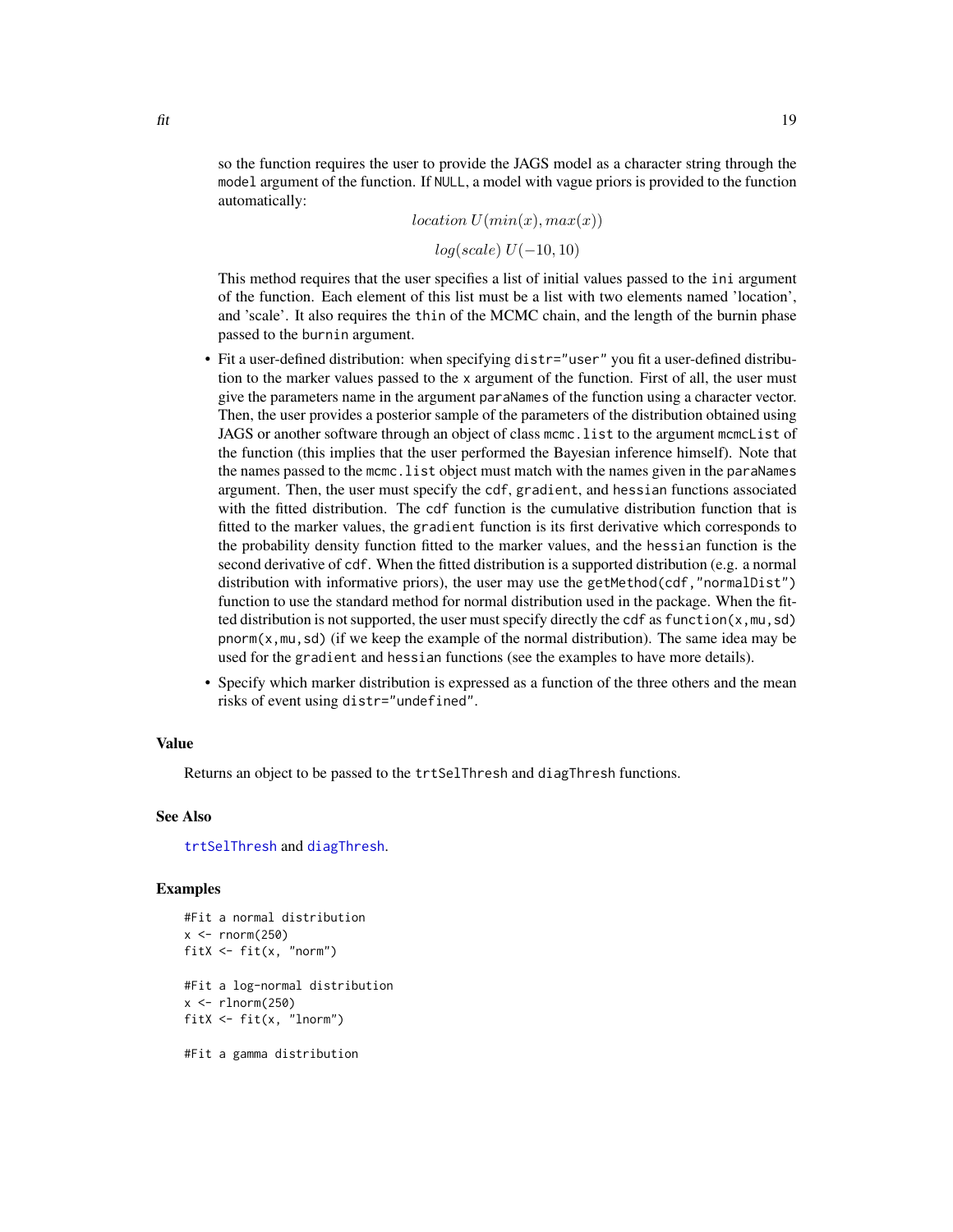so the function requires the user to provide the JAGS model as a character string through the `model` argument of the function. If `NULL`, a model with vague priors is provided to the function automatically:

$$location\ U(min(x), max(x))$$

$$log(scale)\ U(-10, 10)$$

This method requires that the user specifies a list of initial values passed to the `ini` argument of the function. Each element of this list must be a list with two elements named 'location', and 'scale'. It also requires the `thin` of the MCMC chain, and the length of the burnin phase passed to the `burnin` argument.

- Fit a user-defined distribution: when specifying `distr="user"` you fit a user-defined distribution to the marker values passed to the `x` argument of the function. First of all, the user must give the parameters name in the argument `paraNames` of the function using a character vector. Then, the user provides a posterior sample of the parameters of the distribution obtained using JAGS or another software through an object of class `mcmc.list` to the argument `mcmcList` of the function (this implies that the user performed the Bayesian inference himself). Note that the names passed to the `mcmc.list` object must match with the names given in the `paraNames` argument. Then, the user must specify the `cdf`, `gradient`, and `hessian` functions associated with the fitted distribution. The `cdf` function is the cumulative distribution function that is fitted to the marker values, the `gradient` function is its first derivative which corresponds to the probability density function fitted to the marker values, and the `hessian` function is the second derivative of `cdf`. When the fitted distribution is a supported distribution (e.g. a normal distribution with informative priors), the user may use the `getMethod(cdf,"normalDist")` function to use the standard method for normal distribution used in the package. When the fitted distribution is not supported, the user must specify directly the `cdf` as `function(x,mu,sd) pnorm(x,mu,sd)` (if we keep the example of the normal distribution). The same idea may be used for the `gradient` and `hessian` functions (see the examples to have more details).
- Specify which marker distribution is expressed as a function of the three others and the mean risks of event using `distr="undefined"`.

## Value

Returns an object to be passed to the `trtSelThresh` and `diagThresh` functions.

## See Also

`trtSelThresh` and `diagThresh`.

## Examples

```
#Fit a normal distribution
x <- rnorm(250)
fitX <- fit(x, "norm")

#Fit a log-normal distribution
x <- rlnorm(250)
fitX <- fit(x, "lnorm")

#Fit a gamma distribution
```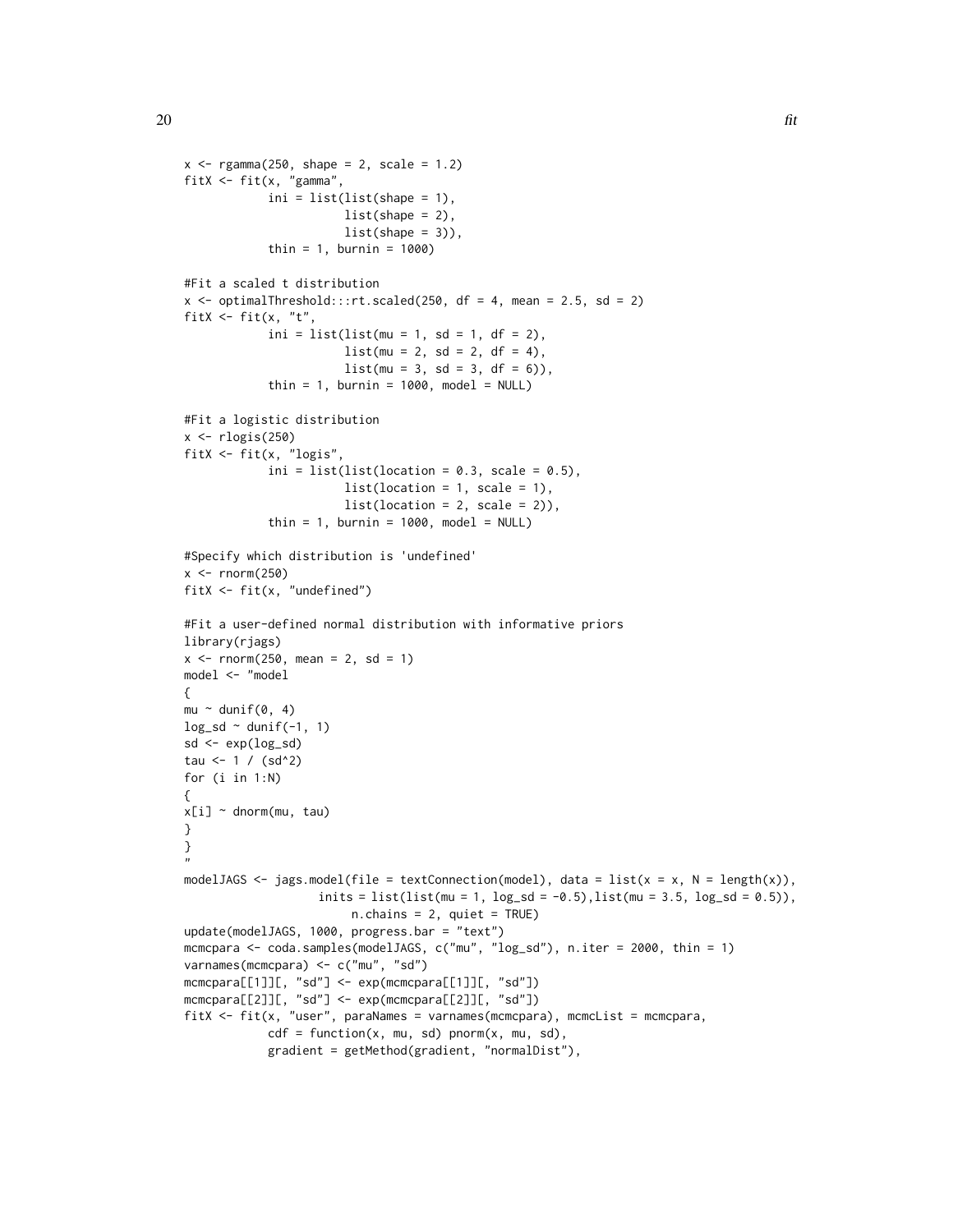```
x <- rgamma(250, shape = 2, scale = 1.2)
fitX <- fit(x, "gamma",
            ini = list(list(shape = 1),
                       list(shape = 2),
                       list(shape = 3)),
            thin = 1, burnin = 1000)

#Fit a scaled t distribution
x <- optimalThreshold:::rt.scaled(250, df = 4, mean = 2.5, sd = 2)
fitX <- fit(x, "t",
            ini = list(list(mu = 1, sd = 1, df = 2),
                       list(mu = 2, sd = 2, df = 4),
                       list(mu = 3, sd = 3, df = 6)),
            thin = 1, burnin = 1000, model = NULL)

#Fit a logistic distribution
x <- rlogis(250)
fitX <- fit(x, "logis",
            ini = list(list(location = 0.3, scale = 0.5),
                       list(location = 1, scale = 1),
                       list(location = 2, scale = 2)),
            thin = 1, burnin = 1000, model = NULL)

#Specify which distribution is 'undefined'
x <- rnorm(250)
fitX <- fit(x, "undefined")

#Fit a user-defined normal distribution with informative priors
library(rjags)
x <- rnorm(250, mean = 2, sd = 1)
model <- "model
{
mu ~ dunif(0, 4)
log_sd ~ dunif(-1, 1)
sd <- exp(log_sd)
tau <- 1 / (sd^2)
for (i in 1:N)
{
x[i] ~ dnorm(mu, tau)
}
}
"
modelJAGS <- jags.model(file = textConnection(model), data = list(x = x, N = length(x)),
                   inits = list(list(mu = 1, log_sd = -0.5),list(mu = 3.5, log_sd = 0.5)),
                        n.chains = 2, quiet = TRUE)
update(modelJAGS, 1000, progress.bar = "text")
mcmcpara <- coda.samples(modelJAGS, c("mu", "log_sd"), n.iter = 2000, thin = 1)
varnames(mcmcpara) <- c("mu", "sd")
mcmcpara[[1]][, "sd"] <- exp(mcmcpara[[1]][, "sd"])
mcmcpara[[2]][, "sd"] <- exp(mcmcpara[[2]][, "sd"])
fitX <- fit(x, "user", paraNames = varnames(mcmcpara), mcmcList = mcmcpara,
            cdf = function(x, mu, sd) pnorm(x, mu, sd),
            gradient = getMethod(gradient, "normalDist"),
```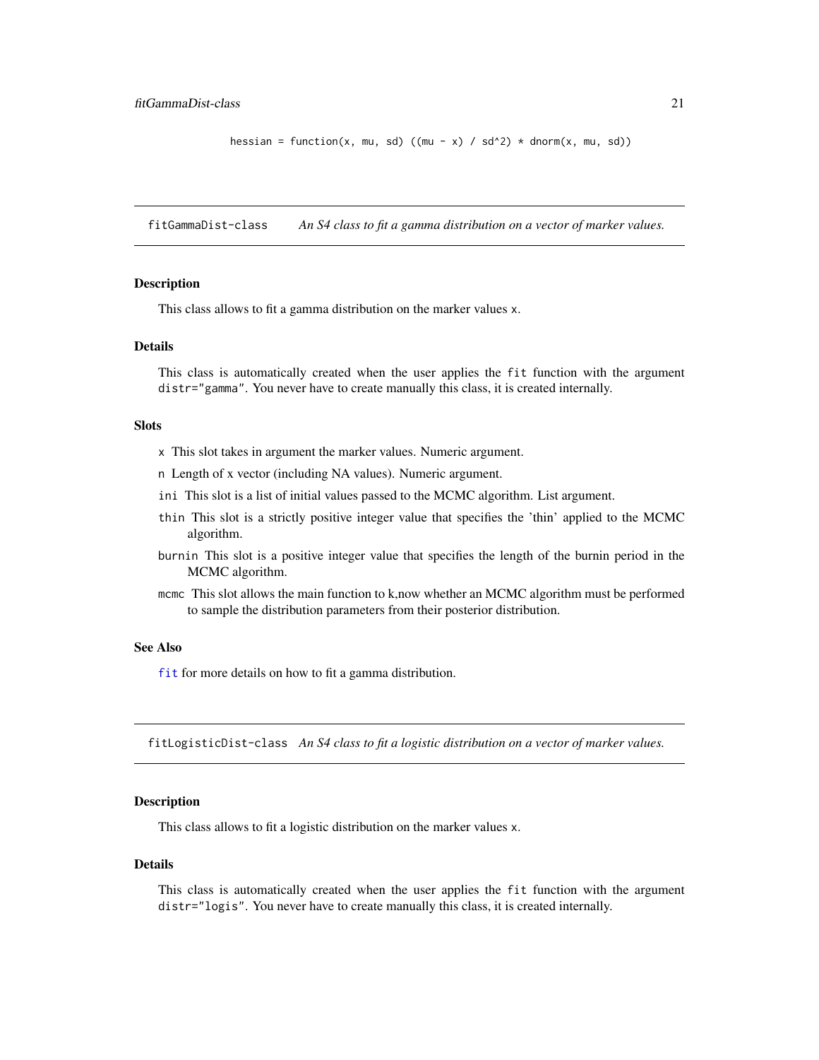```
hessian = function(x, mu, sd) ((mu - x) / sd^2) * dnorm(x, mu, sd))
```

## fitGammaDist-class — *An S4 class to fit a gamma distribution on a vector of marker values.*

### Description

This class allows to fit a gamma distribution on the marker values `x`.

### Details

This class is automatically created when the user applies the `fit` function with the argument `distr="gamma"`. You never have to create manually this class, it is created internally.

### Slots

- `x` This slot takes in argument the marker values. Numeric argument.
- `n` Length of `x` vector (including NA values). Numeric argument.
- `ini` This slot is a list of initial values passed to the MCMC algorithm. List argument.
- `thin` This slot is a strictly positive integer value that specifies the 'thin' applied to the MCMC algorithm.
- `burnin` This slot is a positive integer value that specifies the length of the burnin period in the MCMC algorithm.
- `mcmc` This slot allows the main function to k,now whether an MCMC algorithm must be performed to sample the distribution parameters from their posterior distribution.

### See Also

`fit` for more details on how to fit a gamma distribution.

## fitLogisticDist-class — *An S4 class to fit a logistic distribution on a vector of marker values.*

### Description

This class allows to fit a logistic distribution on the marker values `x`.

### Details

This class is automatically created when the user applies the `fit` function with the argument `distr="logis"`. You never have to create manually this class, it is created internally.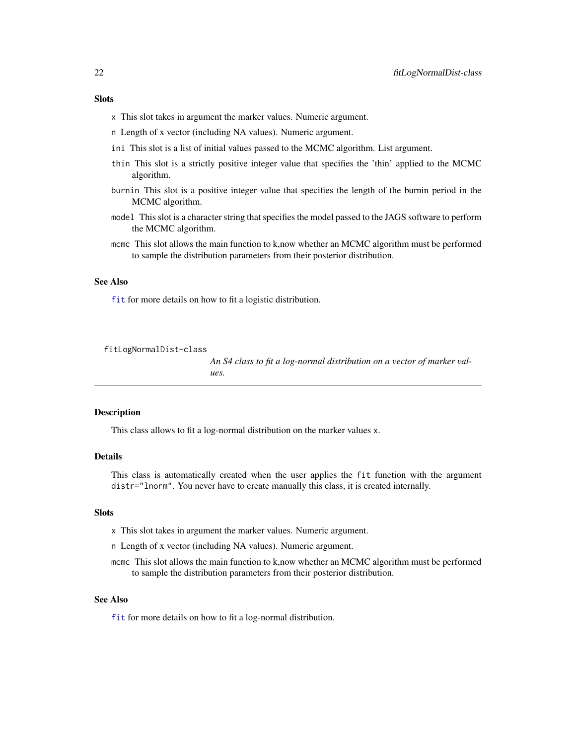### Slots

- `x` This slot takes in argument the marker values. Numeric argument.
- `n` Length of x vector (including NA values). Numeric argument.
- `ini` This slot is a list of initial values passed to the MCMC algorithm. List argument.
- `thin` This slot is a strictly positive integer value that specifies the 'thin' applied to the MCMC algorithm.
- `burnin` This slot is a positive integer value that specifies the length of the burnin period in the MCMC algorithm.
- `model` This slot is a character string that specifies the model passed to the JAGS software to perform the MCMC algorithm.
- `mcmc` This slot allows the main function to k,now whether an MCMC algorithm must be performed to sample the distribution parameters from their posterior distribution.

### See Also

`fit` for more details on how to fit a logistic distribution.

---

## fitLogNormalDist-class

*An S4 class to fit a log-normal distribution on a vector of marker values.*

### Description

This class allows to fit a log-normal distribution on the marker values `x`.

### Details

This class is automatically created when the user applies the `fit` function with the argument `distr="lnorm"`. You never have to create manually this class, it is created internally.

### Slots

- `x` This slot takes in argument the marker values. Numeric argument.
- `n` Length of x vector (including NA values). Numeric argument.
- `mcmc` This slot allows the main function to k,now whether an MCMC algorithm must be performed to sample the distribution parameters from their posterior distribution.

### See Also

`fit` for more details on how to fit a log-normal distribution.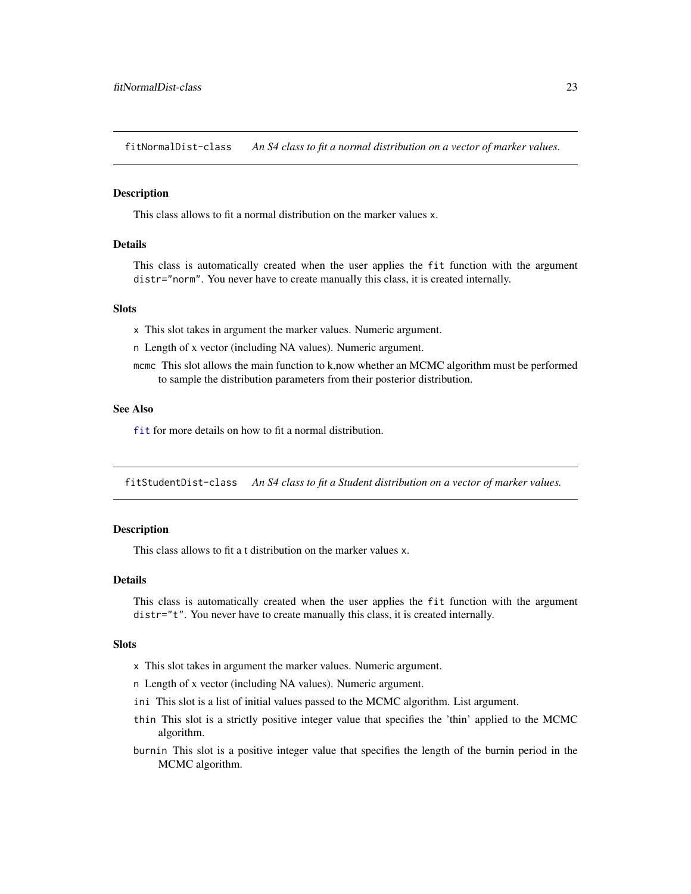## fitNormalDist-class — *An S4 class to fit a normal distribution on a vector of marker values.*

### Description

This class allows to fit a normal distribution on the marker values `x`.

### Details

This class is automatically created when the user applies the `fit` function with the argument `distr="norm"`. You never have to create manually this class, it is created internally.

### Slots

- `x` This slot takes in argument the marker values. Numeric argument.
- `n` Length of `x` vector (including NA values). Numeric argument.
- `mcmc` This slot allows the main function to k,now whether an MCMC algorithm must be performed to sample the distribution parameters from their posterior distribution.

### See Also

`fit` for more details on how to fit a normal distribution.

## fitStudentDist-class — *An S4 class to fit a Student distribution on a vector of marker values.*

### Description

This class allows to fit a t distribution on the marker values `x`.

### Details

This class is automatically created when the user applies the `fit` function with the argument `distr="t"`. You never have to create manually this class, it is created internally.

### Slots

- `x` This slot takes in argument the marker values. Numeric argument.
- `n` Length of `x` vector (including NA values). Numeric argument.
- `ini` This slot is a list of initial values passed to the MCMC algorithm. List argument.
- `thin` This slot is a strictly positive integer value that specifies the 'thin' applied to the MCMC algorithm.
- `burnin` This slot is a positive integer value that specifies the length of the burnin period in the MCMC algorithm.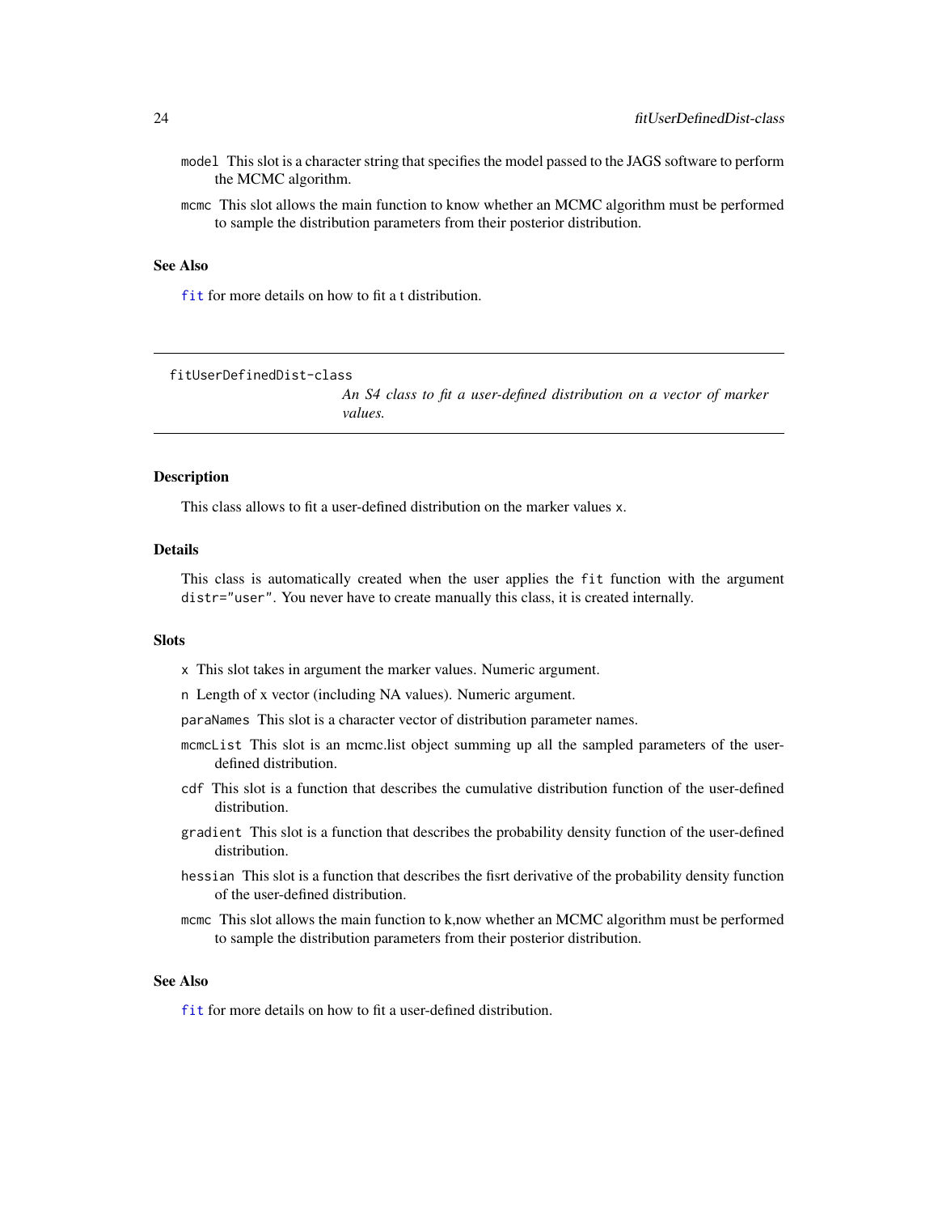model This slot is a character string that specifies the model passed to the JAGS software to perform the MCMC algorithm.

mcmc This slot allows the main function to know whether an MCMC algorithm must be performed to sample the distribution parameters from their posterior distribution.

### See Also

fit for more details on how to fit a t distribution.

---

## fitUserDefinedDist-class

*An S4 class to fit a user-defined distribution on a vector of marker values.*

---

### Description

This class allows to fit a user-defined distribution on the marker values x.

### Details

This class is automatically created when the user applies the fit function with the argument distr="user". You never have to create manually this class, it is created internally.

### Slots

x This slot takes in argument the marker values. Numeric argument.

n Length of x vector (including NA values). Numeric argument.

paraNames This slot is a character vector of distribution parameter names.

mcmcList This slot is an mcmc.list object summing up all the sampled parameters of the user-defined distribution.

cdf This slot is a function that describes the cumulative distribution function of the user-defined distribution.

gradient This slot is a function that describes the probability density function of the user-defined distribution.

hessian This slot is a function that describes the fisrt derivative of the probability density function of the user-defined distribution.

mcmc This slot allows the main function to k,now whether an MCMC algorithm must be performed to sample the distribution parameters from their posterior distribution.

### See Also

fit for more details on how to fit a user-defined distribution.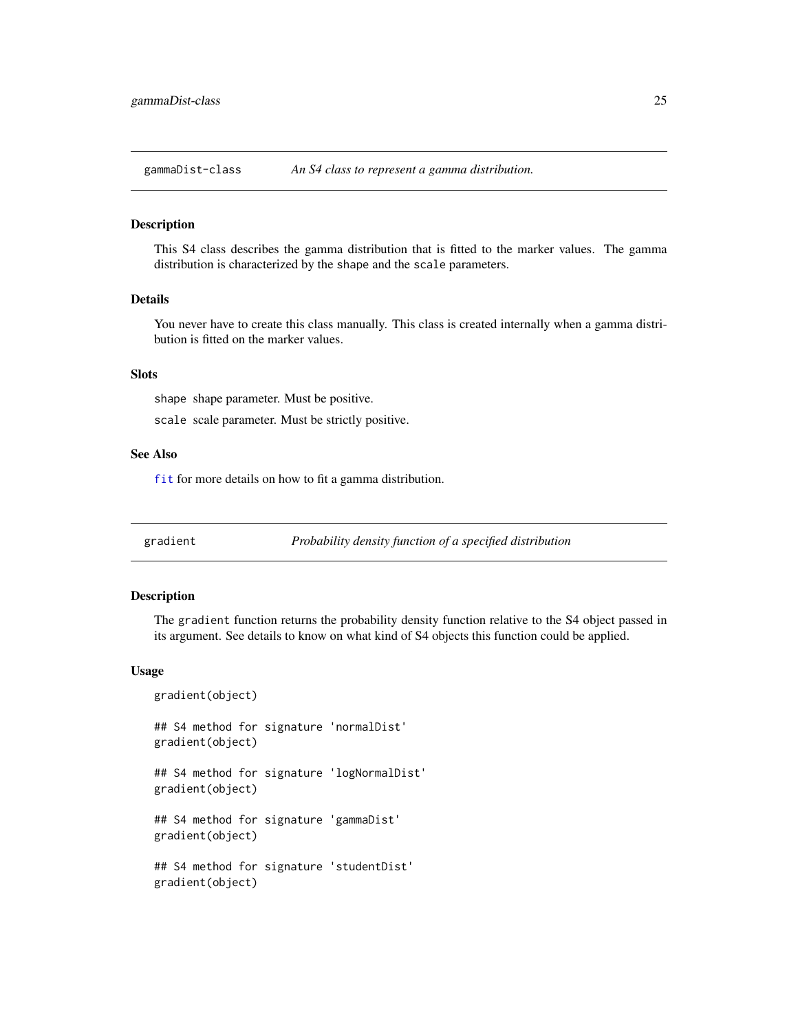## gammaDist-class — *An S4 class to represent a gamma distribution.*

### Description

This S4 class describes the gamma distribution that is fitted to the marker values. The gamma distribution is characterized by the `shape` and the `scale` parameters.

### Details

You never have to create this class manually. This class is created internally when a gamma distribution is fitted on the marker values.

### Slots

`shape` shape parameter. Must be positive.

`scale` scale parameter. Must be strictly positive.

### See Also

`fit` for more details on how to fit a gamma distribution.

## gradient — *Probability density function of a specified distribution*

### Description

The `gradient` function returns the probability density function relative to the S4 object passed in its argument. See details to know on what kind of S4 objects this function could be applied.

### Usage

```
gradient(object)

## S4 method for signature 'normalDist'
gradient(object)

## S4 method for signature 'logNormalDist'
gradient(object)

## S4 method for signature 'gammaDist'
gradient(object)

## S4 method for signature 'studentDist'
gradient(object)
```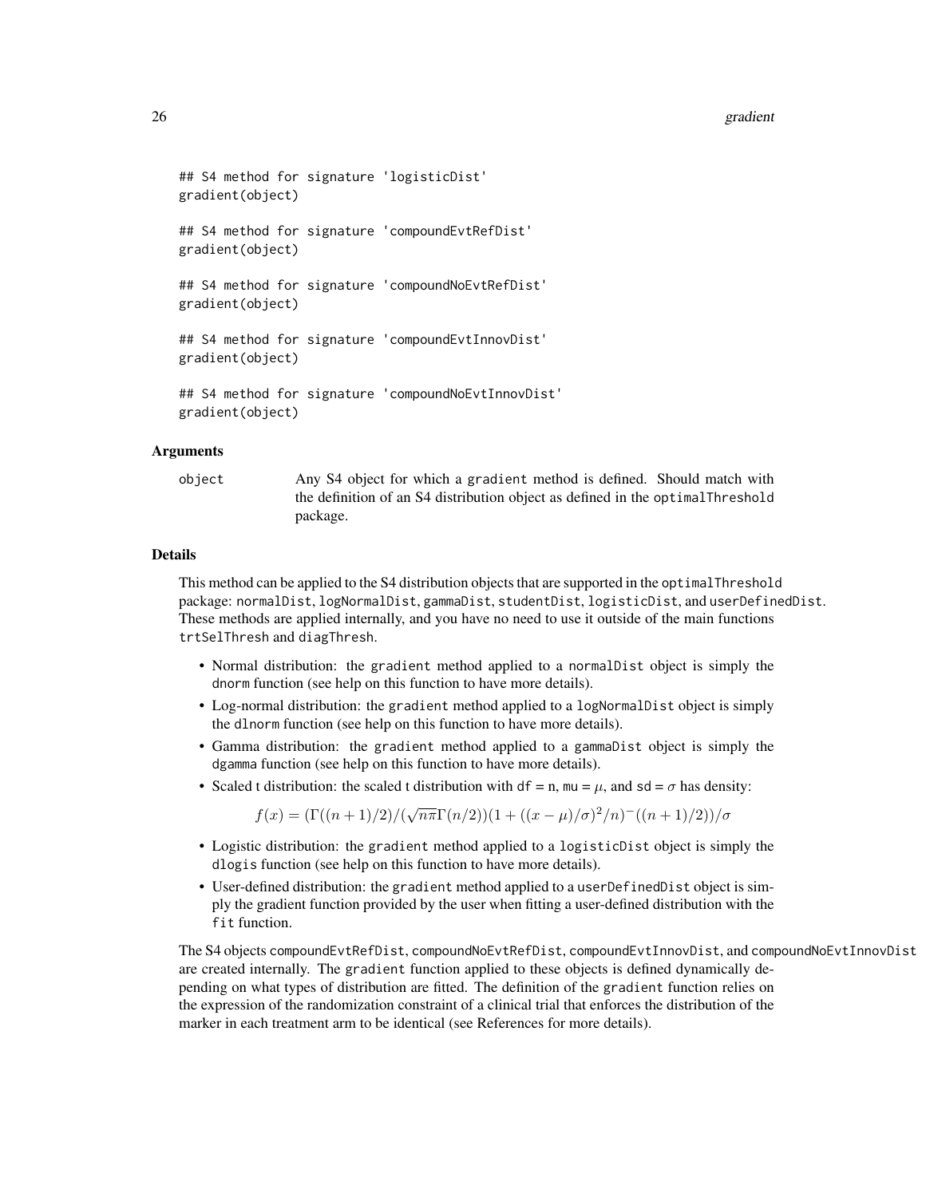```
## S4 method for signature 'logisticDist'
gradient(object)

## S4 method for signature 'compoundEvtRefDist'
gradient(object)

## S4 method for signature 'compoundNoEvtRefDist'
gradient(object)

## S4 method for signature 'compoundEvtInnovDist'
gradient(object)

## S4 method for signature 'compoundNoEvtInnovDist'
gradient(object)
```

### Arguments

`object` Any S4 object for which a `gradient` method is defined. Should match with the definition of an S4 distribution object as defined in the `optimalThreshold` package.

### Details

This method can be applied to the S4 distribution objects that are supported in the `optimalThreshold` package: `normalDist`, `logNormalDist`, `gammaDist`, `studentDist`, `logisticDist`, and `userDefinedDist`. These methods are applied internally, and you have no need to use it outside of the main functions `trtSelThresh` and `diagThresh`.

- Normal distribution: the `gradient` method applied to a `normalDist` object is simply the `dnorm` function (see help on this function to have more details).
- Log-normal distribution: the `gradient` method applied to a `logNormalDist` object is simply the `dlnorm` function (see help on this function to have more details).
- Gamma distribution: the `gradient` method applied to a `gammaDist` object is simply the `dgamma` function (see help on this function to have more details).
- Scaled t distribution: the scaled t distribution with `df` = n, `mu` = $\mu$, and `sd` = $\sigma$ has density:

$$f(x) = (\Gamma((n+1)/2)/(\sqrt{n\pi}\Gamma(n/2))(1 + ((x-\mu)/\sigma)^2/n)^-((n+1)/2))/\sigma$$

- Logistic distribution: the `gradient` method applied to a `logisticDist` object is simply the `dlogis` function (see help on this function to have more details).
- User-defined distribution: the `gradient` method applied to a `userDefinedDist` object is simply the gradient function provided by the user when fitting a user-defined distribution with the `fit` function.

The S4 objects `compoundEvtRefDist`, `compoundNoEvtRefDist`, `compoundEvtInnovDist`, and `compoundNoEvtInnovDist` are created internally. The `gradient` function applied to these objects is defined dynamically depending on what types of distribution are fitted. The definition of the `gradient` function relies on the expression of the randomization constraint of a clinical trial that enforces the distribution of the marker in each treatment arm to be identical (see References for more details).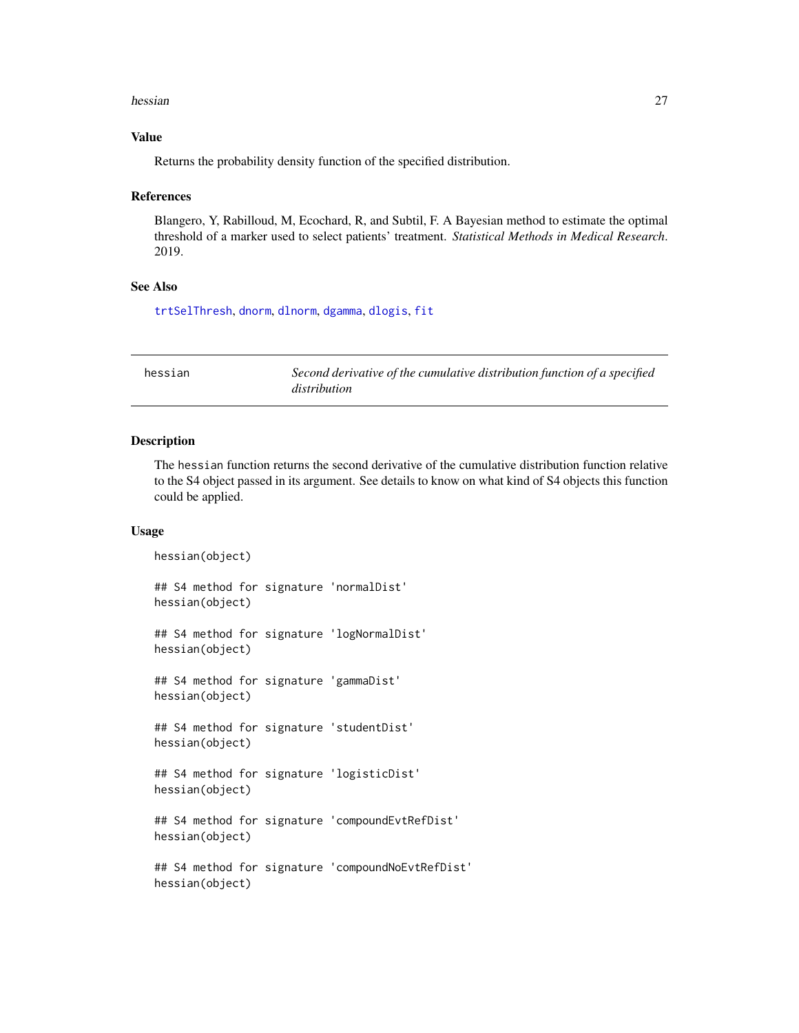### Value

Returns the probability density function of the specified distribution.

### References

Blangero, Y, Rabilloud, M, Ecochard, R, and Subtil, F. A Bayesian method to estimate the optimal threshold of a marker used to select patients' treatment. *Statistical Methods in Medical Research*. 2019.

### See Also

trtSelThresh, dnorm, dlnorm, dgamma, dlogis, fit

---

## hessian — *Second derivative of the cumulative distribution function of a specified distribution*

---

### Description

The hessian function returns the second derivative of the cumulative distribution function relative to the S4 object passed in its argument. See details to know on what kind of S4 objects this function could be applied.

### Usage

```
hessian(object)

## S4 method for signature 'normalDist'
hessian(object)

## S4 method for signature 'logNormalDist'
hessian(object)

## S4 method for signature 'gammaDist'
hessian(object)

## S4 method for signature 'studentDist'
hessian(object)

## S4 method for signature 'logisticDist'
hessian(object)

## S4 method for signature 'compoundEvtRefDist'
hessian(object)

## S4 method for signature 'compoundNoEvtRefDist'
hessian(object)
```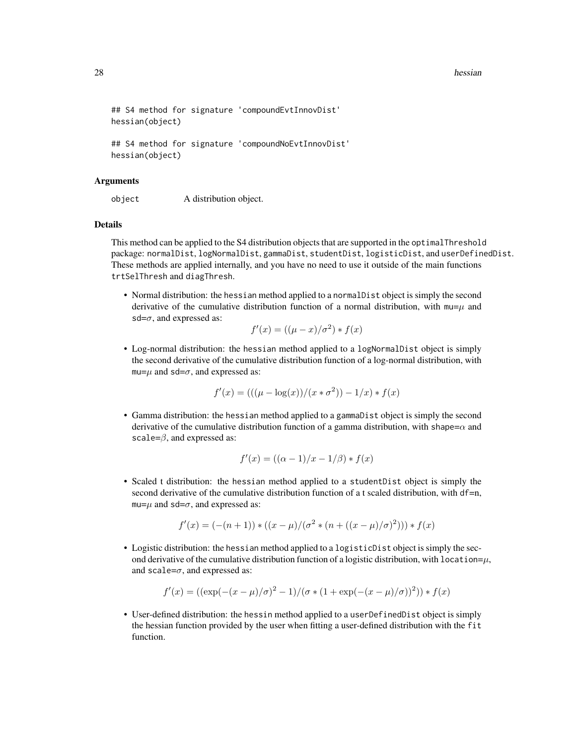```
## S4 method for signature 'compoundEvtInnovDist'
hessian(object)

## S4 method for signature 'compoundNoEvtInnovDist'
hessian(object)
```

### Arguments

`object` A distribution object.

### Details

This method can be applied to the S4 distribution objects that are supported in the `optimalThreshold` package: `normalDist`, `logNormalDist`, `gammaDist`, `studentDist`, `logisticDist`, and `userDefinedDist`. These methods are applied internally, and you have no need to use it outside of the main functions `trtSelThresh` and `diagThresh`.

- Normal distribution: the `hessian` method applied to a `normalDist` object is simply the second derivative of the cumulative distribution function of a normal distribution, with `mu`=$\mu$ and `sd`=$\sigma$, and expressed as:
$$f'(x) = ((\mu - x)/\sigma^2) * f(x)$$
- Log-normal distribution: the `hessian` method applied to a `logNormalDist` object is simply the second derivative of the cumulative distribution function of a log-normal distribution, with `mu`=$\mu$ and `sd`=$\sigma$, and expressed as:
$$f'(x) = (((\mu - \log(x))/(x * \sigma^2)) - 1/x) * f(x)$$
- Gamma distribution: the `hessian` method applied to a `gammaDist` object is simply the second derivative of the cumulative distribution function of a gamma distribution, with `shape`=$\alpha$ and `scale`=$\beta$, and expressed as:
$$f'(x) = ((\alpha - 1)/x - 1/\beta) * f(x)$$
- Scaled t distribution: the `hessian` method applied to a `studentDist` object is simply the second derivative of the cumulative distribution function of a t scaled distribution, with `df`=n, `mu`=$\mu$ and `sd`=$\sigma$, and expressed as:
$$f'(x) = (-(n+1)) * ((x - \mu)/(\sigma^2 * (n + ((x - \mu)/\sigma)^2))) * f(x)$$
- Logistic distribution: the `hessian` method applied to a `logisticDist` object is simply the second derivative of the cumulative distribution function of a logistic distribution, with `location`=$\mu$, and `scale`=$\sigma$, and expressed as:
$$f'(x) = ((\exp(-(x - \mu)/\sigma)^2 - 1)/(\sigma * (1 + \exp(-(x - \mu)/\sigma))^2)) * f(x)$$
- User-defined distribution: the `hessin` method applied to a `userDefinedDist` object is simply the hessian function provided by the user when fitting a user-defined distribution with the `fit` function.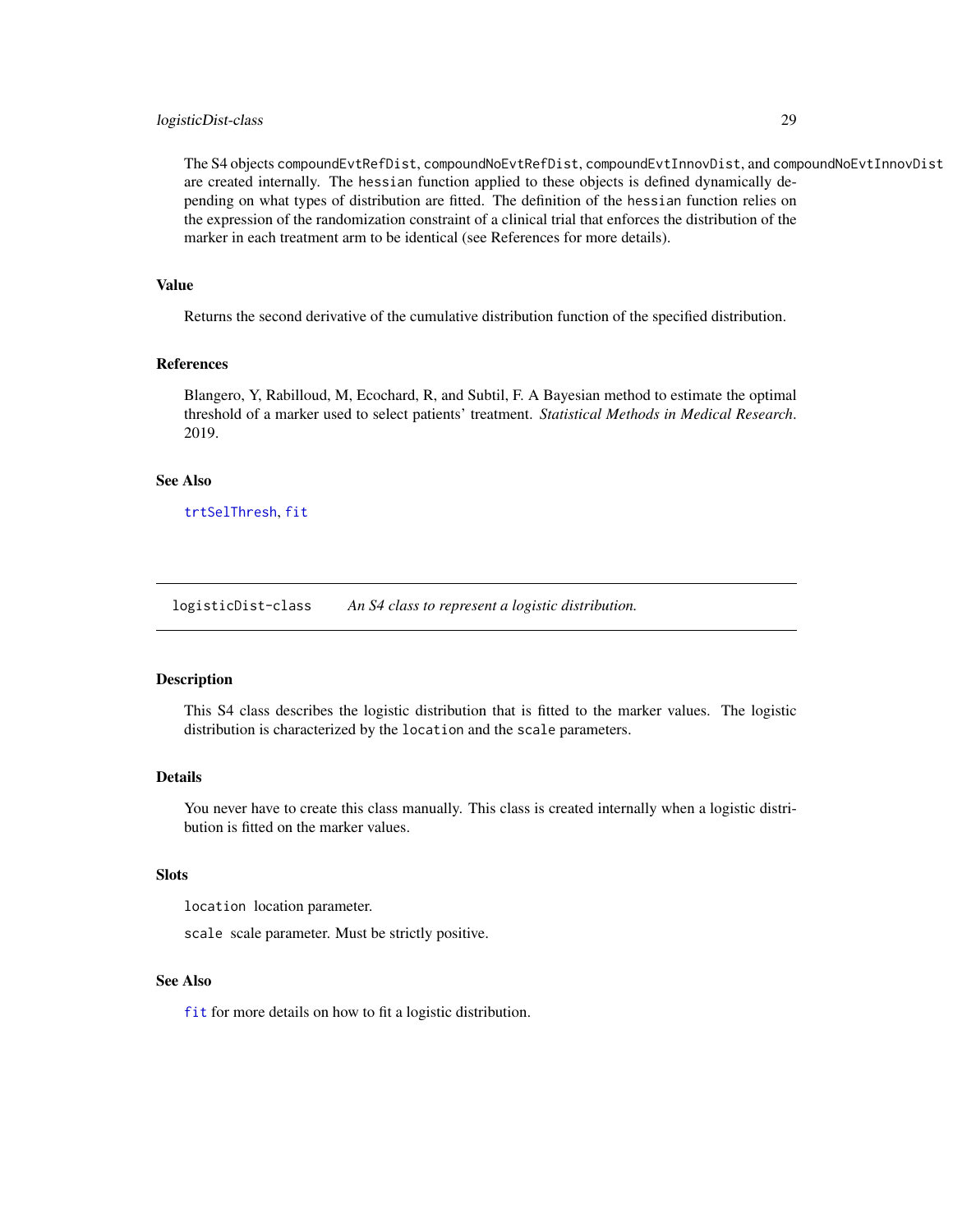The S4 objects `compoundEvtRefDist`, `compoundNoEvtRefDist`, `compoundEvtInnovDist`, and `compoundNoEvtInnovDist` are created internally. The `hessian` function applied to these objects is defined dynamically depending on what types of distribution are fitted. The definition of the `hessian` function relies on the expression of the randomization constraint of a clinical trial that enforces the distribution of the marker in each treatment arm to be identical (see References for more details).

### Value

Returns the second derivative of the cumulative distribution function of the specified distribution.

### References

Blangero, Y, Rabilloud, M, Ecochard, R, and Subtil, F. A Bayesian method to estimate the optimal threshold of a marker used to select patients' treatment. *Statistical Methods in Medical Research*. 2019.

### See Also

`trtSelThresh`, `fit`

---

## logisticDist-class — *An S4 class to represent a logistic distribution.*

### Description

This S4 class describes the logistic distribution that is fitted to the marker values. The logistic distribution is characterized by the `location` and the `scale` parameters.

### Details

You never have to create this class manually. This class is created internally when a logistic distribution is fitted on the marker values.

### Slots

`location` location parameter.

`scale` scale parameter. Must be strictly positive.

### See Also

`fit` for more details on how to fit a logistic distribution.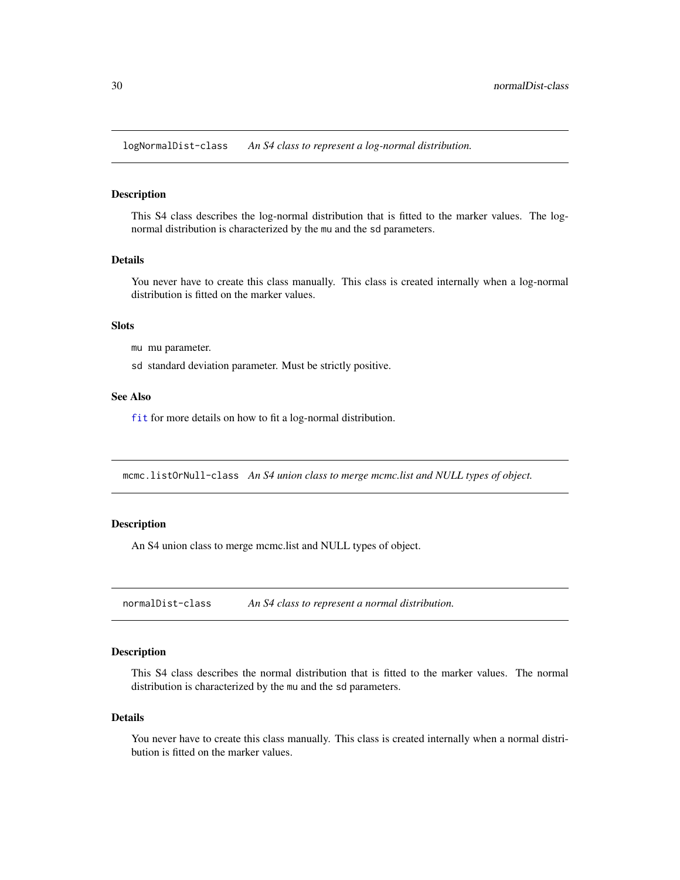## logNormalDist-class *An S4 class to represent a log-normal distribution.*

### Description

This S4 class describes the log-normal distribution that is fitted to the marker values. The log-normal distribution is characterized by the `mu` and the `sd` parameters.

### Details

You never have to create this class manually. This class is created internally when a log-normal distribution is fitted on the marker values.

### Slots

`mu` mu parameter.

`sd` standard deviation parameter. Must be strictly positive.

### See Also

`fit` for more details on how to fit a log-normal distribution.

## mcmc.listOrNull-class *An S4 union class to merge mcmc.list and NULL types of object.*

### Description

An S4 union class to merge mcmc.list and NULL types of object.

## normalDist-class *An S4 class to represent a normal distribution.*

### Description

This S4 class describes the normal distribution that is fitted to the marker values. The normal distribution is characterized by the `mu` and the `sd` parameters.

### Details

You never have to create this class manually. This class is created internally when a normal distribution is fitted on the marker values.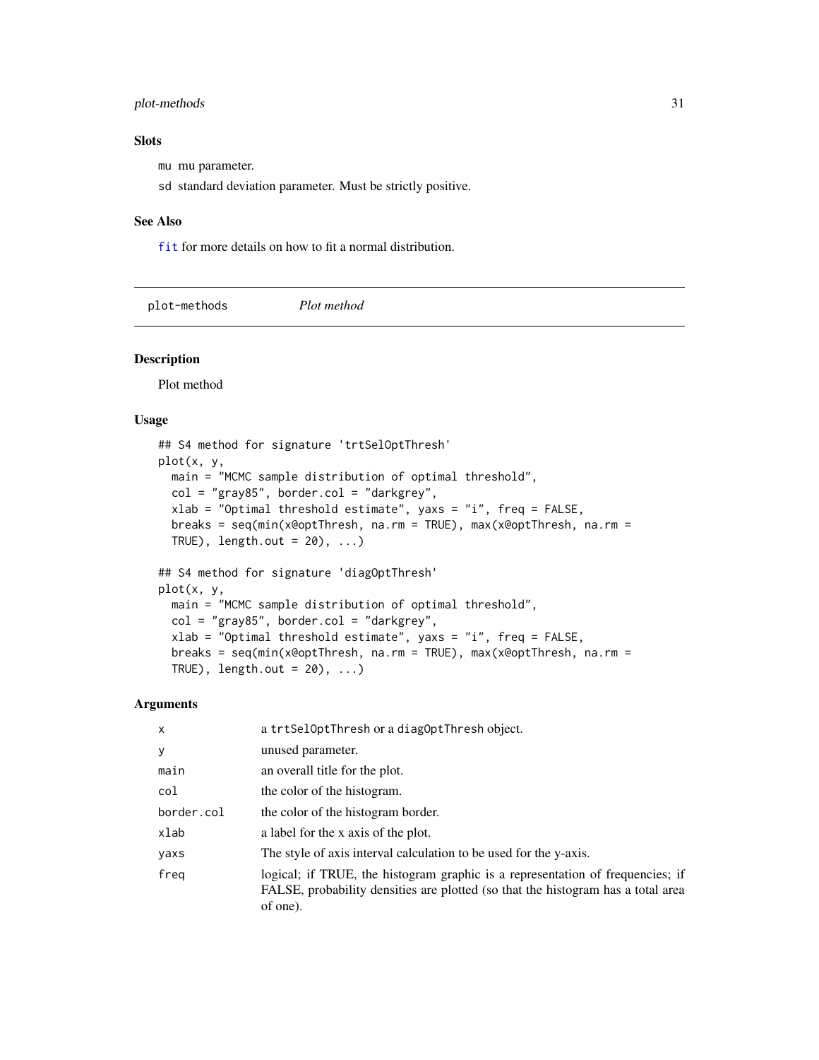### Slots

mu mu parameter.

sd standard deviation parameter. Must be strictly positive.

### See Also

fit for more details on how to fit a normal distribution.

---

## plot-methods *Plot method*

### Description

Plot method

### Usage

```
## S4 method for signature 'trtSelOptThresh'
plot(x, y,
  main = "MCMC sample distribution of optimal threshold",
  col = "gray85", border.col = "darkgrey",
  xlab = "Optimal threshold estimate", yaxs = "i", freq = FALSE,
  breaks = seq(min(x@optThresh, na.rm = TRUE), max(x@optThresh, na.rm =
  TRUE), length.out = 20), ...)

## S4 method for signature 'diagOptThresh'
plot(x, y,
  main = "MCMC sample distribution of optimal threshold",
  col = "gray85", border.col = "darkgrey",
  xlab = "Optimal threshold estimate", yaxs = "i", freq = FALSE,
  breaks = seq(min(x@optThresh, na.rm = TRUE), max(x@optThresh, na.rm =
  TRUE), length.out = 20), ...)
```

### Arguments

| | |
|---|---|
| x | a trtSelOptThresh or a diagOptThresh object. |
| y | unused parameter. |
| main | an overall title for the plot. |
| col | the color of the histogram. |
| border.col | the color of the histogram border. |
| xlab | a label for the x axis of the plot. |
| yaxs | The style of axis interval calculation to be used for the y-axis. |
| freq | logical; if TRUE, the histogram graphic is a representation of frequencies; if FALSE, probability densities are plotted (so that the histogram has a total area of one). |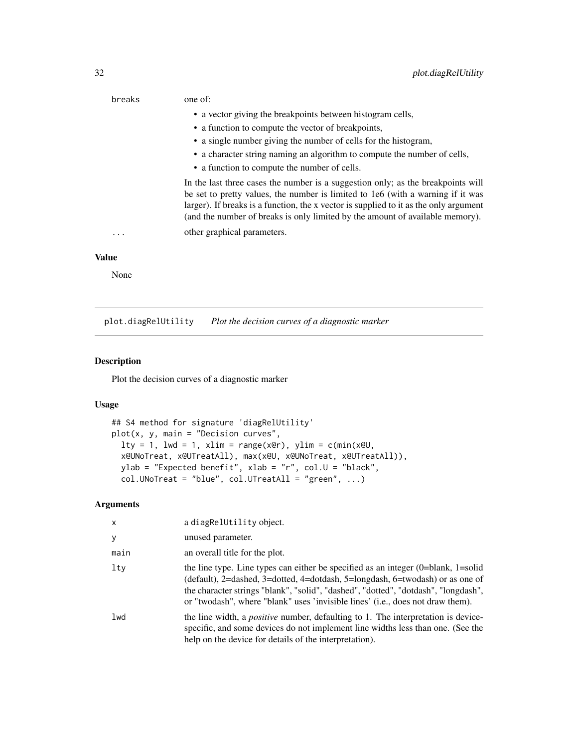| | |
|---|---|
| breaks | one of:<br>• a vector giving the breakpoints between histogram cells,<br>• a function to compute the vector of breakpoints,<br>• a single number giving the number of cells for the histogram,<br>• a character string naming an algorithm to compute the number of cells,<br>• a function to compute the number of cells.<br>In the last three cases the number is a suggestion only; as the breakpoints will be set to pretty values, the number is limited to 1e6 (with a warning if it was larger). If breaks is a function, the x vector is supplied to it as the only argument (and the number of breaks is only limited by the amount of available memory). |
| ... | other graphical parameters. |

## Value

None

---

# plot.diagRelUtility *Plot the decision curves of a diagnostic marker*

## Description

Plot the decision curves of a diagnostic marker

## Usage

```
## S4 method for signature 'diagRelUtility'
plot(x, y, main = "Decision curves",
  lty = 1, lwd = 1, xlim = range(x@r), ylim = c(min(x@U,
  x@UNoTreat, x@UTreatAll), max(x@U, x@UNoTreat, x@UTreatAll)),
  ylab = "Expected benefit", xlab = "r", col.U = "black",
  col.UNoTreat = "blue", col.UTreatAll = "green", ...)
```

## Arguments

| | |
|---|---|
| x | a diagRelUtility object. |
| y | unused parameter. |
| main | an overall title for the plot. |
| lty | the line type. Line types can either be specified as an integer (0=blank, 1=solid (default), 2=dashed, 3=dotted, 4=dotdash, 5=longdash, 6=twodash) or as one of the character strings "blank", "solid", "dashed", "dotted", "dotdash", "longdash", or "twodash", where "blank" uses 'invisible lines' (i.e., does not draw them). |
| lwd | the line width, a *positive* number, defaulting to 1. The interpretation is device-specific, and some devices do not implement line widths less than one. (See the help on the device for details of the interpretation). |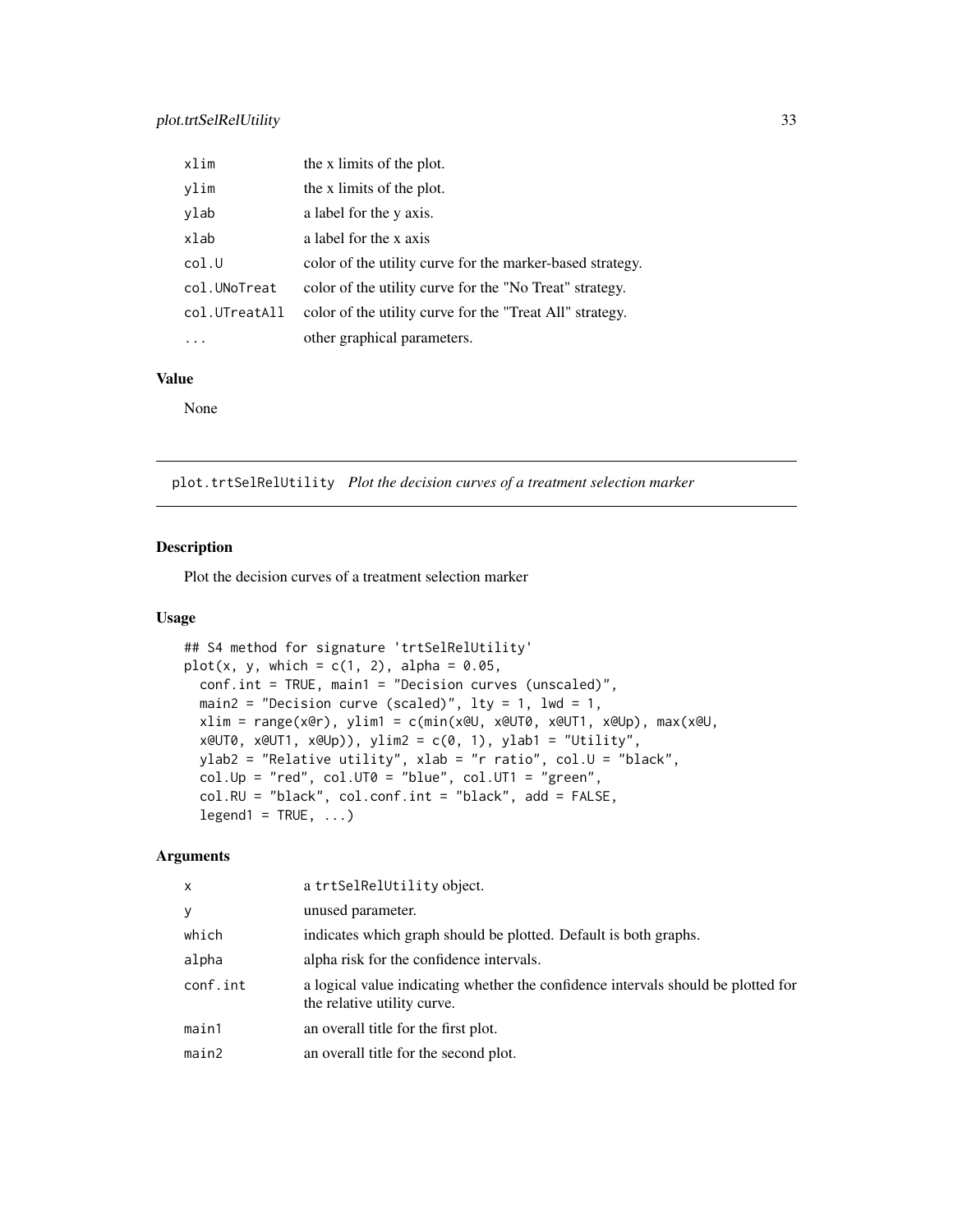| | |
|---|---|
| xlim | the x limits of the plot. |
| ylim | the x limits of the plot. |
| ylab | a label for the y axis. |
| xlab | a label for the x axis |
| col.U | color of the utility curve for the marker-based strategy. |
| col.UNoTreat | color of the utility curve for the "No Treat" strategy. |
| col.UTreatAll | color of the utility curve for the "Treat All" strategy. |
| ... | other graphical parameters. |

### Value

None

## plot.trtSelRelUtility *Plot the decision curves of a treatment selection marker*

### Description

Plot the decision curves of a treatment selection marker

### Usage

```
## S4 method for signature 'trtSelRelUtility'
plot(x, y, which = c(1, 2), alpha = 0.05,
  conf.int = TRUE, main1 = "Decision curves (unscaled)",
  main2 = "Decision curve (scaled)", lty = 1, lwd = 1,
  xlim = range(x@r), ylim1 = c(min(x@U, x@UT0, x@UT1, x@Up), max(x@U,
  x@UT0, x@UT1, x@Up)), ylim2 = c(0, 1), ylab1 = "Utility",
  ylab2 = "Relative utility", xlab = "r ratio", col.U = "black",
  col.Up = "red", col.UT0 = "blue", col.UT1 = "green",
  col.RU = "black", col.conf.int = "black", add = FALSE,
  legend1 = TRUE, ...)
```

### Arguments

| | |
|---|---|
| x | a trtSelRelUtility object. |
| y | unused parameter. |
| which | indicates which graph should be plotted. Default is both graphs. |
| alpha | alpha risk for the confidence intervals. |
| conf.int | a logical value indicating whether the confidence intervals should be plotted for the relative utility curve. |
| main1 | an overall title for the first plot. |
| main2 | an overall title for the second plot. |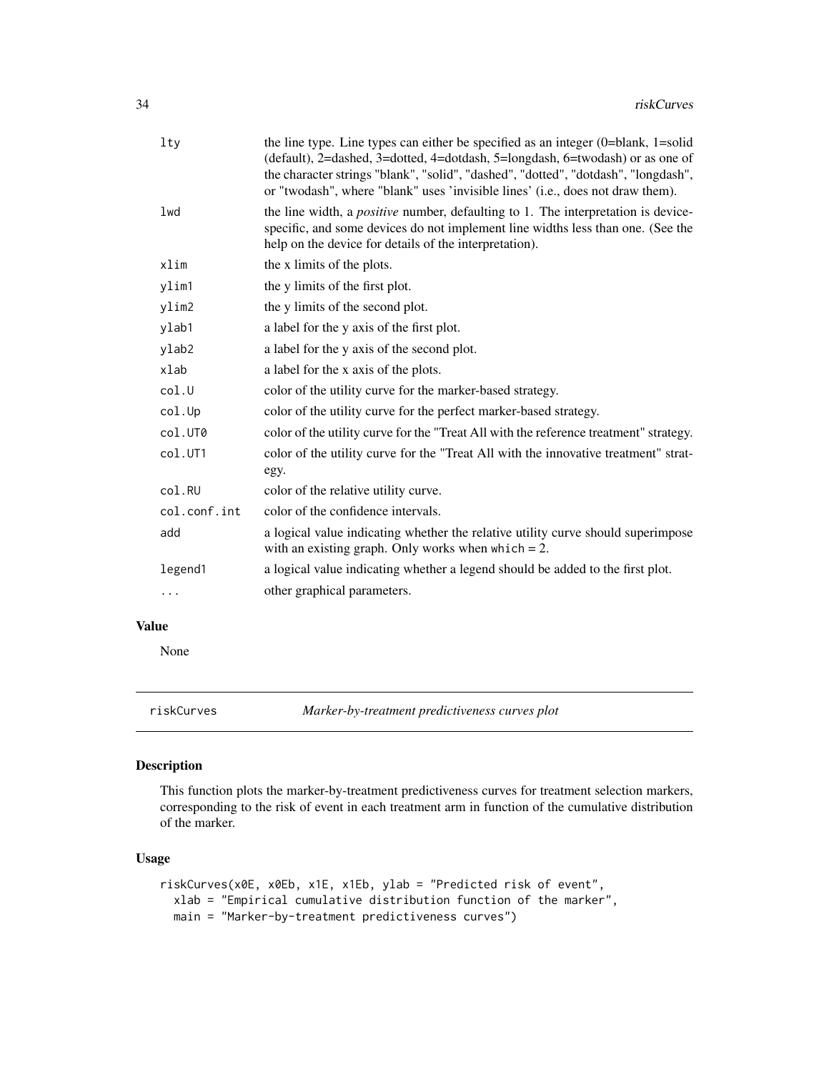| | |
|---|---|
| lty | the line type. Line types can either be specified as an integer (0=blank, 1=solid (default), 2=dashed, 3=dotted, 4=dotdash, 5=longdash, 6=twodash) or as one of the character strings "blank", "solid", "dashed", "dotted", "dotdash", "longdash", or "twodash", where "blank" uses 'invisible lines' (i.e., does not draw them). |
| lwd | the line width, a *positive* number, defaulting to 1. The interpretation is device-specific, and some devices do not implement line widths less than one. (See the help on the device for details of the interpretation). |
| xlim | the x limits of the plots. |
| ylim1 | the y limits of the first plot. |
| ylim2 | the y limits of the second plot. |
| ylab1 | a label for the y axis of the first plot. |
| ylab2 | a label for the y axis of the second plot. |
| xlab | a label for the x axis of the plots. |
| col.U | color of the utility curve for the marker-based strategy. |
| col.Up | color of the utility curve for the perfect marker-based strategy. |
| col.UT0 | color of the utility curve for the "Treat All with the reference treatment" strategy. |
| col.UT1 | color of the utility curve for the "Treat All with the innovative treatment" strategy. |
| col.RU | color of the relative utility curve. |
| col.conf.int | color of the confidence intervals. |
| add | a logical value indicating whether the relative utility curve should superimpose with an existing graph. Only works when `which = 2`. |
| legend1 | a logical value indicating whether a legend should be added to the first plot. |
| ... | other graphical parameters. |

## Value

None

---

# riskCurves — *Marker-by-treatment predictiveness curves plot*

## Description

This function plots the marker-by-treatment predictiveness curves for treatment selection markers, corresponding to the risk of event in each treatment arm in function of the cumulative distribution of the marker.

## Usage

```
riskCurves(x0E, x0Eb, x1E, x1Eb, ylab = "Predicted risk of event",
  xlab = "Empirical cumulative distribution function of the marker",
  main = "Marker-by-treatment predictiveness curves")
```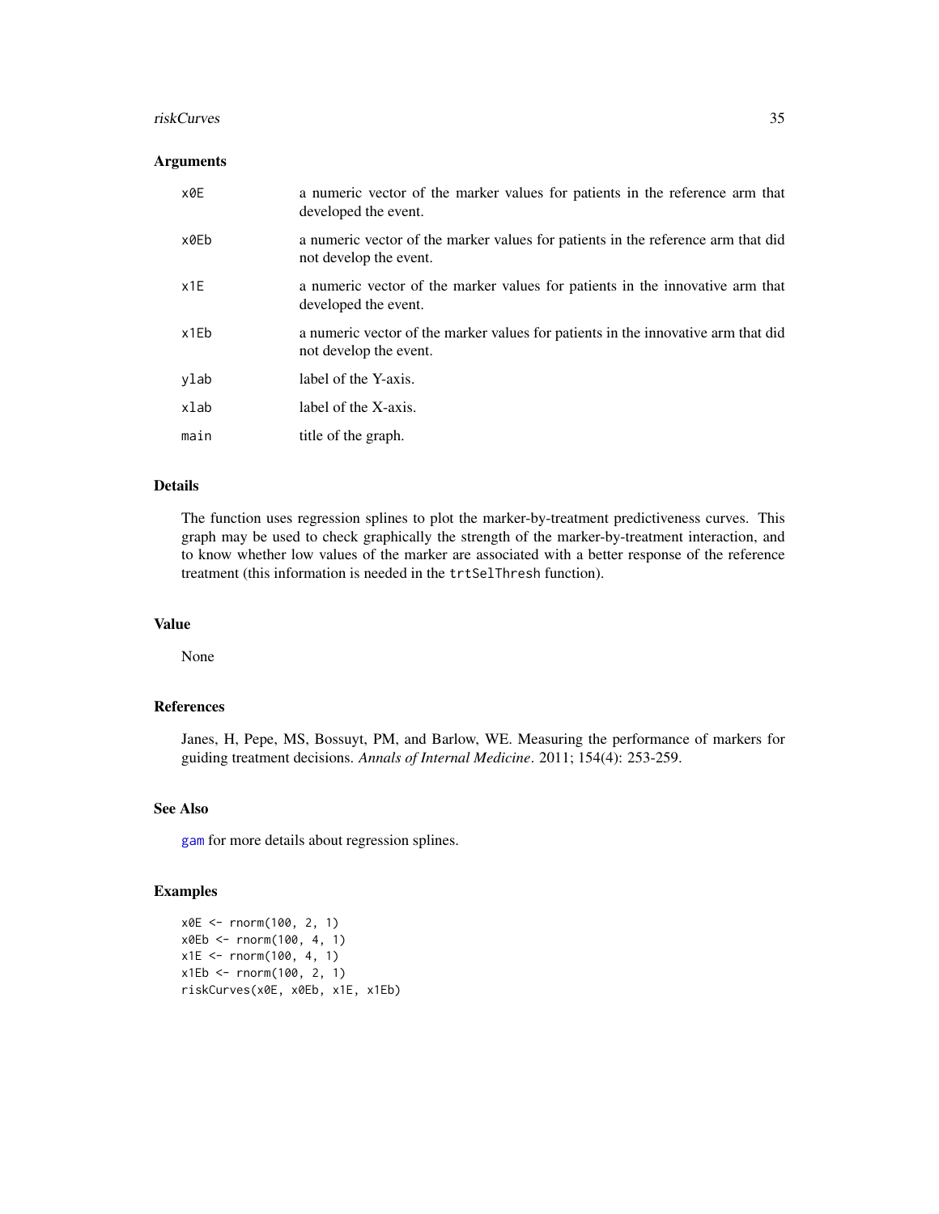### Arguments

| | |
|---|---|
| x0E | a numeric vector of the marker values for patients in the reference arm that developed the event. |
| x0Eb | a numeric vector of the marker values for patients in the reference arm that did not develop the event. |
| x1E | a numeric vector of the marker values for patients in the innovative arm that developed the event. |
| x1Eb | a numeric vector of the marker values for patients in the innovative arm that did not develop the event. |
| ylab | label of the Y-axis. |
| xlab | label of the X-axis. |
| main | title of the graph. |

### Details

The function uses regression splines to plot the marker-by-treatment predictiveness curves. This graph may be used to check graphically the strength of the marker-by-treatment interaction, and to know whether low values of the marker are associated with a better response of the reference treatment (this information is needed in the `trtSelThresh` function).

### Value

None

### References

Janes, H, Pepe, MS, Bossuyt, PM, and Barlow, WE. Measuring the performance of markers for guiding treatment decisions. *Annals of Internal Medicine*. 2011; 154(4): 253-259.

### See Also

`gam` for more details about regression splines.

### Examples

```
x0E <- rnorm(100, 2, 1)
x0Eb <- rnorm(100, 4, 1)
x1E <- rnorm(100, 4, 1)
x1Eb <- rnorm(100, 2, 1)
riskCurves(x0E, x0Eb, x1E, x1Eb)
```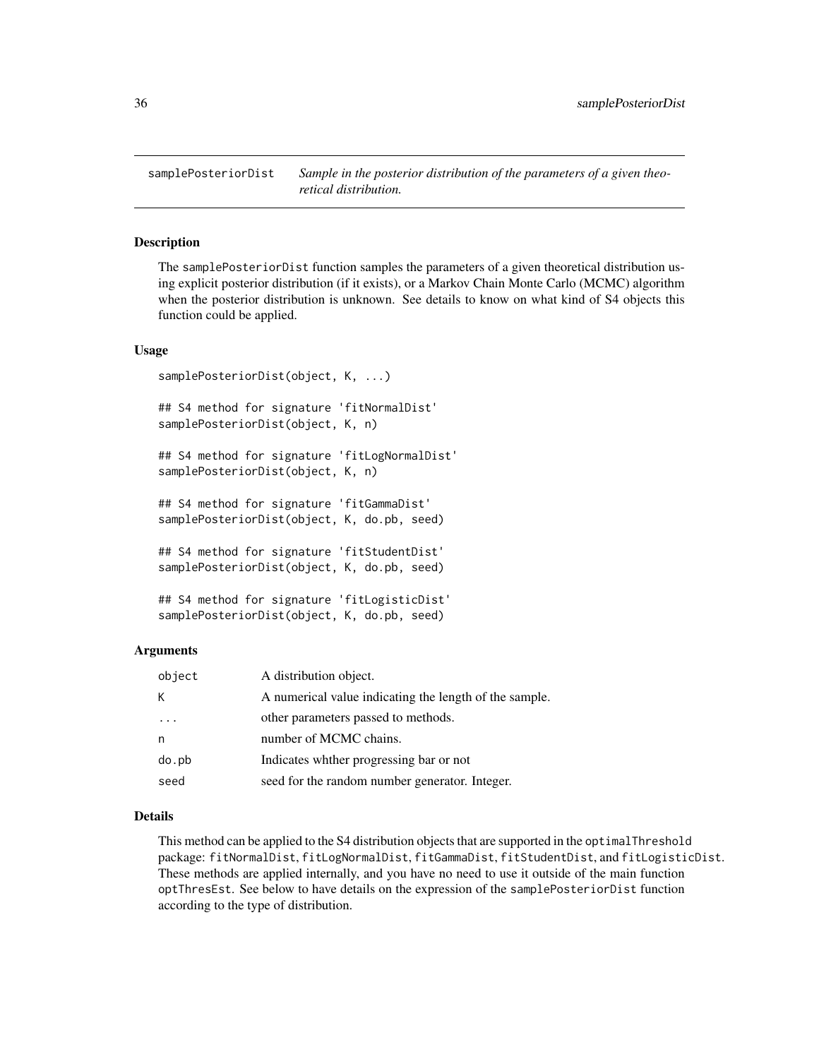samplePosteriorDist *Sample in the posterior distribution of the parameters of a given theoretical distribution.*

## Description

The samplePosteriorDist function samples the parameters of a given theoretical distribution using explicit posterior distribution (if it exists), or a Markov Chain Monte Carlo (MCMC) algorithm when the posterior distribution is unknown. See details to know on what kind of S4 objects this function could be applied.

## Usage

```
samplePosteriorDist(object, K, ...)

## S4 method for signature 'fitNormalDist'
samplePosteriorDist(object, K, n)

## S4 method for signature 'fitLogNormalDist'
samplePosteriorDist(object, K, n)

## S4 method for signature 'fitGammaDist'
samplePosteriorDist(object, K, do.pb, seed)

## S4 method for signature 'fitStudentDist'
samplePosteriorDist(object, K, do.pb, seed)

## S4 method for signature 'fitLogisticDist'
samplePosteriorDist(object, K, do.pb, seed)
```

## Arguments

| | |
|---|---|
| object | A distribution object. |
| K | A numerical value indicating the length of the sample. |
| ... | other parameters passed to methods. |
| n | number of MCMC chains. |
| do.pb | Indicates whther progressing bar or not |
| seed | seed for the random number generator. Integer. |

## Details

This method can be applied to the S4 distribution objects that are supported in the optimalThreshold package: fitNormalDist, fitLogNormalDist, fitGammaDist, fitStudentDist, and fitLogisticDist. These methods are applied internally, and you have no need to use it outside of the main function optThresEst. See below to have details on the expression of the samplePosteriorDist function according to the type of distribution.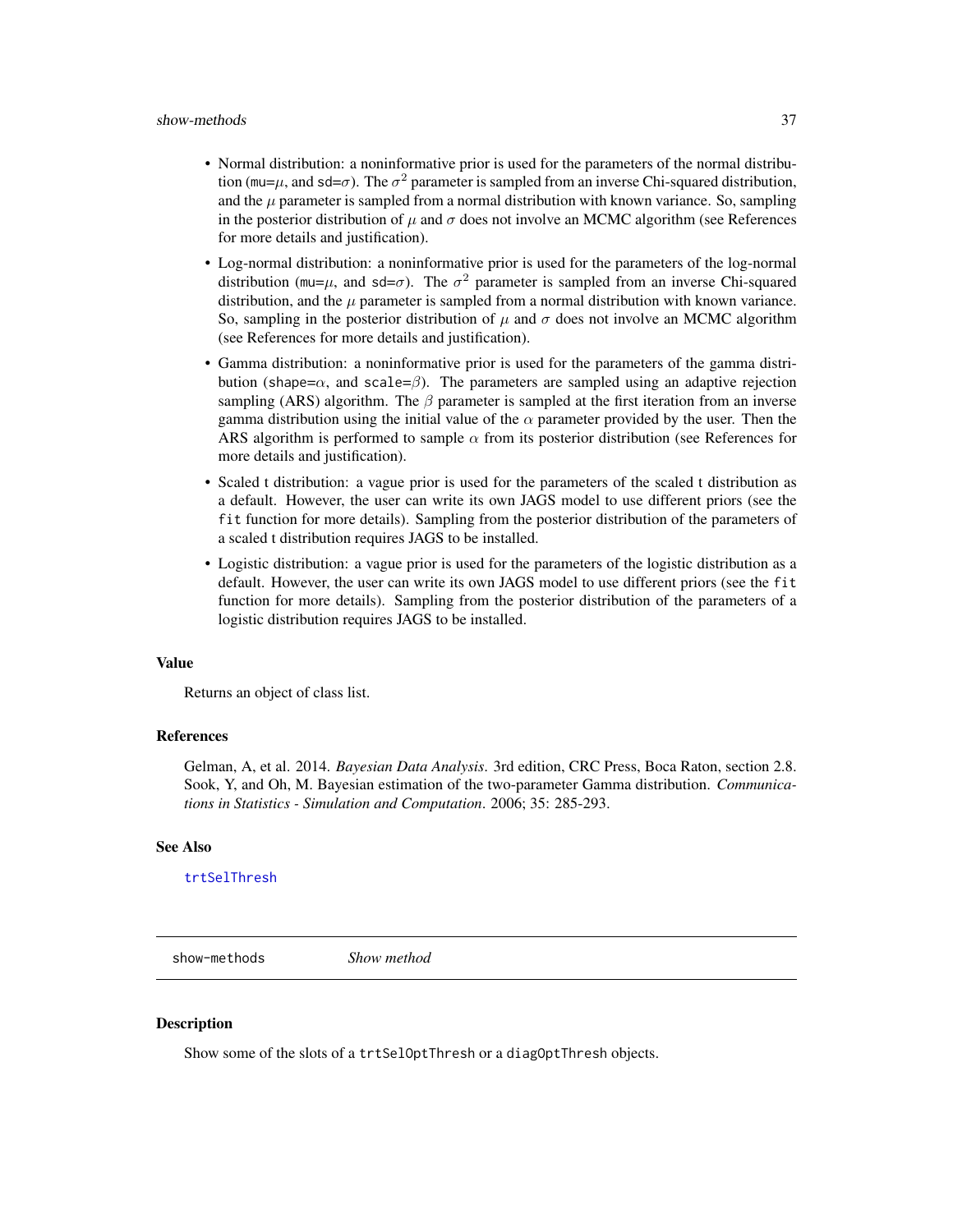- Normal distribution: a noninformative prior is used for the parameters of the normal distribution (`mu`=$\mu$, and `sd`=$\sigma$). The $\sigma^2$ parameter is sampled from an inverse Chi-squared distribution, and the $\mu$ parameter is sampled from a normal distribution with known variance. So, sampling in the posterior distribution of $\mu$ and $\sigma$ does not involve an MCMC algorithm (see References for more details and justification).
- Log-normal distribution: a noninformative prior is used for the parameters of the log-normal distribution (`mu`=$\mu$, and `sd`=$\sigma$). The $\sigma^2$ parameter is sampled from an inverse Chi-squared distribution, and the $\mu$ parameter is sampled from a normal distribution with known variance. So, sampling in the posterior distribution of $\mu$ and $\sigma$ does not involve an MCMC algorithm (see References for more details and justification).
- Gamma distribution: a noninformative prior is used for the parameters of the gamma distribution (`shape`=$\alpha$, and `scale`=$\beta$). The parameters are sampled using an adaptive rejection sampling (ARS) algorithm. The $\beta$ parameter is sampled at the first iteration from an inverse gamma distribution using the initial value of the $\alpha$ parameter provided by the user. Then the ARS algorithm is performed to sample $\alpha$ from its posterior distribution (see References for more details and justification).
- Scaled t distribution: a vague prior is used for the parameters of the scaled t distribution as a default. However, the user can write its own JAGS model to use different priors (see the `fit` function for more details). Sampling from the posterior distribution of the parameters of a scaled t distribution requires JAGS to be installed.
- Logistic distribution: a vague prior is used for the parameters of the logistic distribution as a default. However, the user can write its own JAGS model to use different priors (see the `fit` function for more details). Sampling from the posterior distribution of the parameters of a logistic distribution requires JAGS to be installed.

### Value

Returns an object of class list.

### References

Gelman, A, et al. 2014. *Bayesian Data Analysis*. 3rd edition, CRC Press, Boca Raton, section 2.8.
Sook, Y, and Oh, M. Bayesian estimation of the two-parameter Gamma distribution. *Communications in Statistics - Simulation and Computation*. 2006; 35: 285-293.

### See Also

`trtSelThresh`

---

## show-methods *Show method*

### Description

Show some of the slots of a `trtSelOptThresh` or a `diagOptThresh` objects.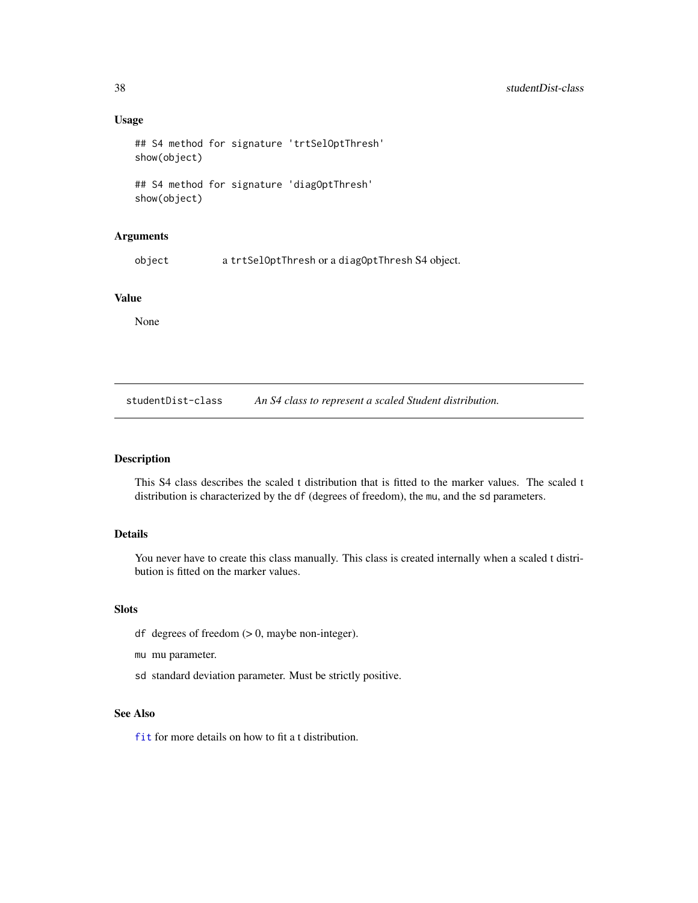### Usage

```
## S4 method for signature 'trtSelOptThresh'
show(object)

## S4 method for signature 'diagOptThresh'
show(object)
```

### Arguments

| | |
|---|---|
| object | a trtSelOptThresh or a diagOptThresh S4 object. |

### Value

None

---

## studentDist-class *An S4 class to represent a scaled Student distribution.*

---

### Description

This S4 class describes the scaled t distribution that is fitted to the marker values. The scaled t distribution is characterized by the df (degrees of freedom), the mu, and the sd parameters.

### Details

You never have to create this class manually. This class is created internally when a scaled t distribution is fitted on the marker values.

### Slots

- df degrees of freedom (> 0, maybe non-integer).
- mu mu parameter.
- sd standard deviation parameter. Must be strictly positive.

### See Also

fit for more details on how to fit a t distribution.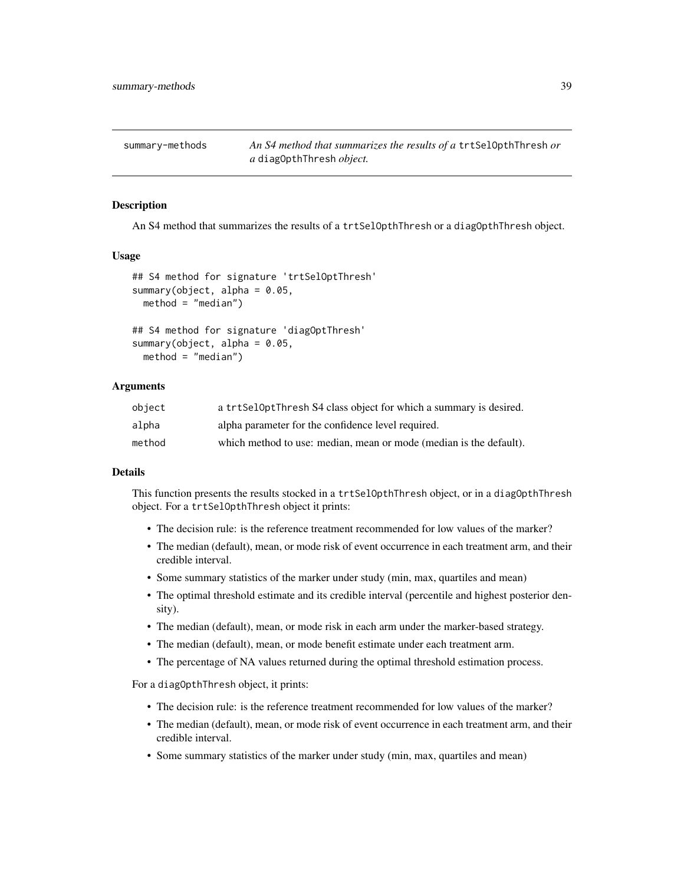summary-methods *An S4 method that summarizes the results of a* `trtSelOpthThresh` *or a* `diagOpthThresh` *object.*

## Description

An S4 method that summarizes the results of a `trtSelOpthThresh` or a `diagOpthThresh` object.

## Usage

```
## S4 method for signature 'trtSelOptThresh'
summary(object, alpha = 0.05,
  method = "median")

## S4 method for signature 'diagOptThresh'
summary(object, alpha = 0.05,
  method = "median")
```

## Arguments

| | |
|---|---|
| `object` | a `trtSelOptThresh` S4 class object for which a summary is desired. |
| `alpha` | alpha parameter for the confidence level required. |
| `method` | which method to use: median, mean or mode (median is the default). |

## Details

This function presents the results stocked in a `trtSelOpthThresh` object, or in a `diagOpthThresh` object. For a `trtSelOpthThresh` object it prints:

- The decision rule: is the reference treatment recommended for low values of the marker?
- The median (default), mean, or mode risk of event occurrence in each treatment arm, and their credible interval.
- Some summary statistics of the marker under study (min, max, quartiles and mean)
- The optimal threshold estimate and its credible interval (percentile and highest posterior density).
- The median (default), mean, or mode risk in each arm under the marker-based strategy.
- The median (default), mean, or mode benefit estimate under each treatment arm.
- The percentage of NA values returned during the optimal threshold estimation process.

For a `diagOpthThresh` object, it prints:

- The decision rule: is the reference treatment recommended for low values of the marker?
- The median (default), mean, or mode risk of event occurrence in each treatment arm, and their credible interval.
- Some summary statistics of the marker under study (min, max, quartiles and mean)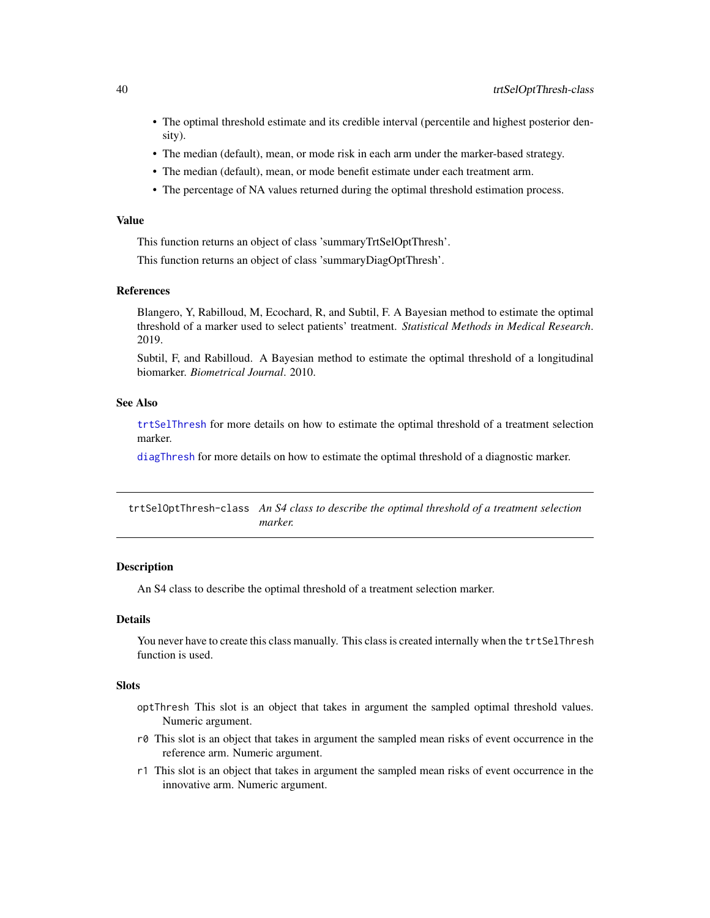- The optimal threshold estimate and its credible interval (percentile and highest posterior density).
- The median (default), mean, or mode risk in each arm under the marker-based strategy.
- The median (default), mean, or mode benefit estimate under each treatment arm.
- The percentage of NA values returned during the optimal threshold estimation process.

### Value

This function returns an object of class 'summaryTrtSelOptThresh'.

This function returns an object of class 'summaryDiagOptThresh'.

### References

Blangero, Y, Rabilloud, M, Ecochard, R, and Subtil, F. A Bayesian method to estimate the optimal threshold of a marker used to select patients' treatment. *Statistical Methods in Medical Research*. 2019.

Subtil, F, and Rabilloud. A Bayesian method to estimate the optimal threshold of a longitudinal biomarker. *Biometrical Journal*. 2010.

### See Also

`trtSelThresh` for more details on how to estimate the optimal threshold of a treatment selection marker.

`diagThresh` for more details on how to estimate the optimal threshold of a diagnostic marker.

---

## trtSelOptThresh-class &nbsp;&nbsp; *An S4 class to describe the optimal threshold of a treatment selection marker.*

---

### Description

An S4 class to describe the optimal threshold of a treatment selection marker.

### Details

You never have to create this class manually. This class is created internally when the `trtSelThresh` function is used.

### Slots

`optThresh` This slot is an object that takes in argument the sampled optimal threshold values. Numeric argument.

`r0` This slot is an object that takes in argument the sampled mean risks of event occurrence in the reference arm. Numeric argument.

`r1` This slot is an object that takes in argument the sampled mean risks of event occurrence in the innovative arm. Numeric argument.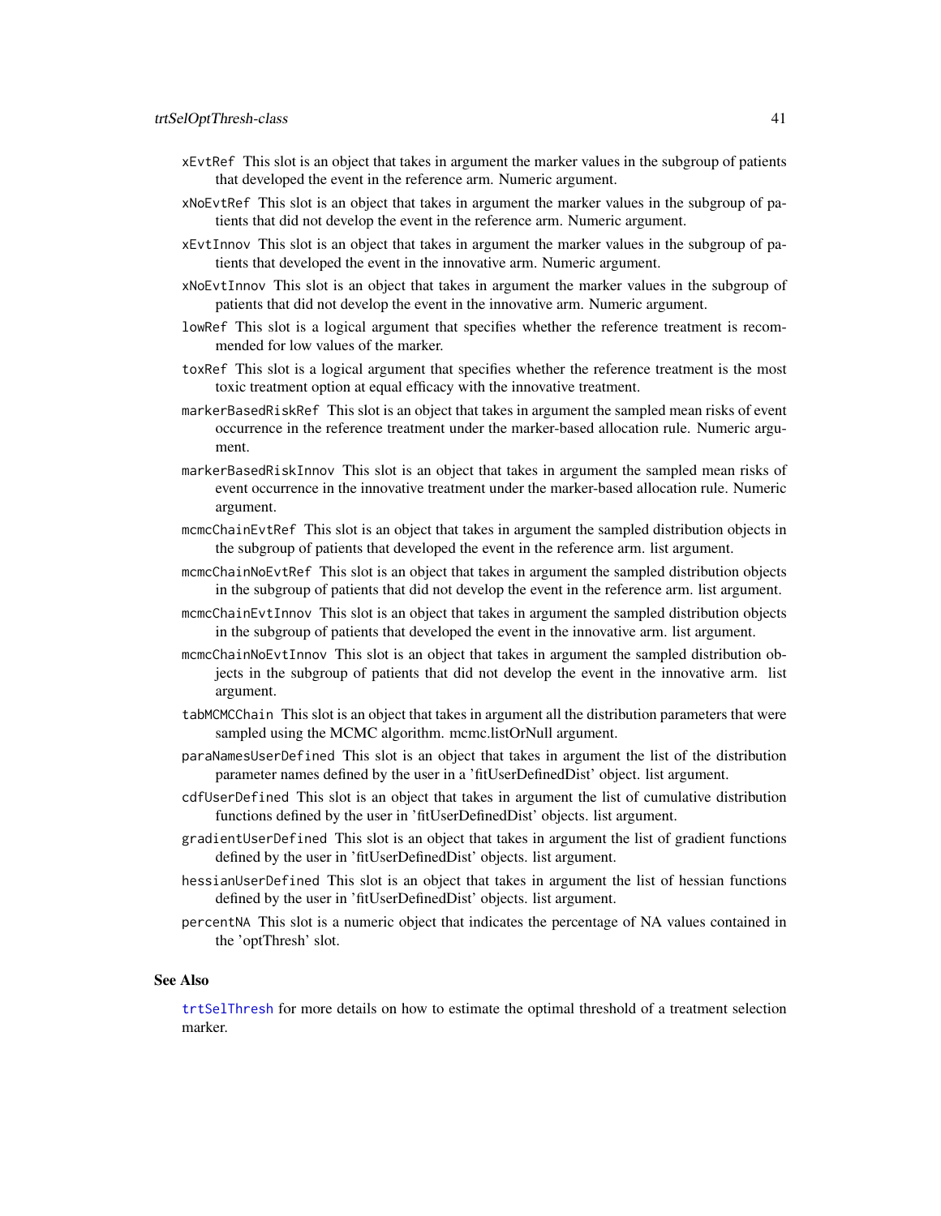`xEvtRef` This slot is an object that takes in argument the marker values in the subgroup of patients that developed the event in the reference arm. Numeric argument.

`xNoEvtRef` This slot is an object that takes in argument the marker values in the subgroup of patients that did not develop the event in the reference arm. Numeric argument.

`xEvtInnov` This slot is an object that takes in argument the marker values in the subgroup of patients that developed the event in the innovative arm. Numeric argument.

`xNoEvtInnov` This slot is an object that takes in argument the marker values in the subgroup of patients that did not develop the event in the innovative arm. Numeric argument.

`lowRef` This slot is a logical argument that specifies whether the reference treatment is recommended for low values of the marker.

`toxRef` This slot is a logical argument that specifies whether the reference treatment is the most toxic treatment option at equal efficacy with the innovative treatment.

`markerBasedRiskRef` This slot is an object that takes in argument the sampled mean risks of event occurrence in the reference treatment under the marker-based allocation rule. Numeric argument.

`markerBasedRiskInnov` This slot is an object that takes in argument the sampled mean risks of event occurrence in the innovative treatment under the marker-based allocation rule. Numeric argument.

`mcmcChainEvtRef` This slot is an object that takes in argument the sampled distribution objects in the subgroup of patients that developed the event in the reference arm. list argument.

`mcmcChainNoEvtRef` This slot is an object that takes in argument the sampled distribution objects in the subgroup of patients that did not develop the event in the reference arm. list argument.

`mcmcChainEvtInnov` This slot is an object that takes in argument the sampled distribution objects in the subgroup of patients that developed the event in the innovative arm. list argument.

`mcmcChainNoEvtInnov` This slot is an object that takes in argument the sampled distribution objects in the subgroup of patients that did not develop the event in the innovative arm. list argument.

`tabMCMCChain` This slot is an object that takes in argument all the distribution parameters that were sampled using the MCMC algorithm. mcmc.listOrNull argument.

`paraNamesUserDefined` This slot is an object that takes in argument the list of the distribution parameter names defined by the user in a 'fitUserDefinedDist' object. list argument.

`cdfUserDefined` This slot is an object that takes in argument the list of cumulative distribution functions defined by the user in 'fitUserDefinedDist' objects. list argument.

`gradientUserDefined` This slot is an object that takes in argument the list of gradient functions defined by the user in 'fitUserDefinedDist' objects. list argument.

`hessianUserDefined` This slot is an object that takes in argument the list of hessian functions defined by the user in 'fitUserDefinedDist' objects. list argument.

`percentNA` This slot is a numeric object that indicates the percentage of NA values contained in the 'optThresh' slot.

## See Also

trtSelThresh for more details on how to estimate the optimal threshold of a treatment selection marker.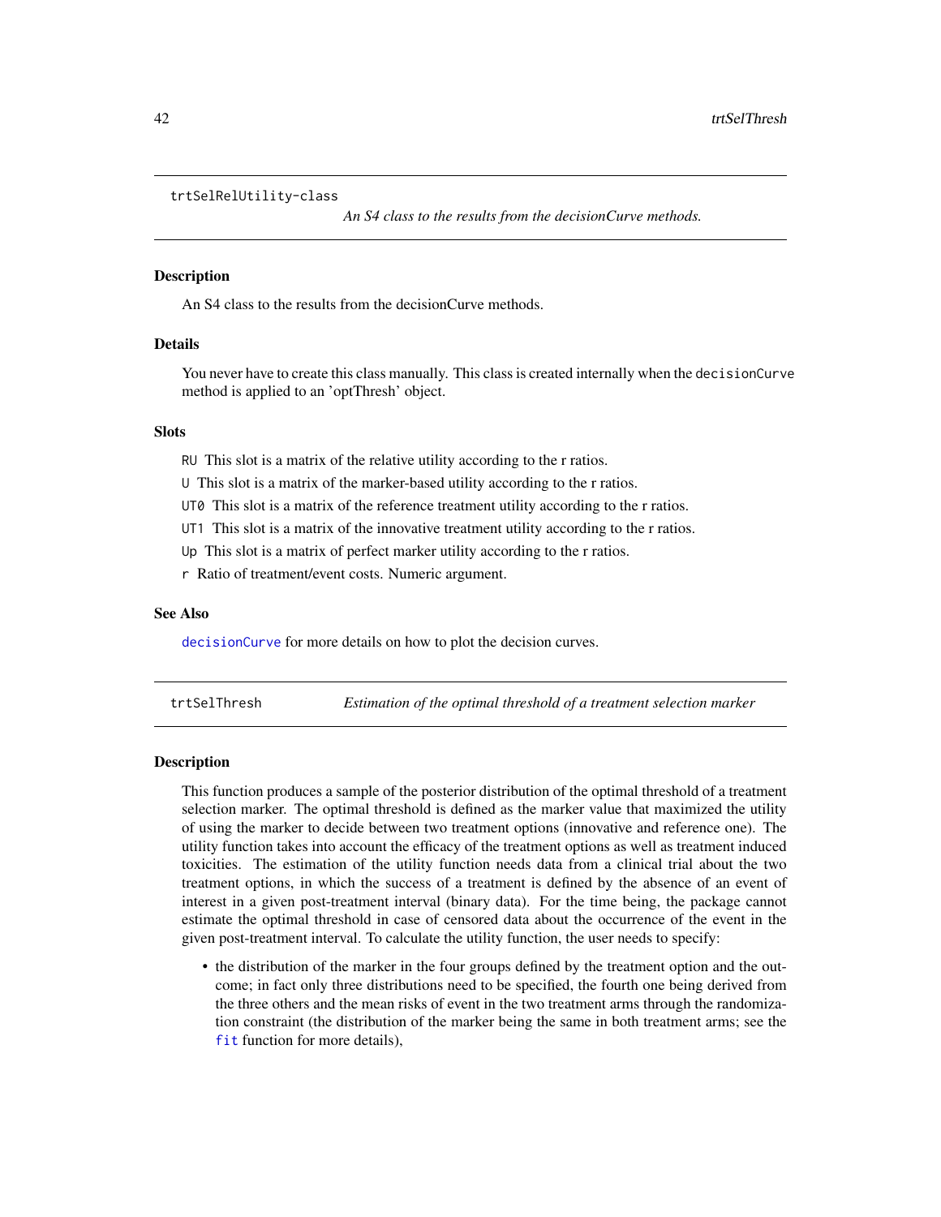## trtSelRelUtility-class

*An S4 class to the results from the decisionCurve methods.*

### Description

An S4 class to the results from the decisionCurve methods.

### Details

You never have to create this class manually. This class is created internally when the `decisionCurve` method is applied to an 'optThresh' object.

### Slots

`RU` This slot is a matrix of the relative utility according to the r ratios.

`U` This slot is a matrix of the marker-based utility according to the r ratios.

`UT0` This slot is a matrix of the reference treatment utility according to the r ratios.

`UT1` This slot is a matrix of the innovative treatment utility according to the r ratios.

`Up` This slot is a matrix of perfect marker utility according to the r ratios.

`r` Ratio of treatment/event costs. Numeric argument.

### See Also

`decisionCurve` for more details on how to plot the decision curves.

## trtSelThresh

*Estimation of the optimal threshold of a treatment selection marker*

### Description

This function produces a sample of the posterior distribution of the optimal threshold of a treatment selection marker. The optimal threshold is defined as the marker value that maximized the utility of using the marker to decide between two treatment options (innovative and reference one). The utility function takes into account the efficacy of the treatment options as well as treatment induced toxicities. The estimation of the utility function needs data from a clinical trial about the two treatment options, in which the success of a treatment is defined by the absence of an event of interest in a given post-treatment interval (binary data). For the time being, the package cannot estimate the optimal threshold in case of censored data about the occurrence of the event in the given post-treatment interval. To calculate the utility function, the user needs to specify:

- the distribution of the marker in the four groups defined by the treatment option and the outcome; in fact only three distributions need to be specified, the fourth one being derived from the three others and the mean risks of event in the two treatment arms through the randomization constraint (the distribution of the marker being the same in both treatment arms; see the `fit` function for more details),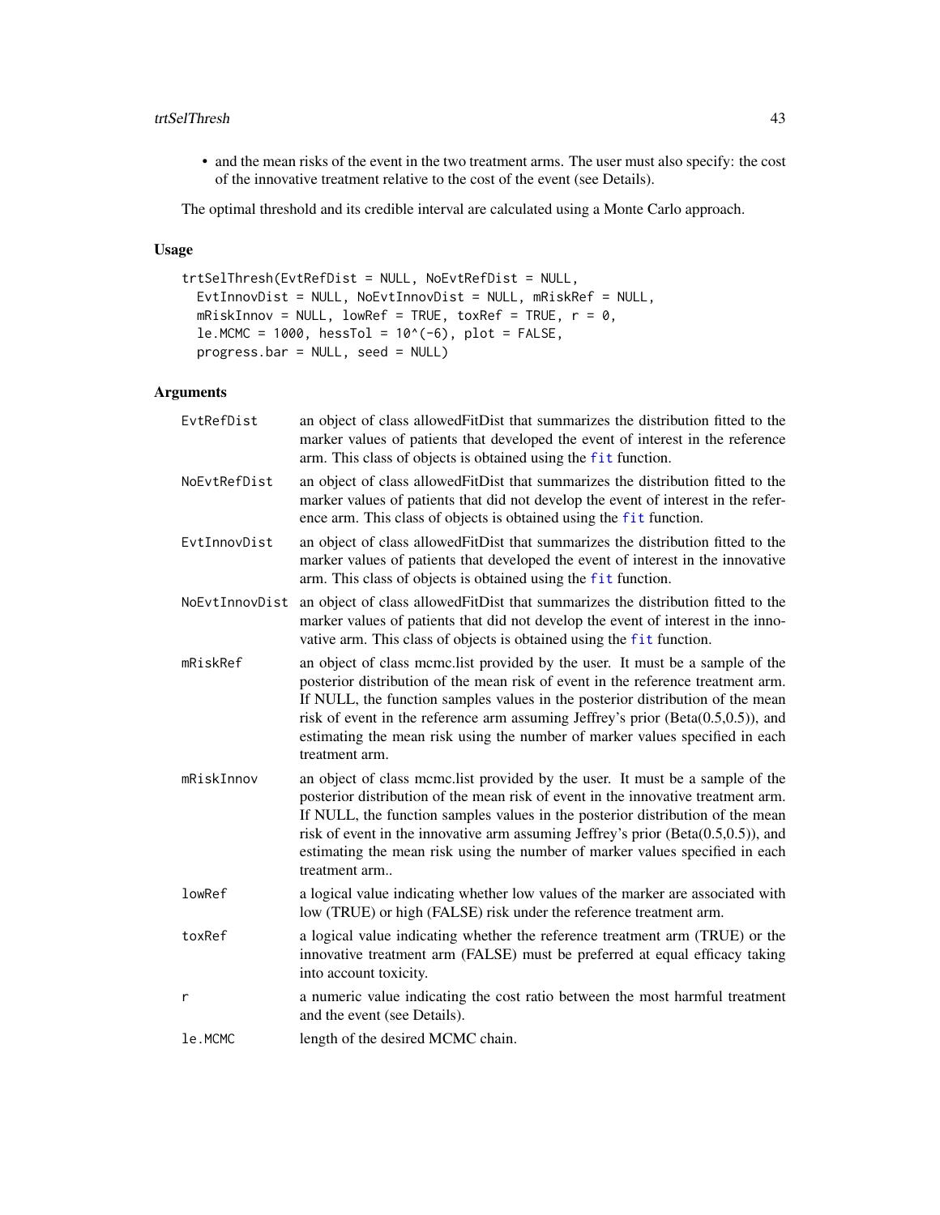- and the mean risks of the event in the two treatment arms. The user must also specify: the cost of the innovative treatment relative to the cost of the event (see Details).

The optimal threshold and its credible interval are calculated using a Monte Carlo approach.

## Usage

```
trtSelThresh(EvtRefDist = NULL, NoEvtRefDist = NULL,
  EvtInnovDist = NULL, NoEvtInnovDist = NULL, mRiskRef = NULL,
  mRiskInnov = NULL, lowRef = TRUE, toxRef = TRUE, r = 0,
  le.MCMC = 1000, hessTol = 10^(-6), plot = FALSE,
  progress.bar = NULL, seed = NULL)
```

## Arguments

| | |
|---|---|
| `EvtRefDist` | an object of class allowedFitDist that summarizes the distribution fitted to the marker values of patients that developed the event of interest in the reference arm. This class of objects is obtained using the `fit` function. |
| `NoEvtRefDist` | an object of class allowedFitDist that summarizes the distribution fitted to the marker values of patients that did not develop the event of interest in the reference arm. This class of objects is obtained using the `fit` function. |
| `EvtInnovDist` | an object of class allowedFitDist that summarizes the distribution fitted to the marker values of patients that developed the event of interest in the innovative arm. This class of objects is obtained using the `fit` function. |
| `NoEvtInnovDist` | an object of class allowedFitDist that summarizes the distribution fitted to the marker values of patients that did not develop the event of interest in the innovative arm. This class of objects is obtained using the `fit` function. |
| `mRiskRef` | an object of class mcmc.list provided by the user. It must be a sample of the posterior distribution of the mean risk of event in the reference treatment arm. If NULL, the function samples values in the posterior distribution of the mean risk of event in the reference arm assuming Jeffrey's prior (Beta(0.5,0.5)), and estimating the mean risk using the number of marker values specified in each treatment arm. |
| `mRiskInnov` | an object of class mcmc.list provided by the user. It must be a sample of the posterior distribution of the mean risk of event in the innovative treatment arm. If NULL, the function samples values in the posterior distribution of the mean risk of event in the innovative arm assuming Jeffrey's prior (Beta(0.5,0.5)), and estimating the mean risk using the number of marker values specified in each treatment arm.. |
| `lowRef` | a logical value indicating whether low values of the marker are associated with low (TRUE) or high (FALSE) risk under the reference treatment arm. |
| `toxRef` | a logical value indicating whether the reference treatment arm (TRUE) or the innovative treatment arm (FALSE) must be preferred at equal efficacy taking into account toxicity. |
| `r` | a numeric value indicating the cost ratio between the most harmful treatment and the event (see Details). |
| `le.MCMC` | length of the desired MCMC chain. |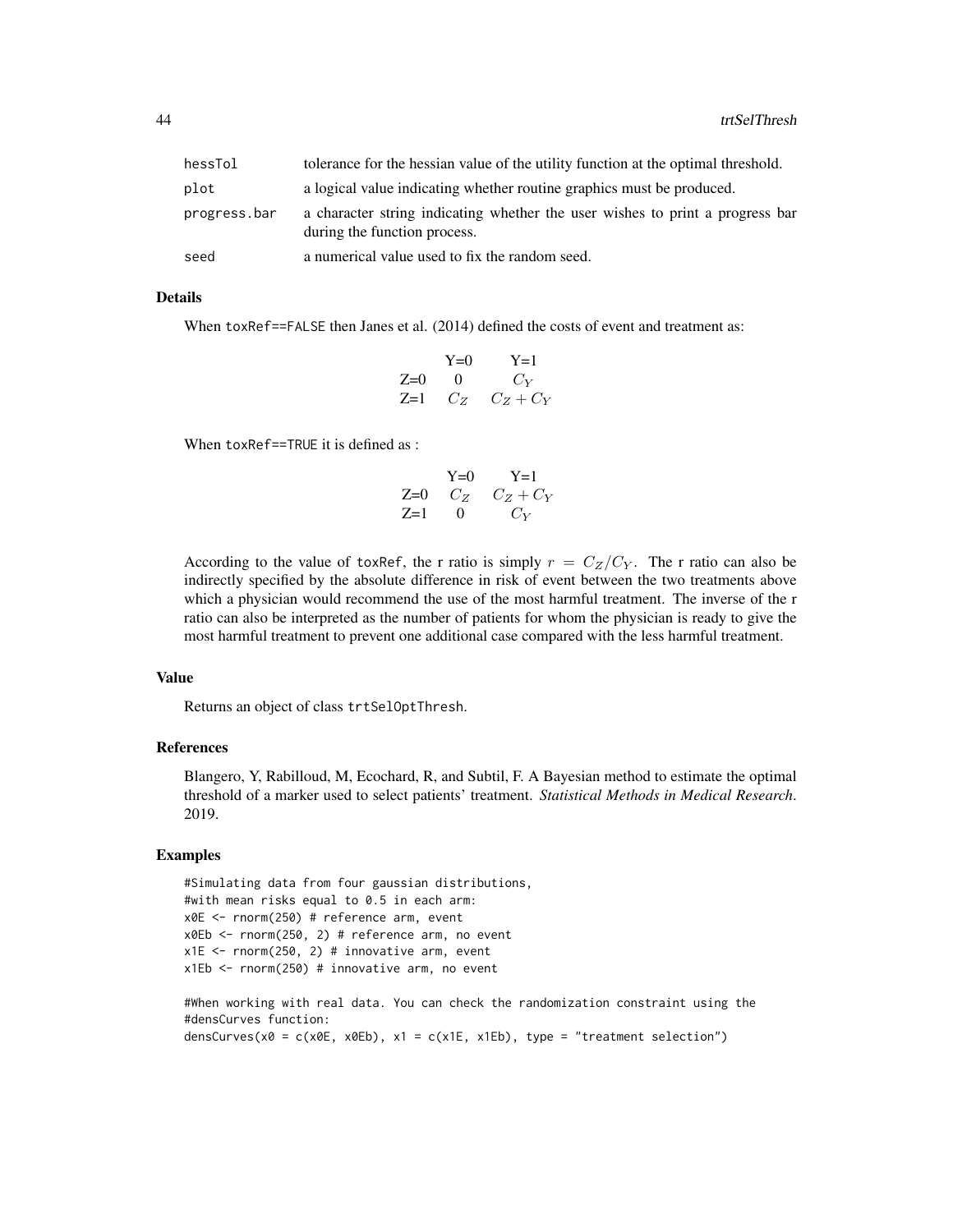| | |
|---|---|
| hessTol | tolerance for the hessian value of the utility function at the optimal threshold. |
| plot | a logical value indicating whether routine graphics must be produced. |
| progress.bar | a character string indicating whether the user wishes to print a progress bar during the function process. |
| seed | a numerical value used to fix the random seed. |

## Details

When toxRef==FALSE then Janes et al. (2014) defined the costs of event and treatment as:

| | Y=0 | Y=1 |
|---|---|---|
| Z=0 | 0 | $C_Y$ |
| Z=1 | $C_Z$ | $C_Z + C_Y$ |

When toxRef==TRUE it is defined as :

| | Y=0 | Y=1 |
|---|---|---|
| Z=0 | $C_Z$ | $C_Z + C_Y$ |
| Z=1 | 0 | $C_Y$ |

According to the value of toxRef, the r ratio is simply $r = C_Z/C_Y$. The r ratio can also be indirectly specified by the absolute difference in risk of event between the two treatments above which a physician would recommend the use of the most harmful treatment. The inverse of the r ratio can also be interpreted as the number of patients for whom the physician is ready to give the most harmful treatment to prevent one additional case compared with the less harmful treatment.

## Value

Returns an object of class trtSelOptThresh.

## References

Blangero, Y, Rabilloud, M, Ecochard, R, and Subtil, F. A Bayesian method to estimate the optimal threshold of a marker used to select patients' treatment. *Statistical Methods in Medical Research*. 2019.

## Examples

```
#Simulating data from four gaussian distributions,
#with mean risks equal to 0.5 in each arm:
x0E <- rnorm(250) # reference arm, event
x0Eb <- rnorm(250, 2) # reference arm, no event
x1E <- rnorm(250, 2) # innovative arm, event
x1Eb <- rnorm(250) # innovative arm, no event

#When working with real data. You can check the randomization constraint using the
#densCurves function:
densCurves(x0 = c(x0E, x0Eb), x1 = c(x1E, x1Eb), type = "treatment selection")
```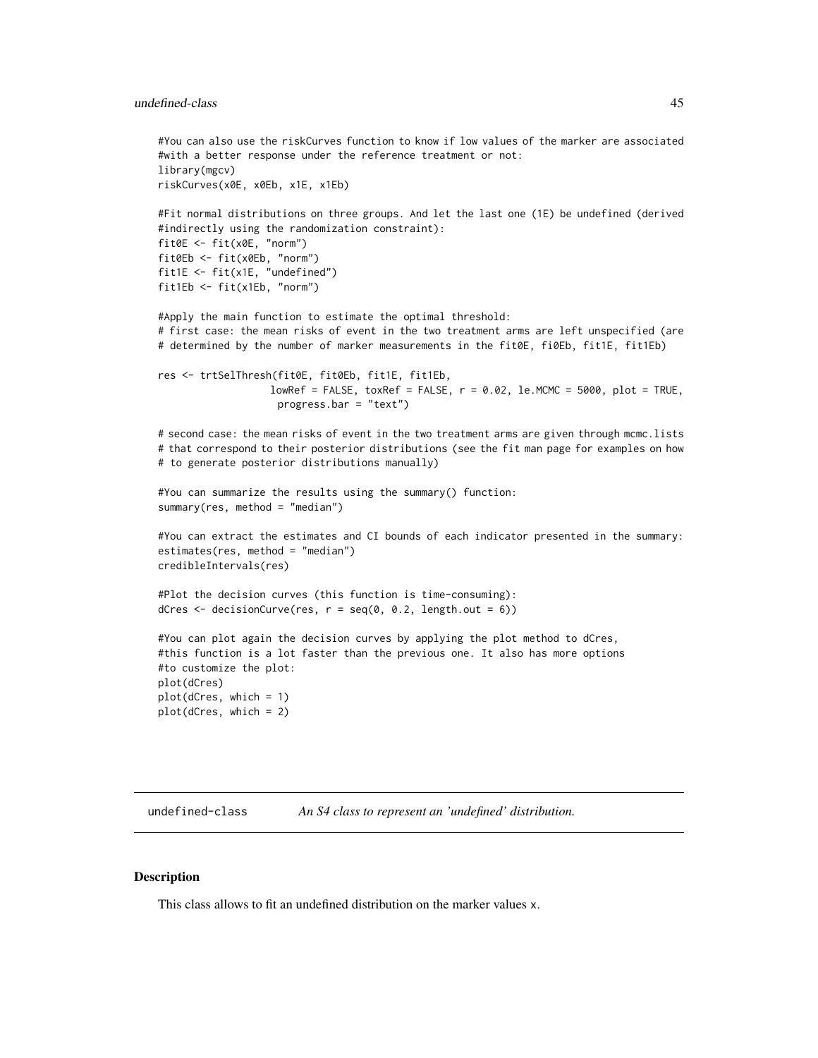```
#You can also use the riskCurves function to know if low values of the marker are associated
#with a better response under the reference treatment or not:
library(mgcv)
riskCurves(x0E, x0Eb, x1E, x1Eb)

#Fit normal distributions on three groups. And let the last one (1E) be undefined (derived
#indirectly using the randomization constraint):
fit0E <- fit(x0E, "norm")
fit0Eb <- fit(x0Eb, "norm")
fit1E <- fit(x1E, "undefined")
fit1Eb <- fit(x1Eb, "norm")

#Apply the main function to estimate the optimal threshold:
# first case: the mean risks of event in the two treatment arms are left unspecified (are
# determined by the number of marker measurements in the fit0E, fi0Eb, fit1E, fit1Eb)

res <- trtSelThresh(fit0E, fit0Eb, fit1E, fit1Eb,
                   lowRef = FALSE, toxRef = FALSE, r = 0.02, le.MCMC = 5000, plot = TRUE,
                    progress.bar = "text")

# second case: the mean risks of event in the two treatment arms are given through mcmc.lists
# that correspond to their posterior distributions (see the fit man page for examples on how
# to generate posterior distributions manually)

#You can summarize the results using the summary() function:
summary(res, method = "median")

#You can extract the estimates and CI bounds of each indicator presented in the summary:
estimates(res, method = "median")
credibleIntervals(res)

#Plot the decision curves (this function is time-consuming):
dCres <- decisionCurve(res, r = seq(0, 0.2, length.out = 6))

#You can plot again the decision curves by applying the plot method to dCres,
#this function is a lot faster than the previous one. It also has more options
#to customize the plot:
plot(dCres)
plot(dCres, which = 1)
plot(dCres, which = 2)
```

## undefined-class — *An S4 class to represent an 'undefined' distribution.*

### Description

This class allows to fit an undefined distribution on the marker values x.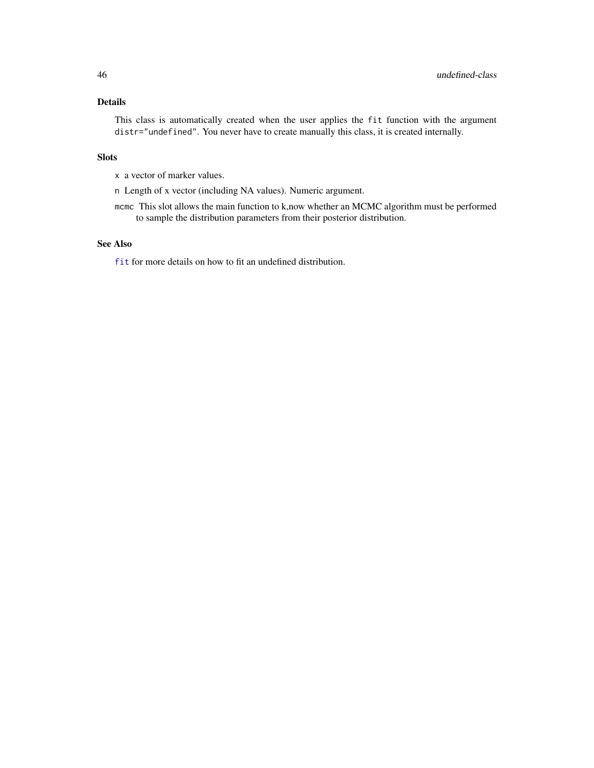### Details

This class is automatically created when the user applies the `fit` function with the argument `distr="undefined"`. You never have to create manually this class, it is created internally.

### Slots

- `x` a vector of marker values.
- `n` Length of x vector (including NA values). Numeric argument.
- `mcmc` This slot allows the main function to k,now whether an MCMC algorithm must be performed to sample the distribution parameters from their posterior distribution.

### See Also

`fit` for more details on how to fit an undefined distribution.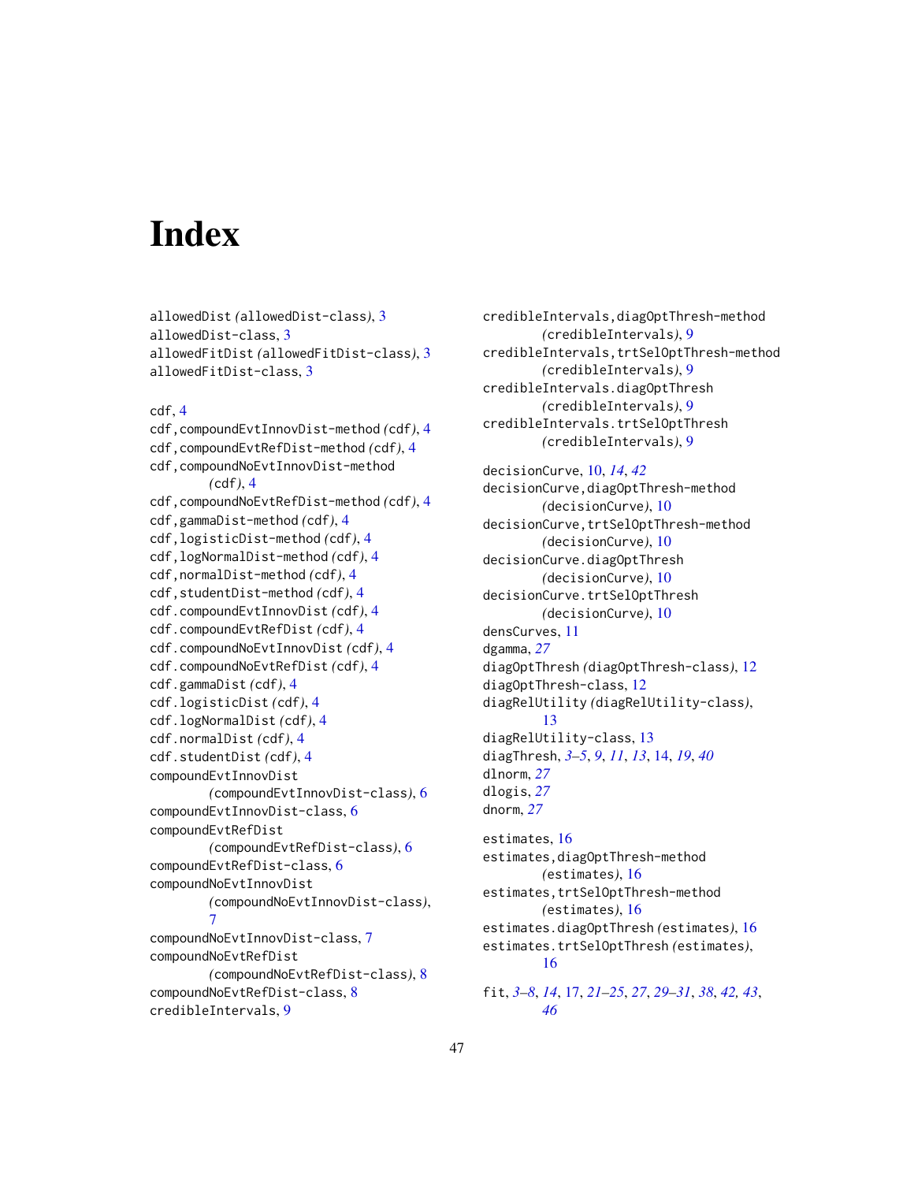# Index

allowedDist *(allowedDist-class)*, 3
allowedDist-class, 3
allowedFitDist *(allowedFitDist-class)*, 3
allowedFitDist-class, 3

cdf, 4
cdf,compoundEvtInnovDist-method *(cdf)*, 4
cdf,compoundEvtRefDist-method *(cdf)*, 4
cdf,compoundNoEvtInnovDist-method *(cdf)*, 4
cdf,compoundNoEvtRefDist-method *(cdf)*, 4
cdf,gammaDist-method *(cdf)*, 4
cdf,logisticDist-method *(cdf)*, 4
cdf,logNormalDist-method *(cdf)*, 4
cdf,normalDist-method *(cdf)*, 4
cdf,studentDist-method *(cdf)*, 4
cdf.compoundEvtInnovDist *(cdf)*, 4
cdf.compoundEvtRefDist *(cdf)*, 4
cdf.compoundNoEvtInnovDist *(cdf)*, 4
cdf.compoundNoEvtRefDist *(cdf)*, 4
cdf.gammaDist *(cdf)*, 4
cdf.logisticDist *(cdf)*, 4
cdf.logNormalDist *(cdf)*, 4
cdf.normalDist *(cdf)*, 4
cdf.studentDist *(cdf)*, 4
compoundEvtInnovDist *(compoundEvtInnovDist-class)*, 6
compoundEvtInnovDist-class, 6
compoundEvtRefDist *(compoundEvtRefDist-class)*, 6
compoundEvtRefDist-class, 6
compoundNoEvtInnovDist *(compoundNoEvtInnovDist-class)*, 7
compoundNoEvtInnovDist-class, 7
compoundNoEvtRefDist *(compoundNoEvtRefDist-class)*, 8
compoundNoEvtRefDist-class, 8
credibleIntervals, 9
credibleIntervals,diagOptThresh-method *(credibleIntervals)*, 9
credibleIntervals,trtSelOptThresh-method *(credibleIntervals)*, 9
credibleIntervals.diagOptThresh *(credibleIntervals)*, 9
credibleIntervals.trtSelOptThresh *(credibleIntervals)*, 9

decisionCurve, 10, *14*, *42*
decisionCurve,diagOptThresh-method *(decisionCurve)*, 10
decisionCurve,trtSelOptThresh-method *(decisionCurve)*, 10
decisionCurve.diagOptThresh *(decisionCurve)*, 10
decisionCurve.trtSelOptThresh *(decisionCurve)*, 10
densCurves, 11
dgamma, *27*
diagOptThresh *(diagOptThresh-class)*, 12
diagOptThresh-class, 12
diagRelUtility *(diagRelUtility-class)*, 13
diagRelUtility-class, 13
diagThresh, *3–5*, *9*, *11*, *13*, 14, *19*, *40*
dlnorm, *27*
dlogis, *27*
dnorm, *27*

estimates, 16
estimates,diagOptThresh-method *(estimates)*, 16
estimates,trtSelOptThresh-method *(estimates)*, 16
estimates.diagOptThresh *(estimates)*, 16
estimates.trtSelOptThresh *(estimates)*, 16

fit, *3–8*, *14*, 17, *21–25*, *27*, *29–31*, *38*, *42, 43*, *46*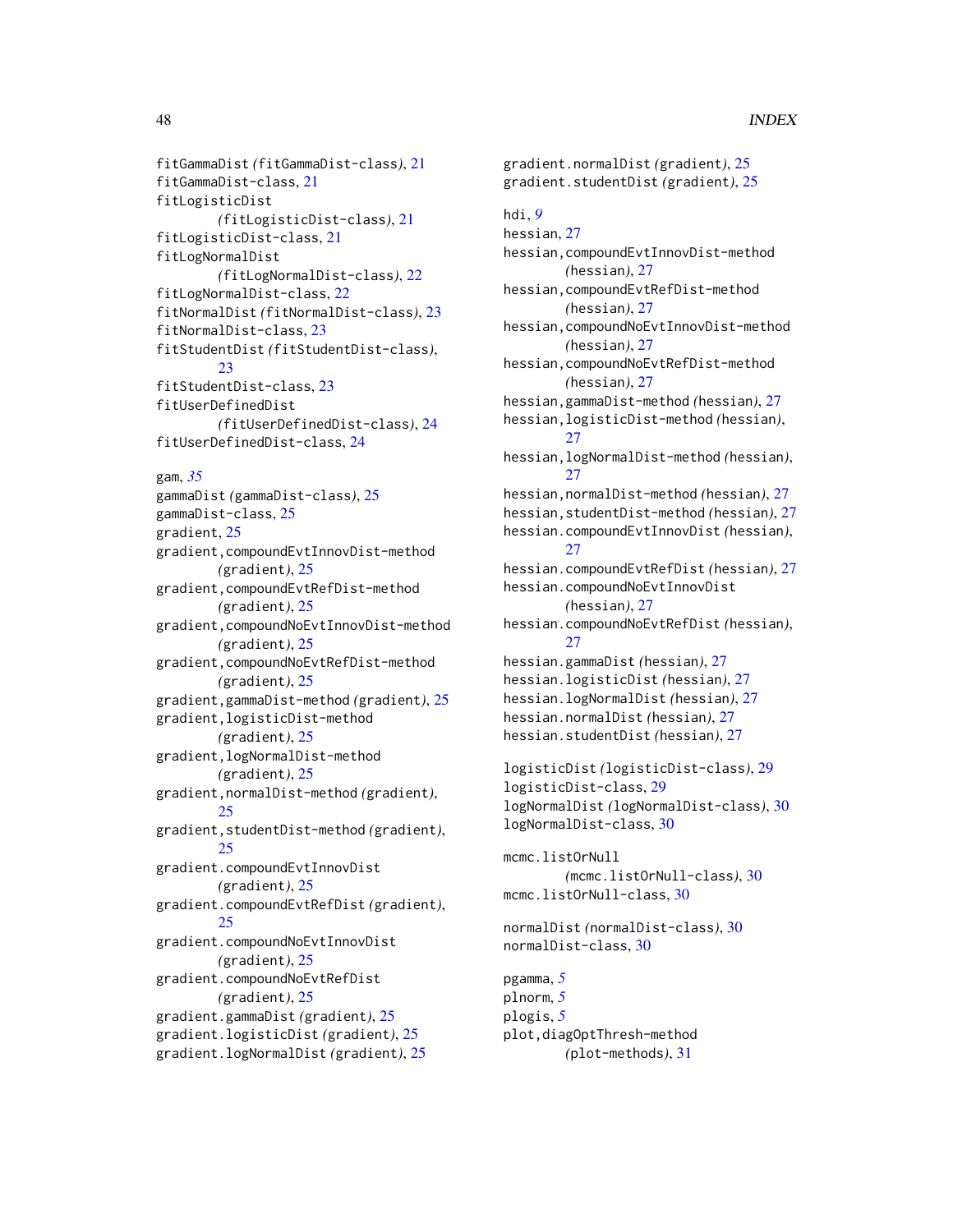fitGammaDist *(*fitGammaDist-class*)*, 21
fitGammaDist-class, 21
fitLogisticDist *(*fitLogisticDist-class*)*, 21
fitLogisticDist-class, 21
fitLogNormalDist *(*fitLogNormalDist-class*)*, 22
fitLogNormalDist-class, 22
fitNormalDist *(*fitNormalDist-class*)*, 23
fitNormalDist-class, 23
fitStudentDist *(*fitStudentDist-class*)*, 23
fitStudentDist-class, 23
fitUserDefinedDist *(*fitUserDefinedDist-class*)*, 24
fitUserDefinedDist-class, 24

gam, *35*
gammaDist *(*gammaDist-class*)*, 25
gammaDist-class, 25
gradient, 25
gradient,compoundEvtInnovDist-method *(*gradient*)*, 25
gradient,compoundEvtRefDist-method *(*gradient*)*, 25
gradient,compoundNoEvtInnovDist-method *(*gradient*)*, 25
gradient,compoundNoEvtRefDist-method *(*gradient*)*, 25
gradient,gammaDist-method *(*gradient*)*, 25
gradient,logisticDist-method *(*gradient*)*, 25
gradient,logNormalDist-method *(*gradient*)*, 25
gradient,normalDist-method *(*gradient*)*, 25
gradient,studentDist-method *(*gradient*)*, 25
gradient.compoundEvtInnovDist *(*gradient*)*, 25
gradient.compoundEvtRefDist *(*gradient*)*, 25
gradient.compoundNoEvtInnovDist *(*gradient*)*, 25
gradient.compoundNoEvtRefDist *(*gradient*)*, 25
gradient.gammaDist *(*gradient*)*, 25
gradient.logisticDist *(*gradient*)*, 25
gradient.logNormalDist *(*gradient*)*, 25
gradient.normalDist *(*gradient*)*, 25
gradient.studentDist *(*gradient*)*, 25

hdi, *9*
hessian, 27
hessian,compoundEvtInnovDist-method *(*hessian*)*, 27
hessian,compoundEvtRefDist-method *(*hessian*)*, 27
hessian,compoundNoEvtInnovDist-method *(*hessian*)*, 27
hessian,compoundNoEvtRefDist-method *(*hessian*)*, 27
hessian,gammaDist-method *(*hessian*)*, 27
hessian,logisticDist-method *(*hessian*)*, 27
hessian,logNormalDist-method *(*hessian*)*, 27
hessian,normalDist-method *(*hessian*)*, 27
hessian,studentDist-method *(*hessian*)*, 27
hessian.compoundEvtInnovDist *(*hessian*)*, 27
hessian.compoundEvtRefDist *(*hessian*)*, 27
hessian.compoundNoEvtInnovDist *(*hessian*)*, 27
hessian.compoundNoEvtRefDist *(*hessian*)*, 27
hessian.gammaDist *(*hessian*)*, 27
hessian.logisticDist *(*hessian*)*, 27
hessian.logNormalDist *(*hessian*)*, 27
hessian.normalDist *(*hessian*)*, 27
hessian.studentDist *(*hessian*)*, 27

logisticDist *(*logisticDist-class*)*, 29
logisticDist-class, 29
logNormalDist *(*logNormalDist-class*)*, 30
logNormalDist-class, 30

mcmc.listOrNull *(*mcmc.listOrNull-class*)*, 30
mcmc.listOrNull-class, 30

normalDist *(*normalDist-class*)*, 30
normalDist-class, 30

pgamma, *5*
plnorm, *5*
plogis, *5*
plot,diagOptThresh-method *(*plot-methods*)*, 31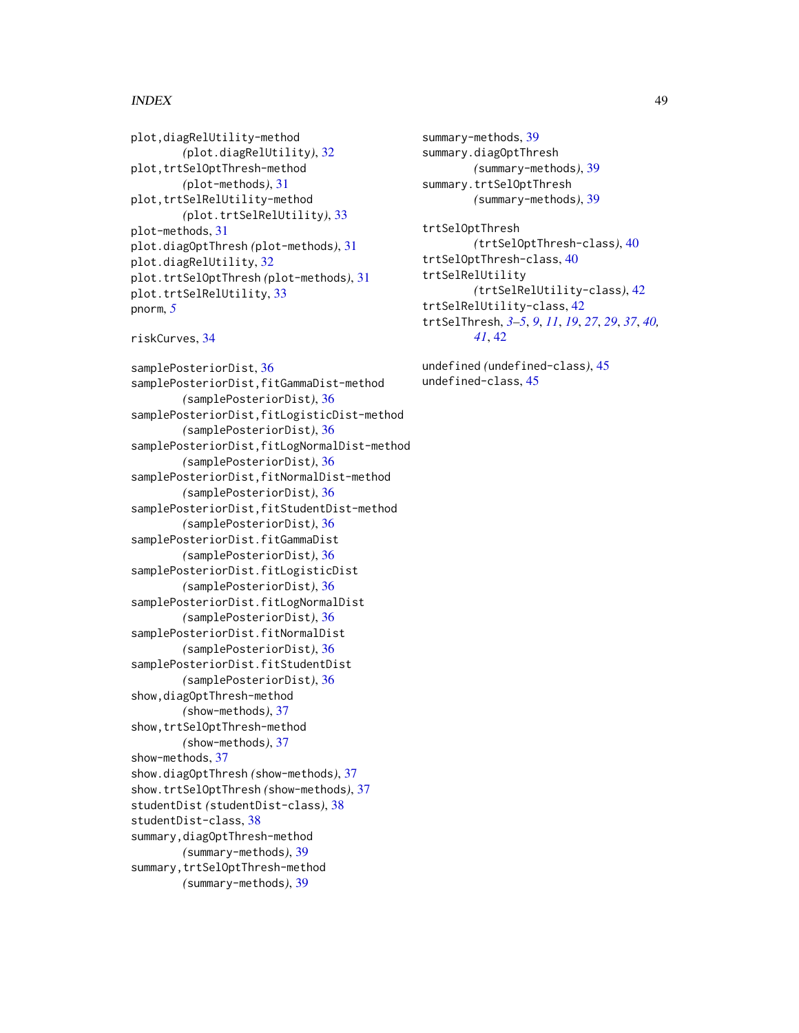plot,diagRelUtility-method
*(*plot.diagRelUtility*)*, 32
plot,trtSelOptThresh-method
*(*plot-methods*)*, 31
plot,trtSelRelUtility-method
*(*plot.trtSelRelUtility*)*, 33
plot-methods, 31
plot.diagOptThresh *(*plot-methods*)*, 31
plot.diagRelUtility, 32
plot.trtSelOptThresh *(*plot-methods*)*, 31
plot.trtSelRelUtility, 33
pnorm, *5*

riskCurves, 34

samplePosteriorDist, 36
samplePosteriorDist,fitGammaDist-method
*(*samplePosteriorDist*)*, 36
samplePosteriorDist,fitLogisticDist-method
*(*samplePosteriorDist*)*, 36
samplePosteriorDist,fitLogNormalDist-method
*(*samplePosteriorDist*)*, 36
samplePosteriorDist,fitNormalDist-method
*(*samplePosteriorDist*)*, 36
samplePosteriorDist,fitStudentDist-method
*(*samplePosteriorDist*)*, 36
samplePosteriorDist.fitGammaDist
*(*samplePosteriorDist*)*, 36
samplePosteriorDist.fitLogisticDist
*(*samplePosteriorDist*)*, 36
samplePosteriorDist.fitLogNormalDist
*(*samplePosteriorDist*)*, 36
samplePosteriorDist.fitNormalDist
*(*samplePosteriorDist*)*, 36
samplePosteriorDist.fitStudentDist
*(*samplePosteriorDist*)*, 36
show,diagOptThresh-method
*(*show-methods*)*, 37
show,trtSelOptThresh-method
*(*show-methods*)*, 37
show-methods, 37
show.diagOptThresh *(*show-methods*)*, 37
show.trtSelOptThresh *(*show-methods*)*, 37
studentDist *(*studentDist-class*)*, 38
studentDist-class, 38
summary,diagOptThresh-method
*(*summary-methods*)*, 39
summary,trtSelOptThresh-method
*(*summary-methods*)*, 39
summary-methods, 39
summary.diagOptThresh
*(*summary-methods*)*, 39
summary.trtSelOptThresh
*(*summary-methods*)*, 39

trtSelOptThresh
*(*trtSelOptThresh-class*)*, 40
trtSelOptThresh-class, 40
trtSelRelUtility
*(*trtSelRelUtility-class*)*, 42
trtSelRelUtility-class, 42
trtSelThresh, *3–5*, *9*, *11*, *19*, *27*, *29*, *37*, *40*, *41*, 42

undefined *(*undefined-class*)*, 45
undefined-class, 45